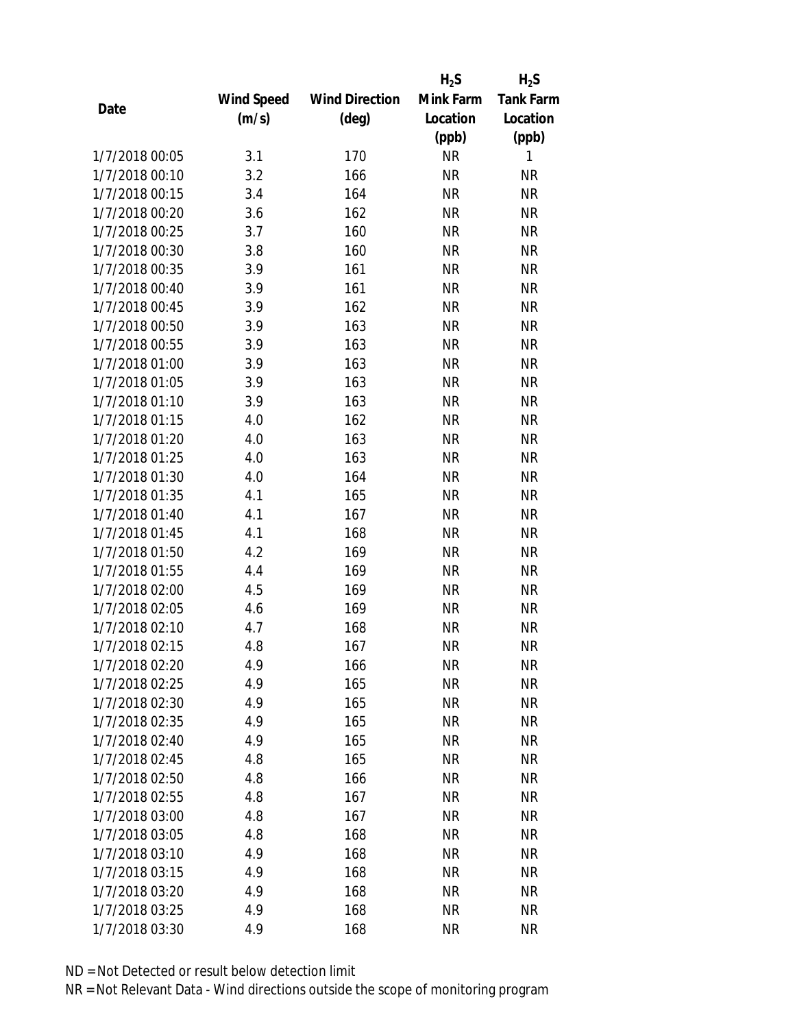| Date | Wind Speed (m/s) | Wind Direction (deg) | $H_2S$ Mink Farm Location (ppb) | $H_2S$ Tank Farm Location (ppb) |
|---|---|---|---|---|
| 1/7/2018 00:05 | 3.1 | 170 | NR | 1 |
| 1/7/2018 00:10 | 3.2 | 166 | NR | NR |
| 1/7/2018 00:15 | 3.4 | 164 | NR | NR |
| 1/7/2018 00:20 | 3.6 | 162 | NR | NR |
| 1/7/2018 00:25 | 3.7 | 160 | NR | NR |
| 1/7/2018 00:30 | 3.8 | 160 | NR | NR |
| 1/7/2018 00:35 | 3.9 | 161 | NR | NR |
| 1/7/2018 00:40 | 3.9 | 161 | NR | NR |
| 1/7/2018 00:45 | 3.9 | 162 | NR | NR |
| 1/7/2018 00:50 | 3.9 | 163 | NR | NR |
| 1/7/2018 00:55 | 3.9 | 163 | NR | NR |
| 1/7/2018 01:00 | 3.9 | 163 | NR | NR |
| 1/7/2018 01:05 | 3.9 | 163 | NR | NR |
| 1/7/2018 01:10 | 3.9 | 163 | NR | NR |
| 1/7/2018 01:15 | 4.0 | 162 | NR | NR |
| 1/7/2018 01:20 | 4.0 | 163 | NR | NR |
| 1/7/2018 01:25 | 4.0 | 163 | NR | NR |
| 1/7/2018 01:30 | 4.0 | 164 | NR | NR |
| 1/7/2018 01:35 | 4.1 | 165 | NR | NR |
| 1/7/2018 01:40 | 4.1 | 167 | NR | NR |
| 1/7/2018 01:45 | 4.1 | 168 | NR | NR |
| 1/7/2018 01:50 | 4.2 | 169 | NR | NR |
| 1/7/2018 01:55 | 4.4 | 169 | NR | NR |
| 1/7/2018 02:00 | 4.5 | 169 | NR | NR |
| 1/7/2018 02:05 | 4.6 | 169 | NR | NR |
| 1/7/2018 02:10 | 4.7 | 168 | NR | NR |
| 1/7/2018 02:15 | 4.8 | 167 | NR | NR |
| 1/7/2018 02:20 | 4.9 | 166 | NR | NR |
| 1/7/2018 02:25 | 4.9 | 165 | NR | NR |
| 1/7/2018 02:30 | 4.9 | 165 | NR | NR |
| 1/7/2018 02:35 | 4.9 | 165 | NR | NR |
| 1/7/2018 02:40 | 4.9 | 165 | NR | NR |
| 1/7/2018 02:45 | 4.8 | 165 | NR | NR |
| 1/7/2018 02:50 | 4.8 | 166 | NR | NR |
| 1/7/2018 02:55 | 4.8 | 167 | NR | NR |
| 1/7/2018 03:00 | 4.8 | 167 | NR | NR |
| 1/7/2018 03:05 | 4.8 | 168 | NR | NR |
| 1/7/2018 03:10 | 4.9 | 168 | NR | NR |
| 1/7/2018 03:15 | 4.9 | 168 | NR | NR |
| 1/7/2018 03:20 | 4.9 | 168 | NR | NR |
| 1/7/2018 03:25 | 4.9 | 168 | NR | NR |
| 1/7/2018 03:30 | 4.9 | 168 | NR | NR |

ND = Not Detected or result below detection limit

NR = Not Relevant Data - Wind directions outside the scope of monitoring program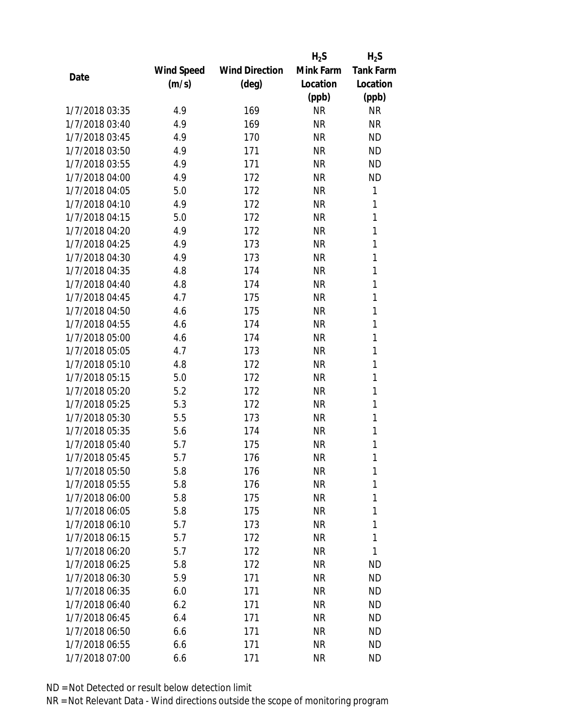| Date | Wind Speed (m/s) | Wind Direction (deg) | $H_2S$ Mink Farm Location (ppb) | $H_2S$ Tank Farm Location (ppb) |
|---|---|---|---|---|
| 1/7/2018 03:35 | 4.9 | 169 | NR | NR |
| 1/7/2018 03:40 | 4.9 | 169 | NR | NR |
| 1/7/2018 03:45 | 4.9 | 170 | NR | ND |
| 1/7/2018 03:50 | 4.9 | 171 | NR | ND |
| 1/7/2018 03:55 | 4.9 | 171 | NR | ND |
| 1/7/2018 04:00 | 4.9 | 172 | NR | ND |
| 1/7/2018 04:05 | 5.0 | 172 | NR | 1 |
| 1/7/2018 04:10 | 4.9 | 172 | NR | 1 |
| 1/7/2018 04:15 | 5.0 | 172 | NR | 1 |
| 1/7/2018 04:20 | 4.9 | 172 | NR | 1 |
| 1/7/2018 04:25 | 4.9 | 173 | NR | 1 |
| 1/7/2018 04:30 | 4.9 | 173 | NR | 1 |
| 1/7/2018 04:35 | 4.8 | 174 | NR | 1 |
| 1/7/2018 04:40 | 4.8 | 174 | NR | 1 |
| 1/7/2018 04:45 | 4.7 | 175 | NR | 1 |
| 1/7/2018 04:50 | 4.6 | 175 | NR | 1 |
| 1/7/2018 04:55 | 4.6 | 174 | NR | 1 |
| 1/7/2018 05:00 | 4.6 | 174 | NR | 1 |
| 1/7/2018 05:05 | 4.7 | 173 | NR | 1 |
| 1/7/2018 05:10 | 4.8 | 172 | NR | 1 |
| 1/7/2018 05:15 | 5.0 | 172 | NR | 1 |
| 1/7/2018 05:20 | 5.2 | 172 | NR | 1 |
| 1/7/2018 05:25 | 5.3 | 172 | NR | 1 |
| 1/7/2018 05:30 | 5.5 | 173 | NR | 1 |
| 1/7/2018 05:35 | 5.6 | 174 | NR | 1 |
| 1/7/2018 05:40 | 5.7 | 175 | NR | 1 |
| 1/7/2018 05:45 | 5.7 | 176 | NR | 1 |
| 1/7/2018 05:50 | 5.8 | 176 | NR | 1 |
| 1/7/2018 05:55 | 5.8 | 176 | NR | 1 |
| 1/7/2018 06:00 | 5.8 | 175 | NR | 1 |
| 1/7/2018 06:05 | 5.8 | 175 | NR | 1 |
| 1/7/2018 06:10 | 5.7 | 173 | NR | 1 |
| 1/7/2018 06:15 | 5.7 | 172 | NR | 1 |
| 1/7/2018 06:20 | 5.7 | 172 | NR | 1 |
| 1/7/2018 06:25 | 5.8 | 172 | NR | ND |
| 1/7/2018 06:30 | 5.9 | 171 | NR | ND |
| 1/7/2018 06:35 | 6.0 | 171 | NR | ND |
| 1/7/2018 06:40 | 6.2 | 171 | NR | ND |
| 1/7/2018 06:45 | 6.4 | 171 | NR | ND |
| 1/7/2018 06:50 | 6.6 | 171 | NR | ND |
| 1/7/2018 06:55 | 6.6 | 171 | NR | ND |
| 1/7/2018 07:00 | 6.6 | 171 | NR | ND |

ND = Not Detected or result below detection limit

NR = Not Relevant Data - Wind directions outside the scope of monitoring program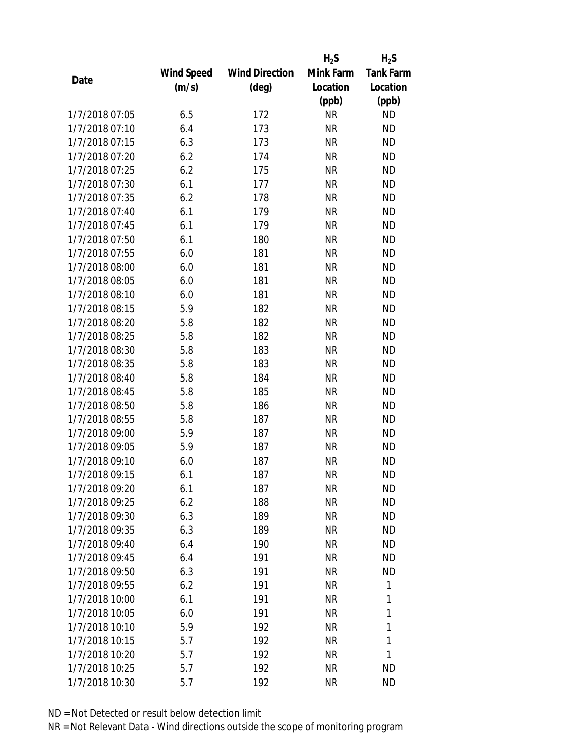| Date | Wind Speed (m/s) | Wind Direction (deg) | $H_2S$ Mink Farm Location (ppb) | $H_2S$ Tank Farm Location (ppb) |
|---|---|---|---|---|
| 1/7/2018 07:05 | 6.5 | 172 | NR | ND |
| 1/7/2018 07:10 | 6.4 | 173 | NR | ND |
| 1/7/2018 07:15 | 6.3 | 173 | NR | ND |
| 1/7/2018 07:20 | 6.2 | 174 | NR | ND |
| 1/7/2018 07:25 | 6.2 | 175 | NR | ND |
| 1/7/2018 07:30 | 6.1 | 177 | NR | ND |
| 1/7/2018 07:35 | 6.2 | 178 | NR | ND |
| 1/7/2018 07:40 | 6.1 | 179 | NR | ND |
| 1/7/2018 07:45 | 6.1 | 179 | NR | ND |
| 1/7/2018 07:50 | 6.1 | 180 | NR | ND |
| 1/7/2018 07:55 | 6.0 | 181 | NR | ND |
| 1/7/2018 08:00 | 6.0 | 181 | NR | ND |
| 1/7/2018 08:05 | 6.0 | 181 | NR | ND |
| 1/7/2018 08:10 | 6.0 | 181 | NR | ND |
| 1/7/2018 08:15 | 5.9 | 182 | NR | ND |
| 1/7/2018 08:20 | 5.8 | 182 | NR | ND |
| 1/7/2018 08:25 | 5.8 | 182 | NR | ND |
| 1/7/2018 08:30 | 5.8 | 183 | NR | ND |
| 1/7/2018 08:35 | 5.8 | 183 | NR | ND |
| 1/7/2018 08:40 | 5.8 | 184 | NR | ND |
| 1/7/2018 08:45 | 5.8 | 185 | NR | ND |
| 1/7/2018 08:50 | 5.8 | 186 | NR | ND |
| 1/7/2018 08:55 | 5.8 | 187 | NR | ND |
| 1/7/2018 09:00 | 5.9 | 187 | NR | ND |
| 1/7/2018 09:05 | 5.9 | 187 | NR | ND |
| 1/7/2018 09:10 | 6.0 | 187 | NR | ND |
| 1/7/2018 09:15 | 6.1 | 187 | NR | ND |
| 1/7/2018 09:20 | 6.1 | 187 | NR | ND |
| 1/7/2018 09:25 | 6.2 | 188 | NR | ND |
| 1/7/2018 09:30 | 6.3 | 189 | NR | ND |
| 1/7/2018 09:35 | 6.3 | 189 | NR | ND |
| 1/7/2018 09:40 | 6.4 | 190 | NR | ND |
| 1/7/2018 09:45 | 6.4 | 191 | NR | ND |
| 1/7/2018 09:50 | 6.3 | 191 | NR | ND |
| 1/7/2018 09:55 | 6.2 | 191 | NR | 1 |
| 1/7/2018 10:00 | 6.1 | 191 | NR | 1 |
| 1/7/2018 10:05 | 6.0 | 191 | NR | 1 |
| 1/7/2018 10:10 | 5.9 | 192 | NR | 1 |
| 1/7/2018 10:15 | 5.7 | 192 | NR | 1 |
| 1/7/2018 10:20 | 5.7 | 192 | NR | 1 |
| 1/7/2018 10:25 | 5.7 | 192 | NR | ND |
| 1/7/2018 10:30 | 5.7 | 192 | NR | ND |

ND = Not Detected or result below detection limit
NR = Not Relevant Data - Wind directions outside the scope of monitoring program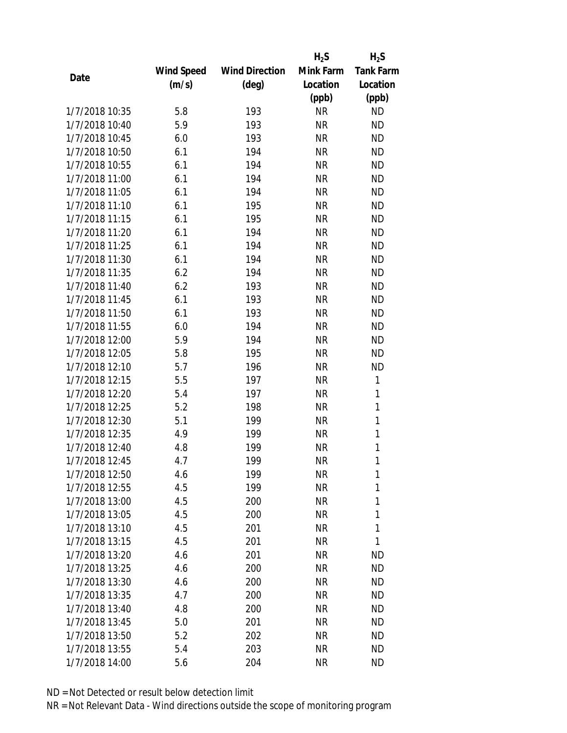| Date | Wind Speed (m/s) | Wind Direction (deg) | $H_2S$ Mink Farm Location (ppb) | $H_2S$ Tank Farm Location (ppb) |
|---|---|---|---|---|
| 1/7/2018 10:35 | 5.8 | 193 | NR | ND |
| 1/7/2018 10:40 | 5.9 | 193 | NR | ND |
| 1/7/2018 10:45 | 6.0 | 193 | NR | ND |
| 1/7/2018 10:50 | 6.1 | 194 | NR | ND |
| 1/7/2018 10:55 | 6.1 | 194 | NR | ND |
| 1/7/2018 11:00 | 6.1 | 194 | NR | ND |
| 1/7/2018 11:05 | 6.1 | 194 | NR | ND |
| 1/7/2018 11:10 | 6.1 | 195 | NR | ND |
| 1/7/2018 11:15 | 6.1 | 195 | NR | ND |
| 1/7/2018 11:20 | 6.1 | 194 | NR | ND |
| 1/7/2018 11:25 | 6.1 | 194 | NR | ND |
| 1/7/2018 11:30 | 6.1 | 194 | NR | ND |
| 1/7/2018 11:35 | 6.2 | 194 | NR | ND |
| 1/7/2018 11:40 | 6.2 | 193 | NR | ND |
| 1/7/2018 11:45 | 6.1 | 193 | NR | ND |
| 1/7/2018 11:50 | 6.1 | 193 | NR | ND |
| 1/7/2018 11:55 | 6.0 | 194 | NR | ND |
| 1/7/2018 12:00 | 5.9 | 194 | NR | ND |
| 1/7/2018 12:05 | 5.8 | 195 | NR | ND |
| 1/7/2018 12:10 | 5.7 | 196 | NR | ND |
| 1/7/2018 12:15 | 5.5 | 197 | NR | 1 |
| 1/7/2018 12:20 | 5.4 | 197 | NR | 1 |
| 1/7/2018 12:25 | 5.2 | 198 | NR | 1 |
| 1/7/2018 12:30 | 5.1 | 199 | NR | 1 |
| 1/7/2018 12:35 | 4.9 | 199 | NR | 1 |
| 1/7/2018 12:40 | 4.8 | 199 | NR | 1 |
| 1/7/2018 12:45 | 4.7 | 199 | NR | 1 |
| 1/7/2018 12:50 | 4.6 | 199 | NR | 1 |
| 1/7/2018 12:55 | 4.5 | 199 | NR | 1 |
| 1/7/2018 13:00 | 4.5 | 200 | NR | 1 |
| 1/7/2018 13:05 | 4.5 | 200 | NR | 1 |
| 1/7/2018 13:10 | 4.5 | 201 | NR | 1 |
| 1/7/2018 13:15 | 4.5 | 201 | NR | 1 |
| 1/7/2018 13:20 | 4.6 | 201 | NR | ND |
| 1/7/2018 13:25 | 4.6 | 200 | NR | ND |
| 1/7/2018 13:30 | 4.6 | 200 | NR | ND |
| 1/7/2018 13:35 | 4.7 | 200 | NR | ND |
| 1/7/2018 13:40 | 4.8 | 200 | NR | ND |
| 1/7/2018 13:45 | 5.0 | 201 | NR | ND |
| 1/7/2018 13:50 | 5.2 | 202 | NR | ND |
| 1/7/2018 13:55 | 5.4 | 203 | NR | ND |
| 1/7/2018 14:00 | 5.6 | 204 | NR | ND |

ND = Not Detected or result below detection limit

NR = Not Relevant Data - Wind directions outside the scope of monitoring program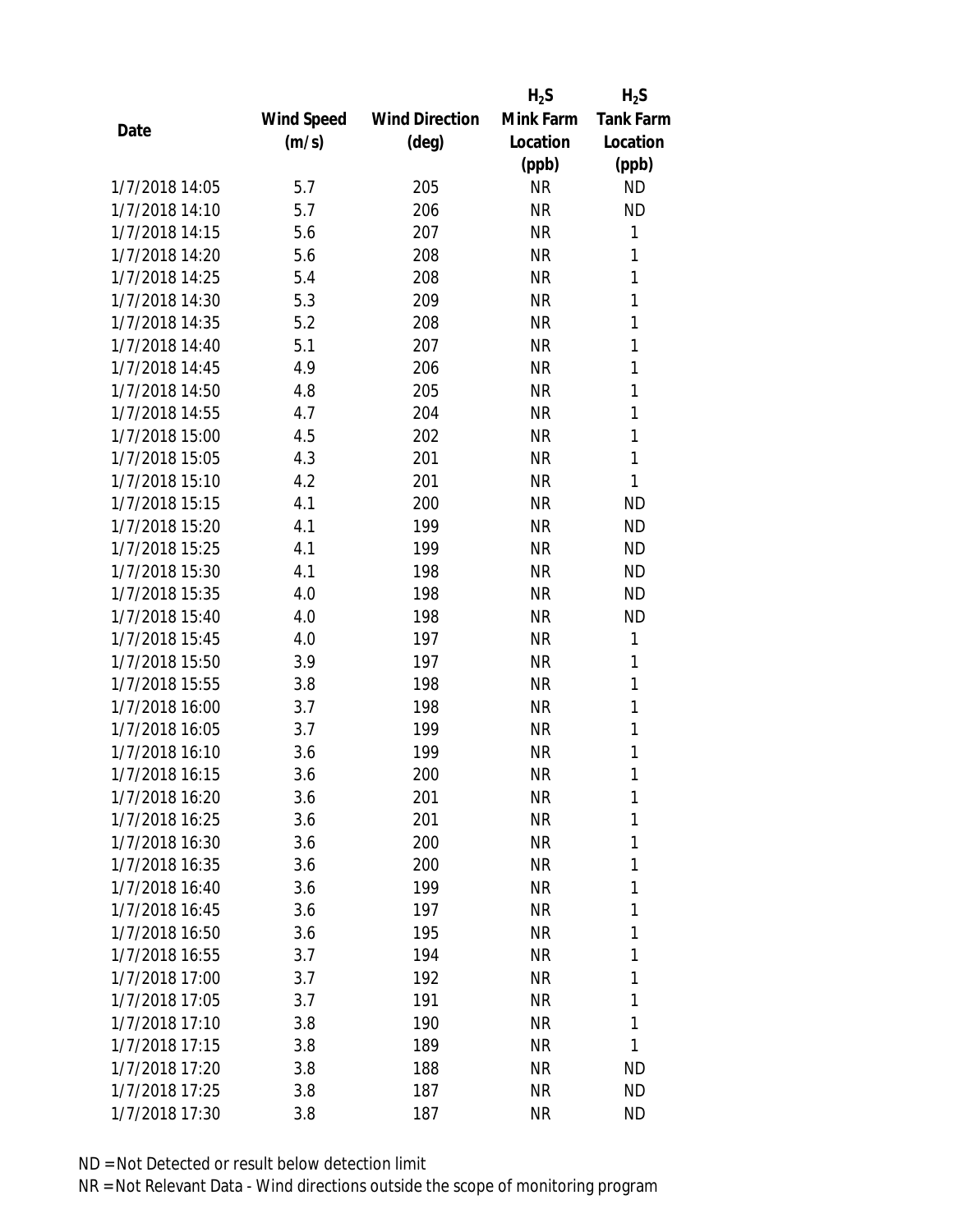| Date | Wind Speed (m/s) | Wind Direction (deg) | $H_2S$ Mink Farm Location (ppb) | $H_2S$ Tank Farm Location (ppb) |
|---|---|---|---|---|
| 1/7/2018 14:05 | 5.7 | 205 | NR | ND |
| 1/7/2018 14:10 | 5.7 | 206 | NR | ND |
| 1/7/2018 14:15 | 5.6 | 207 | NR | 1 |
| 1/7/2018 14:20 | 5.6 | 208 | NR | 1 |
| 1/7/2018 14:25 | 5.4 | 208 | NR | 1 |
| 1/7/2018 14:30 | 5.3 | 209 | NR | 1 |
| 1/7/2018 14:35 | 5.2 | 208 | NR | 1 |
| 1/7/2018 14:40 | 5.1 | 207 | NR | 1 |
| 1/7/2018 14:45 | 4.9 | 206 | NR | 1 |
| 1/7/2018 14:50 | 4.8 | 205 | NR | 1 |
| 1/7/2018 14:55 | 4.7 | 204 | NR | 1 |
| 1/7/2018 15:00 | 4.5 | 202 | NR | 1 |
| 1/7/2018 15:05 | 4.3 | 201 | NR | 1 |
| 1/7/2018 15:10 | 4.2 | 201 | NR | 1 |
| 1/7/2018 15:15 | 4.1 | 200 | NR | ND |
| 1/7/2018 15:20 | 4.1 | 199 | NR | ND |
| 1/7/2018 15:25 | 4.1 | 199 | NR | ND |
| 1/7/2018 15:30 | 4.1 | 198 | NR | ND |
| 1/7/2018 15:35 | 4.0 | 198 | NR | ND |
| 1/7/2018 15:40 | 4.0 | 198 | NR | ND |
| 1/7/2018 15:45 | 4.0 | 197 | NR | 1 |
| 1/7/2018 15:50 | 3.9 | 197 | NR | 1 |
| 1/7/2018 15:55 | 3.8 | 198 | NR | 1 |
| 1/7/2018 16:00 | 3.7 | 198 | NR | 1 |
| 1/7/2018 16:05 | 3.7 | 199 | NR | 1 |
| 1/7/2018 16:10 | 3.6 | 199 | NR | 1 |
| 1/7/2018 16:15 | 3.6 | 200 | NR | 1 |
| 1/7/2018 16:20 | 3.6 | 201 | NR | 1 |
| 1/7/2018 16:25 | 3.6 | 201 | NR | 1 |
| 1/7/2018 16:30 | 3.6 | 200 | NR | 1 |
| 1/7/2018 16:35 | 3.6 | 200 | NR | 1 |
| 1/7/2018 16:40 | 3.6 | 199 | NR | 1 |
| 1/7/2018 16:45 | 3.6 | 197 | NR | 1 |
| 1/7/2018 16:50 | 3.6 | 195 | NR | 1 |
| 1/7/2018 16:55 | 3.7 | 194 | NR | 1 |
| 1/7/2018 17:00 | 3.7 | 192 | NR | 1 |
| 1/7/2018 17:05 | 3.7 | 191 | NR | 1 |
| 1/7/2018 17:10 | 3.8 | 190 | NR | 1 |
| 1/7/2018 17:15 | 3.8 | 189 | NR | 1 |
| 1/7/2018 17:20 | 3.8 | 188 | NR | ND |
| 1/7/2018 17:25 | 3.8 | 187 | NR | ND |
| 1/7/2018 17:30 | 3.8 | 187 | NR | ND |

ND = Not Detected or result below detection limit
NR = Not Relevant Data - Wind directions outside the scope of monitoring program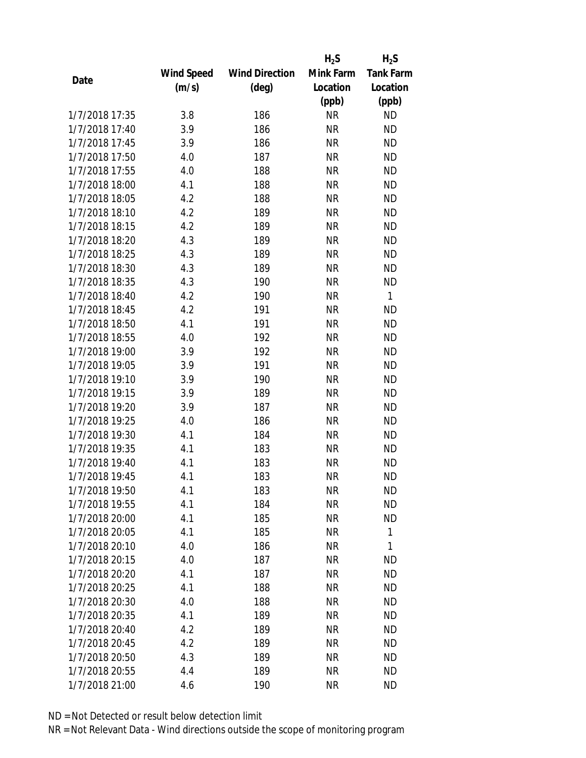| Date | Wind Speed (m/s) | Wind Direction (deg) | $H_2S$ Mink Farm Location (ppb) | $H_2S$ Tank Farm Location (ppb) |
|---|---|---|---|---|
| 1/7/2018 17:35 | 3.8 | 186 | NR | ND |
| 1/7/2018 17:40 | 3.9 | 186 | NR | ND |
| 1/7/2018 17:45 | 3.9 | 186 | NR | ND |
| 1/7/2018 17:50 | 4.0 | 187 | NR | ND |
| 1/7/2018 17:55 | 4.0 | 188 | NR | ND |
| 1/7/2018 18:00 | 4.1 | 188 | NR | ND |
| 1/7/2018 18:05 | 4.2 | 188 | NR | ND |
| 1/7/2018 18:10 | 4.2 | 189 | NR | ND |
| 1/7/2018 18:15 | 4.2 | 189 | NR | ND |
| 1/7/2018 18:20 | 4.3 | 189 | NR | ND |
| 1/7/2018 18:25 | 4.3 | 189 | NR | ND |
| 1/7/2018 18:30 | 4.3 | 189 | NR | ND |
| 1/7/2018 18:35 | 4.3 | 190 | NR | ND |
| 1/7/2018 18:40 | 4.2 | 190 | NR | 1 |
| 1/7/2018 18:45 | 4.2 | 191 | NR | ND |
| 1/7/2018 18:50 | 4.1 | 191 | NR | ND |
| 1/7/2018 18:55 | 4.0 | 192 | NR | ND |
| 1/7/2018 19:00 | 3.9 | 192 | NR | ND |
| 1/7/2018 19:05 | 3.9 | 191 | NR | ND |
| 1/7/2018 19:10 | 3.9 | 190 | NR | ND |
| 1/7/2018 19:15 | 3.9 | 189 | NR | ND |
| 1/7/2018 19:20 | 3.9 | 187 | NR | ND |
| 1/7/2018 19:25 | 4.0 | 186 | NR | ND |
| 1/7/2018 19:30 | 4.1 | 184 | NR | ND |
| 1/7/2018 19:35 | 4.1 | 183 | NR | ND |
| 1/7/2018 19:40 | 4.1 | 183 | NR | ND |
| 1/7/2018 19:45 | 4.1 | 183 | NR | ND |
| 1/7/2018 19:50 | 4.1 | 183 | NR | ND |
| 1/7/2018 19:55 | 4.1 | 184 | NR | ND |
| 1/7/2018 20:00 | 4.1 | 185 | NR | ND |
| 1/7/2018 20:05 | 4.1 | 185 | NR | 1 |
| 1/7/2018 20:10 | 4.0 | 186 | NR | 1 |
| 1/7/2018 20:15 | 4.0 | 187 | NR | ND |
| 1/7/2018 20:20 | 4.1 | 187 | NR | ND |
| 1/7/2018 20:25 | 4.1 | 188 | NR | ND |
| 1/7/2018 20:30 | 4.0 | 188 | NR | ND |
| 1/7/2018 20:35 | 4.1 | 189 | NR | ND |
| 1/7/2018 20:40 | 4.2 | 189 | NR | ND |
| 1/7/2018 20:45 | 4.2 | 189 | NR | ND |
| 1/7/2018 20:50 | 4.3 | 189 | NR | ND |
| 1/7/2018 20:55 | 4.4 | 189 | NR | ND |
| 1/7/2018 21:00 | 4.6 | 190 | NR | ND |

ND = Not Detected or result below detection limit

NR = Not Relevant Data - Wind directions outside the scope of monitoring program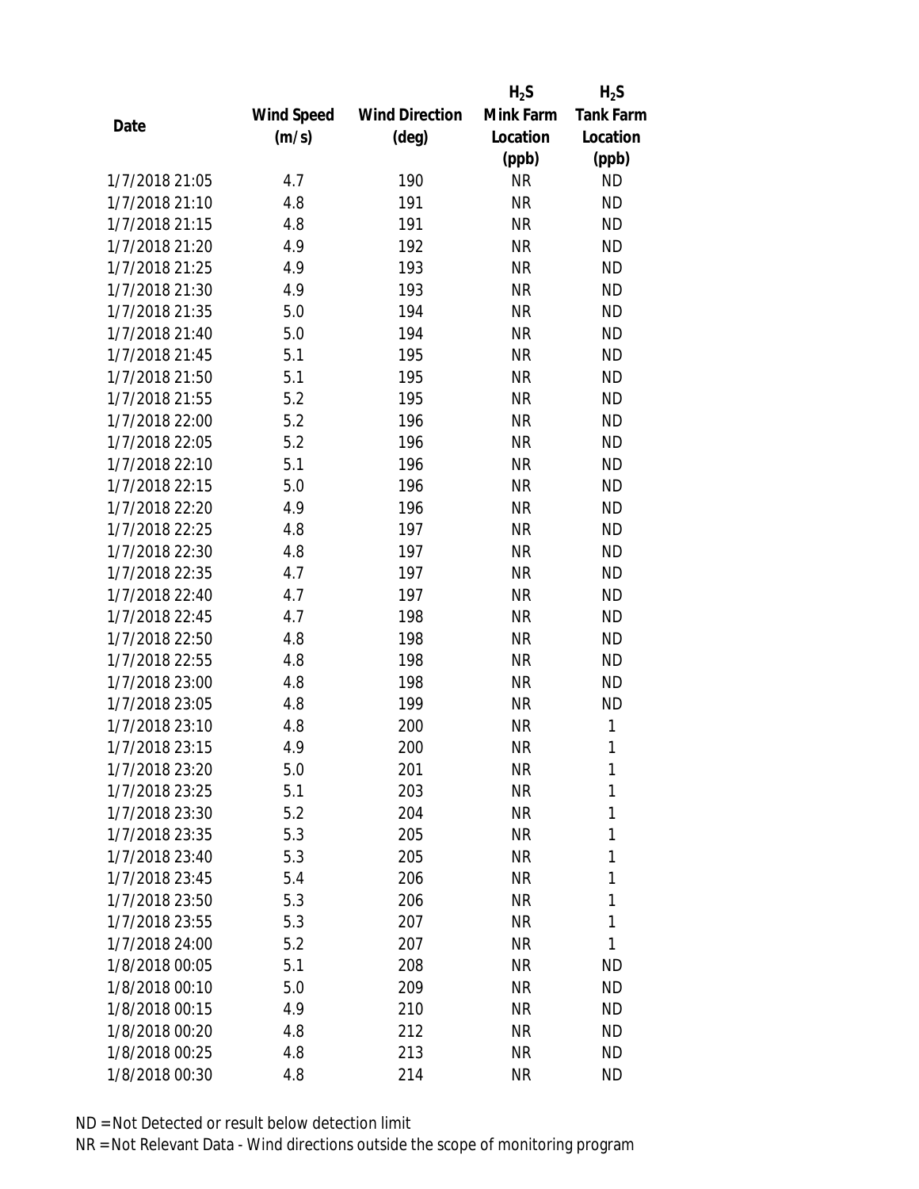| Date | Wind Speed (m/s) | Wind Direction (deg) | $H_2S$ Mink Farm Location (ppb) | $H_2S$ Tank Farm Location (ppb) |
|---|---|---|---|---|
| 1/7/2018 21:05 | 4.7 | 190 | NR | ND |
| 1/7/2018 21:10 | 4.8 | 191 | NR | ND |
| 1/7/2018 21:15 | 4.8 | 191 | NR | ND |
| 1/7/2018 21:20 | 4.9 | 192 | NR | ND |
| 1/7/2018 21:25 | 4.9 | 193 | NR | ND |
| 1/7/2018 21:30 | 4.9 | 193 | NR | ND |
| 1/7/2018 21:35 | 5.0 | 194 | NR | ND |
| 1/7/2018 21:40 | 5.0 | 194 | NR | ND |
| 1/7/2018 21:45 | 5.1 | 195 | NR | ND |
| 1/7/2018 21:50 | 5.1 | 195 | NR | ND |
| 1/7/2018 21:55 | 5.2 | 195 | NR | ND |
| 1/7/2018 22:00 | 5.2 | 196 | NR | ND |
| 1/7/2018 22:05 | 5.2 | 196 | NR | ND |
| 1/7/2018 22:10 | 5.1 | 196 | NR | ND |
| 1/7/2018 22:15 | 5.0 | 196 | NR | ND |
| 1/7/2018 22:20 | 4.9 | 196 | NR | ND |
| 1/7/2018 22:25 | 4.8 | 197 | NR | ND |
| 1/7/2018 22:30 | 4.8 | 197 | NR | ND |
| 1/7/2018 22:35 | 4.7 | 197 | NR | ND |
| 1/7/2018 22:40 | 4.7 | 197 | NR | ND |
| 1/7/2018 22:45 | 4.7 | 198 | NR | ND |
| 1/7/2018 22:50 | 4.8 | 198 | NR | ND |
| 1/7/2018 22:55 | 4.8 | 198 | NR | ND |
| 1/7/2018 23:00 | 4.8 | 198 | NR | ND |
| 1/7/2018 23:05 | 4.8 | 199 | NR | ND |
| 1/7/2018 23:10 | 4.8 | 200 | NR | 1 |
| 1/7/2018 23:15 | 4.9 | 200 | NR | 1 |
| 1/7/2018 23:20 | 5.0 | 201 | NR | 1 |
| 1/7/2018 23:25 | 5.1 | 203 | NR | 1 |
| 1/7/2018 23:30 | 5.2 | 204 | NR | 1 |
| 1/7/2018 23:35 | 5.3 | 205 | NR | 1 |
| 1/7/2018 23:40 | 5.3 | 205 | NR | 1 |
| 1/7/2018 23:45 | 5.4 | 206 | NR | 1 |
| 1/7/2018 23:50 | 5.3 | 206 | NR | 1 |
| 1/7/2018 23:55 | 5.3 | 207 | NR | 1 |
| 1/7/2018 24:00 | 5.2 | 207 | NR | 1 |
| 1/8/2018 00:05 | 5.1 | 208 | NR | ND |
| 1/8/2018 00:10 | 5.0 | 209 | NR | ND |
| 1/8/2018 00:15 | 4.9 | 210 | NR | ND |
| 1/8/2018 00:20 | 4.8 | 212 | NR | ND |
| 1/8/2018 00:25 | 4.8 | 213 | NR | ND |
| 1/8/2018 00:30 | 4.8 | 214 | NR | ND |

ND = Not Detected or result below detection limit

NR = Not Relevant Data - Wind directions outside the scope of monitoring program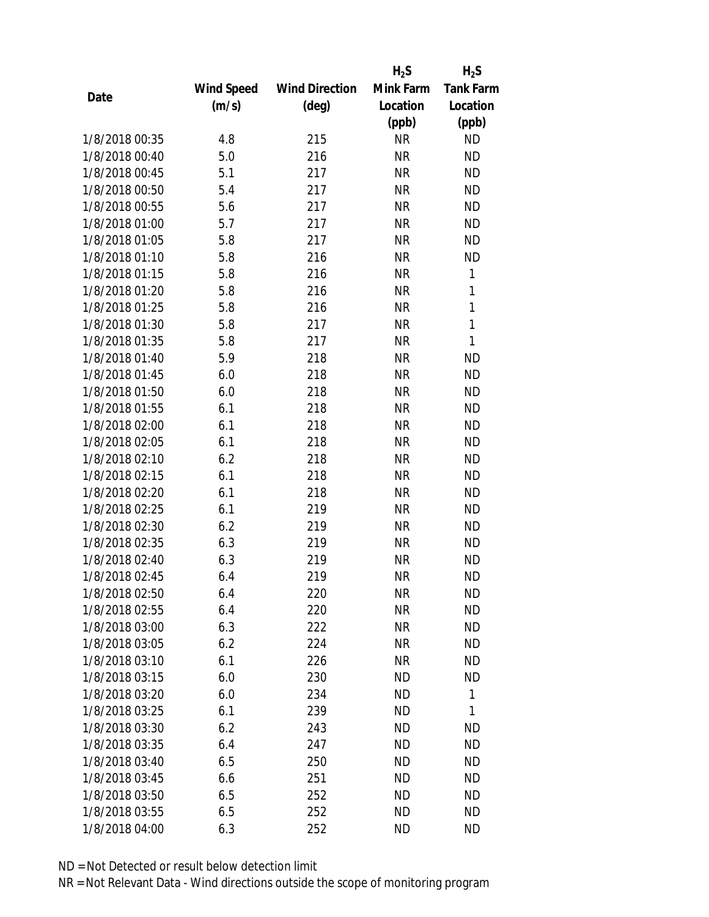| Date | Wind Speed (m/s) | Wind Direction (deg) | $H_2S$ Mink Farm Location (ppb) | $H_2S$ Tank Farm Location (ppb) |
|---|---|---|---|---|
| 1/8/2018 00:35 | 4.8 | 215 | NR | ND |
| 1/8/2018 00:40 | 5.0 | 216 | NR | ND |
| 1/8/2018 00:45 | 5.1 | 217 | NR | ND |
| 1/8/2018 00:50 | 5.4 | 217 | NR | ND |
| 1/8/2018 00:55 | 5.6 | 217 | NR | ND |
| 1/8/2018 01:00 | 5.7 | 217 | NR | ND |
| 1/8/2018 01:05 | 5.8 | 217 | NR | ND |
| 1/8/2018 01:10 | 5.8 | 216 | NR | ND |
| 1/8/2018 01:15 | 5.8 | 216 | NR | 1 |
| 1/8/2018 01:20 | 5.8 | 216 | NR | 1 |
| 1/8/2018 01:25 | 5.8 | 216 | NR | 1 |
| 1/8/2018 01:30 | 5.8 | 217 | NR | 1 |
| 1/8/2018 01:35 | 5.8 | 217 | NR | 1 |
| 1/8/2018 01:40 | 5.9 | 218 | NR | ND |
| 1/8/2018 01:45 | 6.0 | 218 | NR | ND |
| 1/8/2018 01:50 | 6.0 | 218 | NR | ND |
| 1/8/2018 01:55 | 6.1 | 218 | NR | ND |
| 1/8/2018 02:00 | 6.1 | 218 | NR | ND |
| 1/8/2018 02:05 | 6.1 | 218 | NR | ND |
| 1/8/2018 02:10 | 6.2 | 218 | NR | ND |
| 1/8/2018 02:15 | 6.1 | 218 | NR | ND |
| 1/8/2018 02:20 | 6.1 | 218 | NR | ND |
| 1/8/2018 02:25 | 6.1 | 219 | NR | ND |
| 1/8/2018 02:30 | 6.2 | 219 | NR | ND |
| 1/8/2018 02:35 | 6.3 | 219 | NR | ND |
| 1/8/2018 02:40 | 6.3 | 219 | NR | ND |
| 1/8/2018 02:45 | 6.4 | 219 | NR | ND |
| 1/8/2018 02:50 | 6.4 | 220 | NR | ND |
| 1/8/2018 02:55 | 6.4 | 220 | NR | ND |
| 1/8/2018 03:00 | 6.3 | 222 | NR | ND |
| 1/8/2018 03:05 | 6.2 | 224 | NR | ND |
| 1/8/2018 03:10 | 6.1 | 226 | NR | ND |
| 1/8/2018 03:15 | 6.0 | 230 | ND | ND |
| 1/8/2018 03:20 | 6.0 | 234 | ND | 1 |
| 1/8/2018 03:25 | 6.1 | 239 | ND | 1 |
| 1/8/2018 03:30 | 6.2 | 243 | ND | ND |
| 1/8/2018 03:35 | 6.4 | 247 | ND | ND |
| 1/8/2018 03:40 | 6.5 | 250 | ND | ND |
| 1/8/2018 03:45 | 6.6 | 251 | ND | ND |
| 1/8/2018 03:50 | 6.5 | 252 | ND | ND |
| 1/8/2018 03:55 | 6.5 | 252 | ND | ND |
| 1/8/2018 04:00 | 6.3 | 252 | ND | ND |

ND = Not Detected or result below detection limit

NR = Not Relevant Data - Wind directions outside the scope of monitoring program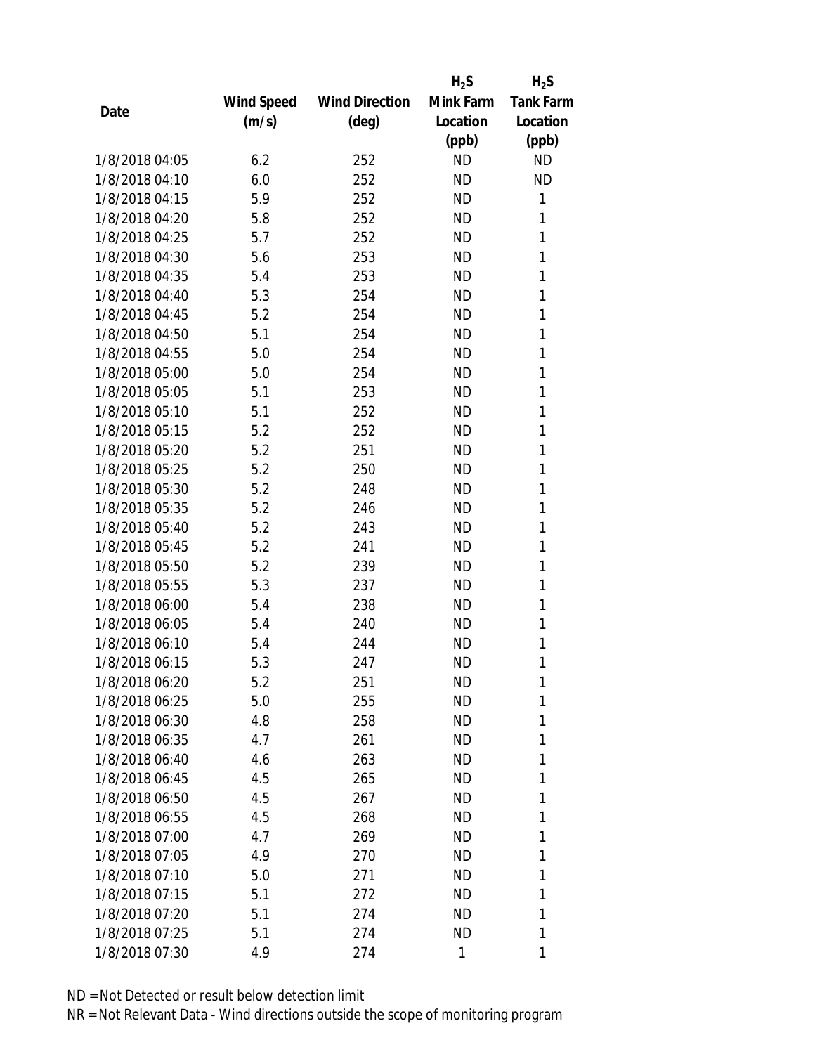| Date | Wind Speed (m/s) | Wind Direction (deg) | $H_2S$ Mink Farm Location (ppb) | $H_2S$ Tank Farm Location (ppb) |
|---|---|---|---|---|
| 1/8/2018 04:05 | 6.2 | 252 | ND | ND |
| 1/8/2018 04:10 | 6.0 | 252 | ND | ND |
| 1/8/2018 04:15 | 5.9 | 252 | ND | 1 |
| 1/8/2018 04:20 | 5.8 | 252 | ND | 1 |
| 1/8/2018 04:25 | 5.7 | 252 | ND | 1 |
| 1/8/2018 04:30 | 5.6 | 253 | ND | 1 |
| 1/8/2018 04:35 | 5.4 | 253 | ND | 1 |
| 1/8/2018 04:40 | 5.3 | 254 | ND | 1 |
| 1/8/2018 04:45 | 5.2 | 254 | ND | 1 |
| 1/8/2018 04:50 | 5.1 | 254 | ND | 1 |
| 1/8/2018 04:55 | 5.0 | 254 | ND | 1 |
| 1/8/2018 05:00 | 5.0 | 254 | ND | 1 |
| 1/8/2018 05:05 | 5.1 | 253 | ND | 1 |
| 1/8/2018 05:10 | 5.1 | 252 | ND | 1 |
| 1/8/2018 05:15 | 5.2 | 252 | ND | 1 |
| 1/8/2018 05:20 | 5.2 | 251 | ND | 1 |
| 1/8/2018 05:25 | 5.2 | 250 | ND | 1 |
| 1/8/2018 05:30 | 5.2 | 248 | ND | 1 |
| 1/8/2018 05:35 | 5.2 | 246 | ND | 1 |
| 1/8/2018 05:40 | 5.2 | 243 | ND | 1 |
| 1/8/2018 05:45 | 5.2 | 241 | ND | 1 |
| 1/8/2018 05:50 | 5.2 | 239 | ND | 1 |
| 1/8/2018 05:55 | 5.3 | 237 | ND | 1 |
| 1/8/2018 06:00 | 5.4 | 238 | ND | 1 |
| 1/8/2018 06:05 | 5.4 | 240 | ND | 1 |
| 1/8/2018 06:10 | 5.4 | 244 | ND | 1 |
| 1/8/2018 06:15 | 5.3 | 247 | ND | 1 |
| 1/8/2018 06:20 | 5.2 | 251 | ND | 1 |
| 1/8/2018 06:25 | 5.0 | 255 | ND | 1 |
| 1/8/2018 06:30 | 4.8 | 258 | ND | 1 |
| 1/8/2018 06:35 | 4.7 | 261 | ND | 1 |
| 1/8/2018 06:40 | 4.6 | 263 | ND | 1 |
| 1/8/2018 06:45 | 4.5 | 265 | ND | 1 |
| 1/8/2018 06:50 | 4.5 | 267 | ND | 1 |
| 1/8/2018 06:55 | 4.5 | 268 | ND | 1 |
| 1/8/2018 07:00 | 4.7 | 269 | ND | 1 |
| 1/8/2018 07:05 | 4.9 | 270 | ND | 1 |
| 1/8/2018 07:10 | 5.0 | 271 | ND | 1 |
| 1/8/2018 07:15 | 5.1 | 272 | ND | 1 |
| 1/8/2018 07:20 | 5.1 | 274 | ND | 1 |
| 1/8/2018 07:25 | 5.1 | 274 | ND | 1 |
| 1/8/2018 07:30 | 4.9 | 274 | 1 | 1 |

ND = Not Detected or result below detection limit

NR = Not Relevant Data - Wind directions outside the scope of monitoring program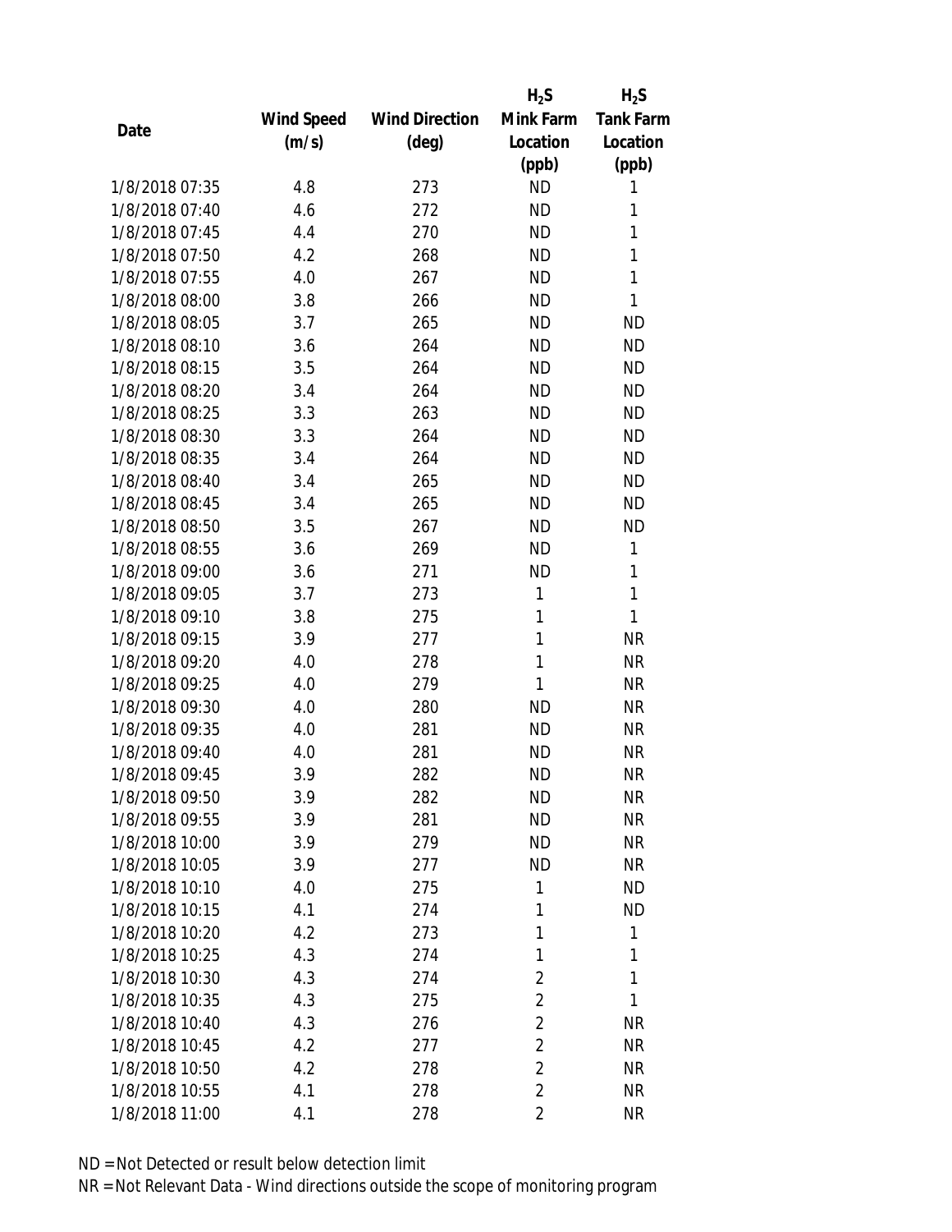| Date | Wind Speed (m/s) | Wind Direction (deg) | $H_2S$ Mink Farm Location (ppb) | $H_2S$ Tank Farm Location (ppb) |
| --- | --- | --- | --- | --- |
| 1/8/2018 07:35 | 4.8 | 273 | ND | 1 |
| 1/8/2018 07:40 | 4.6 | 272 | ND | 1 |
| 1/8/2018 07:45 | 4.4 | 270 | ND | 1 |
| 1/8/2018 07:50 | 4.2 | 268 | ND | 1 |
| 1/8/2018 07:55 | 4.0 | 267 | ND | 1 |
| 1/8/2018 08:00 | 3.8 | 266 | ND | 1 |
| 1/8/2018 08:05 | 3.7 | 265 | ND | ND |
| 1/8/2018 08:10 | 3.6 | 264 | ND | ND |
| 1/8/2018 08:15 | 3.5 | 264 | ND | ND |
| 1/8/2018 08:20 | 3.4 | 264 | ND | ND |
| 1/8/2018 08:25 | 3.3 | 263 | ND | ND |
| 1/8/2018 08:30 | 3.3 | 264 | ND | ND |
| 1/8/2018 08:35 | 3.4 | 264 | ND | ND |
| 1/8/2018 08:40 | 3.4 | 265 | ND | ND |
| 1/8/2018 08:45 | 3.4 | 265 | ND | ND |
| 1/8/2018 08:50 | 3.5 | 267 | ND | ND |
| 1/8/2018 08:55 | 3.6 | 269 | ND | 1 |
| 1/8/2018 09:00 | 3.6 | 271 | ND | 1 |
| 1/8/2018 09:05 | 3.7 | 273 | 1 | 1 |
| 1/8/2018 09:10 | 3.8 | 275 | 1 | 1 |
| 1/8/2018 09:15 | 3.9 | 277 | 1 | NR |
| 1/8/2018 09:20 | 4.0 | 278 | 1 | NR |
| 1/8/2018 09:25 | 4.0 | 279 | 1 | NR |
| 1/8/2018 09:30 | 4.0 | 280 | ND | NR |
| 1/8/2018 09:35 | 4.0 | 281 | ND | NR |
| 1/8/2018 09:40 | 4.0 | 281 | ND | NR |
| 1/8/2018 09:45 | 3.9 | 282 | ND | NR |
| 1/8/2018 09:50 | 3.9 | 282 | ND | NR |
| 1/8/2018 09:55 | 3.9 | 281 | ND | NR |
| 1/8/2018 10:00 | 3.9 | 279 | ND | NR |
| 1/8/2018 10:05 | 3.9 | 277 | ND | NR |
| 1/8/2018 10:10 | 4.0 | 275 | 1 | ND |
| 1/8/2018 10:15 | 4.1 | 274 | 1 | ND |
| 1/8/2018 10:20 | 4.2 | 273 | 1 | 1 |
| 1/8/2018 10:25 | 4.3 | 274 | 1 | 1 |
| 1/8/2018 10:30 | 4.3 | 274 | 2 | 1 |
| 1/8/2018 10:35 | 4.3 | 275 | 2 | 1 |
| 1/8/2018 10:40 | 4.3 | 276 | 2 | NR |
| 1/8/2018 10:45 | 4.2 | 277 | 2 | NR |
| 1/8/2018 10:50 | 4.2 | 278 | 2 | NR |
| 1/8/2018 10:55 | 4.1 | 278 | 2 | NR |
| 1/8/2018 11:00 | 4.1 | 278 | 2 | NR |

ND = Not Detected or result below detection limit

NR = Not Relevant Data - Wind directions outside the scope of monitoring program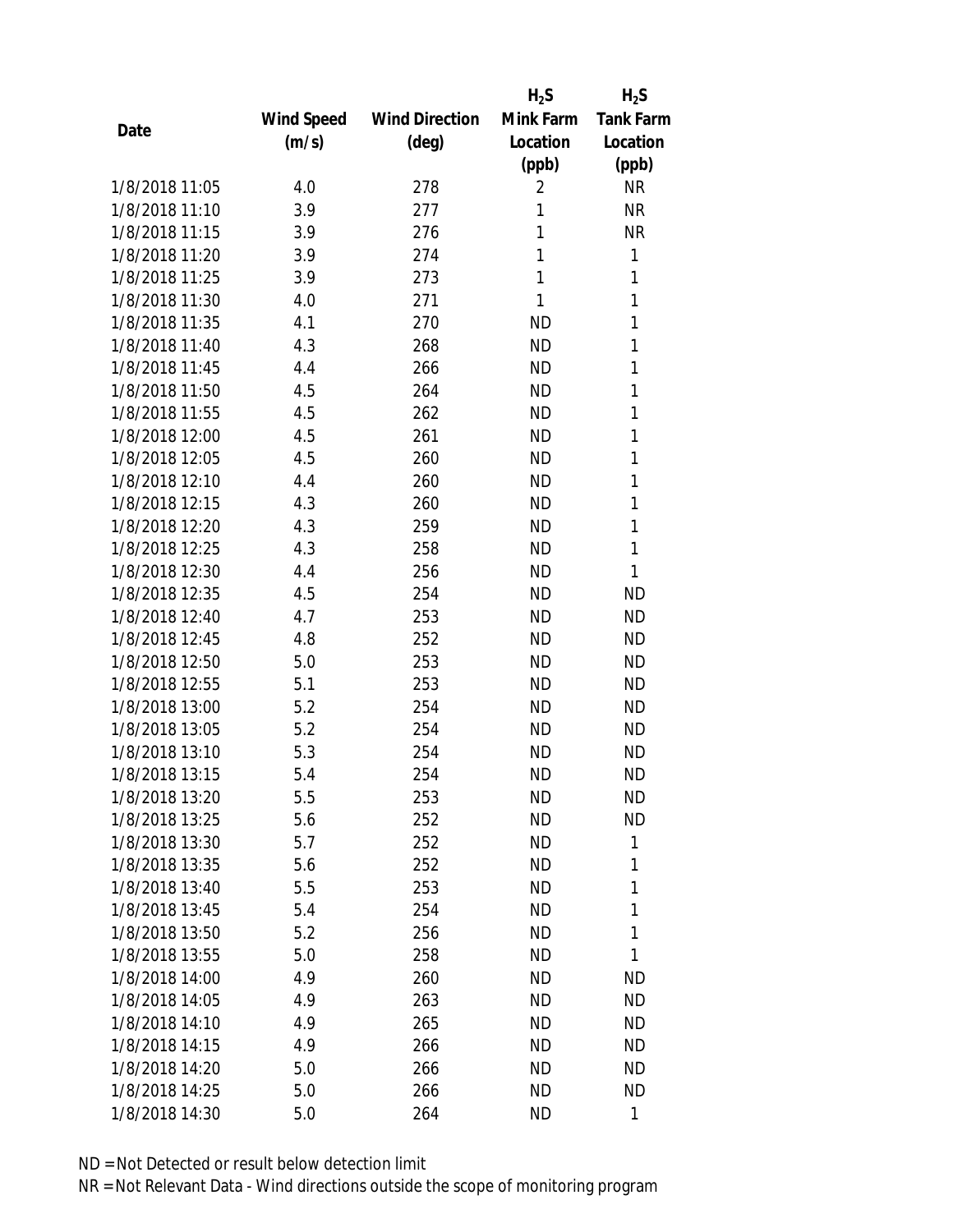| Date | Wind Speed (m/s) | Wind Direction (deg) | $H_2S$ Mink Farm Location (ppb) | $H_2S$ Tank Farm Location (ppb) |
|---|---|---|---|---|
| 1/8/2018 11:05 | 4.0 | 278 | 2 | NR |
| 1/8/2018 11:10 | 3.9 | 277 | 1 | NR |
| 1/8/2018 11:15 | 3.9 | 276 | 1 | NR |
| 1/8/2018 11:20 | 3.9 | 274 | 1 | 1 |
| 1/8/2018 11:25 | 3.9 | 273 | 1 | 1 |
| 1/8/2018 11:30 | 4.0 | 271 | 1 | 1 |
| 1/8/2018 11:35 | 4.1 | 270 | ND | 1 |
| 1/8/2018 11:40 | 4.3 | 268 | ND | 1 |
| 1/8/2018 11:45 | 4.4 | 266 | ND | 1 |
| 1/8/2018 11:50 | 4.5 | 264 | ND | 1 |
| 1/8/2018 11:55 | 4.5 | 262 | ND | 1 |
| 1/8/2018 12:00 | 4.5 | 261 | ND | 1 |
| 1/8/2018 12:05 | 4.5 | 260 | ND | 1 |
| 1/8/2018 12:10 | 4.4 | 260 | ND | 1 |
| 1/8/2018 12:15 | 4.3 | 260 | ND | 1 |
| 1/8/2018 12:20 | 4.3 | 259 | ND | 1 |
| 1/8/2018 12:25 | 4.3 | 258 | ND | 1 |
| 1/8/2018 12:30 | 4.4 | 256 | ND | 1 |
| 1/8/2018 12:35 | 4.5 | 254 | ND | ND |
| 1/8/2018 12:40 | 4.7 | 253 | ND | ND |
| 1/8/2018 12:45 | 4.8 | 252 | ND | ND |
| 1/8/2018 12:50 | 5.0 | 253 | ND | ND |
| 1/8/2018 12:55 | 5.1 | 253 | ND | ND |
| 1/8/2018 13:00 | 5.2 | 254 | ND | ND |
| 1/8/2018 13:05 | 5.2 | 254 | ND | ND |
| 1/8/2018 13:10 | 5.3 | 254 | ND | ND |
| 1/8/2018 13:15 | 5.4 | 254 | ND | ND |
| 1/8/2018 13:20 | 5.5 | 253 | ND | ND |
| 1/8/2018 13:25 | 5.6 | 252 | ND | ND |
| 1/8/2018 13:30 | 5.7 | 252 | ND | 1 |
| 1/8/2018 13:35 | 5.6 | 252 | ND | 1 |
| 1/8/2018 13:40 | 5.5 | 253 | ND | 1 |
| 1/8/2018 13:45 | 5.4 | 254 | ND | 1 |
| 1/8/2018 13:50 | 5.2 | 256 | ND | 1 |
| 1/8/2018 13:55 | 5.0 | 258 | ND | 1 |
| 1/8/2018 14:00 | 4.9 | 260 | ND | ND |
| 1/8/2018 14:05 | 4.9 | 263 | ND | ND |
| 1/8/2018 14:10 | 4.9 | 265 | ND | ND |
| 1/8/2018 14:15 | 4.9 | 266 | ND | ND |
| 1/8/2018 14:20 | 5.0 | 266 | ND | ND |
| 1/8/2018 14:25 | 5.0 | 266 | ND | ND |
| 1/8/2018 14:30 | 5.0 | 264 | ND | 1 |

ND = Not Detected or result below detection limit
NR = Not Relevant Data - Wind directions outside the scope of monitoring program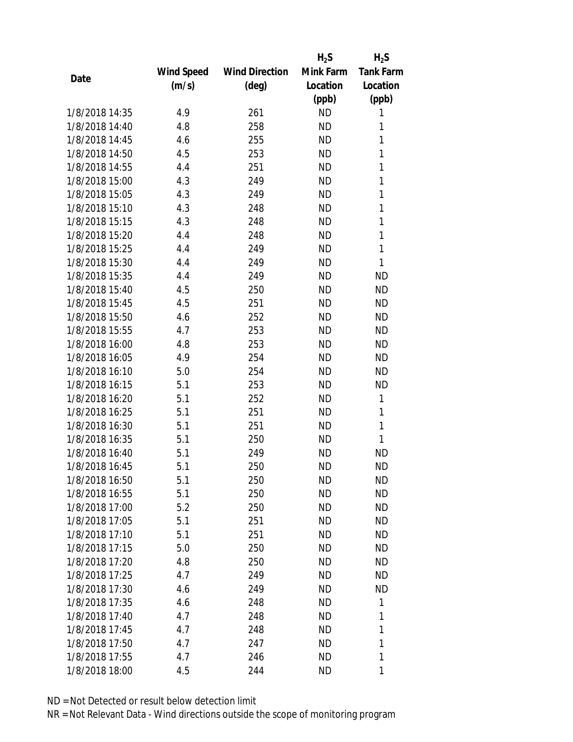| Date | Wind Speed (m/s) | Wind Direction (deg) | $H_2S$ Mink Farm Location (ppb) | $H_2S$ Tank Farm Location (ppb) |
|---|---|---|---|---|
| 1/8/2018 14:35 | 4.9 | 261 | ND | 1 |
| 1/8/2018 14:40 | 4.8 | 258 | ND | 1 |
| 1/8/2018 14:45 | 4.6 | 255 | ND | 1 |
| 1/8/2018 14:50 | 4.5 | 253 | ND | 1 |
| 1/8/2018 14:55 | 4.4 | 251 | ND | 1 |
| 1/8/2018 15:00 | 4.3 | 249 | ND | 1 |
| 1/8/2018 15:05 | 4.3 | 249 | ND | 1 |
| 1/8/2018 15:10 | 4.3 | 248 | ND | 1 |
| 1/8/2018 15:15 | 4.3 | 248 | ND | 1 |
| 1/8/2018 15:20 | 4.4 | 248 | ND | 1 |
| 1/8/2018 15:25 | 4.4 | 249 | ND | 1 |
| 1/8/2018 15:30 | 4.4 | 249 | ND | 1 |
| 1/8/2018 15:35 | 4.4 | 249 | ND | ND |
| 1/8/2018 15:40 | 4.5 | 250 | ND | ND |
| 1/8/2018 15:45 | 4.5 | 251 | ND | ND |
| 1/8/2018 15:50 | 4.6 | 252 | ND | ND |
| 1/8/2018 15:55 | 4.7 | 253 | ND | ND |
| 1/8/2018 16:00 | 4.8 | 253 | ND | ND |
| 1/8/2018 16:05 | 4.9 | 254 | ND | ND |
| 1/8/2018 16:10 | 5.0 | 254 | ND | ND |
| 1/8/2018 16:15 | 5.1 | 253 | ND | ND |
| 1/8/2018 16:20 | 5.1 | 252 | ND | 1 |
| 1/8/2018 16:25 | 5.1 | 251 | ND | 1 |
| 1/8/2018 16:30 | 5.1 | 251 | ND | 1 |
| 1/8/2018 16:35 | 5.1 | 250 | ND | 1 |
| 1/8/2018 16:40 | 5.1 | 249 | ND | ND |
| 1/8/2018 16:45 | 5.1 | 250 | ND | ND |
| 1/8/2018 16:50 | 5.1 | 250 | ND | ND |
| 1/8/2018 16:55 | 5.1 | 250 | ND | ND |
| 1/8/2018 17:00 | 5.2 | 250 | ND | ND |
| 1/8/2018 17:05 | 5.1 | 251 | ND | ND |
| 1/8/2018 17:10 | 5.1 | 251 | ND | ND |
| 1/8/2018 17:15 | 5.0 | 250 | ND | ND |
| 1/8/2018 17:20 | 4.8 | 250 | ND | ND |
| 1/8/2018 17:25 | 4.7 | 249 | ND | ND |
| 1/8/2018 17:30 | 4.6 | 249 | ND | ND |
| 1/8/2018 17:35 | 4.6 | 248 | ND | 1 |
| 1/8/2018 17:40 | 4.7 | 248 | ND | 1 |
| 1/8/2018 17:45 | 4.7 | 248 | ND | 1 |
| 1/8/2018 17:50 | 4.7 | 247 | ND | 1 |
| 1/8/2018 17:55 | 4.7 | 246 | ND | 1 |
| 1/8/2018 18:00 | 4.5 | 244 | ND | 1 |

ND = Not Detected or result below detection limit

NR = Not Relevant Data - Wind directions outside the scope of monitoring program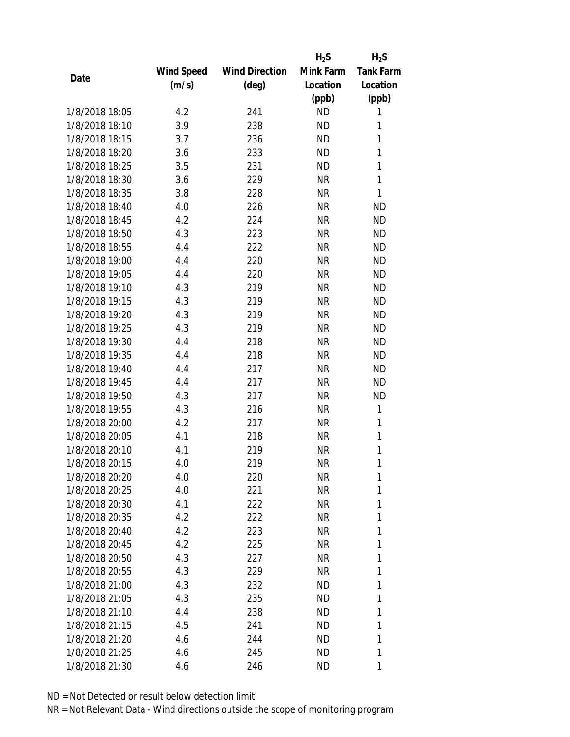| Date | Wind Speed (m/s) | Wind Direction (deg) | $H_2S$ Mink Farm Location (ppb) | $H_2S$ Tank Farm Location (ppb) |
|---|---|---|---|---|
| 1/8/2018 18:05 | 4.2 | 241 | ND | 1 |
| 1/8/2018 18:10 | 3.9 | 238 | ND | 1 |
| 1/8/2018 18:15 | 3.7 | 236 | ND | 1 |
| 1/8/2018 18:20 | 3.6 | 233 | ND | 1 |
| 1/8/2018 18:25 | 3.5 | 231 | ND | 1 |
| 1/8/2018 18:30 | 3.6 | 229 | NR | 1 |
| 1/8/2018 18:35 | 3.8 | 228 | NR | 1 |
| 1/8/2018 18:40 | 4.0 | 226 | NR | ND |
| 1/8/2018 18:45 | 4.2 | 224 | NR | ND |
| 1/8/2018 18:50 | 4.3 | 223 | NR | ND |
| 1/8/2018 18:55 | 4.4 | 222 | NR | ND |
| 1/8/2018 19:00 | 4.4 | 220 | NR | ND |
| 1/8/2018 19:05 | 4.4 | 220 | NR | ND |
| 1/8/2018 19:10 | 4.3 | 219 | NR | ND |
| 1/8/2018 19:15 | 4.3 | 219 | NR | ND |
| 1/8/2018 19:20 | 4.3 | 219 | NR | ND |
| 1/8/2018 19:25 | 4.3 | 219 | NR | ND |
| 1/8/2018 19:30 | 4.4 | 218 | NR | ND |
| 1/8/2018 19:35 | 4.4 | 218 | NR | ND |
| 1/8/2018 19:40 | 4.4 | 217 | NR | ND |
| 1/8/2018 19:45 | 4.4 | 217 | NR | ND |
| 1/8/2018 19:50 | 4.3 | 217 | NR | ND |
| 1/8/2018 19:55 | 4.3 | 216 | NR | 1 |
| 1/8/2018 20:00 | 4.2 | 217 | NR | 1 |
| 1/8/2018 20:05 | 4.1 | 218 | NR | 1 |
| 1/8/2018 20:10 | 4.1 | 219 | NR | 1 |
| 1/8/2018 20:15 | 4.0 | 219 | NR | 1 |
| 1/8/2018 20:20 | 4.0 | 220 | NR | 1 |
| 1/8/2018 20:25 | 4.0 | 221 | NR | 1 |
| 1/8/2018 20:30 | 4.1 | 222 | NR | 1 |
| 1/8/2018 20:35 | 4.2 | 222 | NR | 1 |
| 1/8/2018 20:40 | 4.2 | 223 | NR | 1 |
| 1/8/2018 20:45 | 4.2 | 225 | NR | 1 |
| 1/8/2018 20:50 | 4.3 | 227 | NR | 1 |
| 1/8/2018 20:55 | 4.3 | 229 | NR | 1 |
| 1/8/2018 21:00 | 4.3 | 232 | ND | 1 |
| 1/8/2018 21:05 | 4.3 | 235 | ND | 1 |
| 1/8/2018 21:10 | 4.4 | 238 | ND | 1 |
| 1/8/2018 21:15 | 4.5 | 241 | ND | 1 |
| 1/8/2018 21:20 | 4.6 | 244 | ND | 1 |
| 1/8/2018 21:25 | 4.6 | 245 | ND | 1 |
| 1/8/2018 21:30 | 4.6 | 246 | ND | 1 |

ND = Not Detected or result below detection limit

NR = Not Relevant Data - Wind directions outside the scope of monitoring program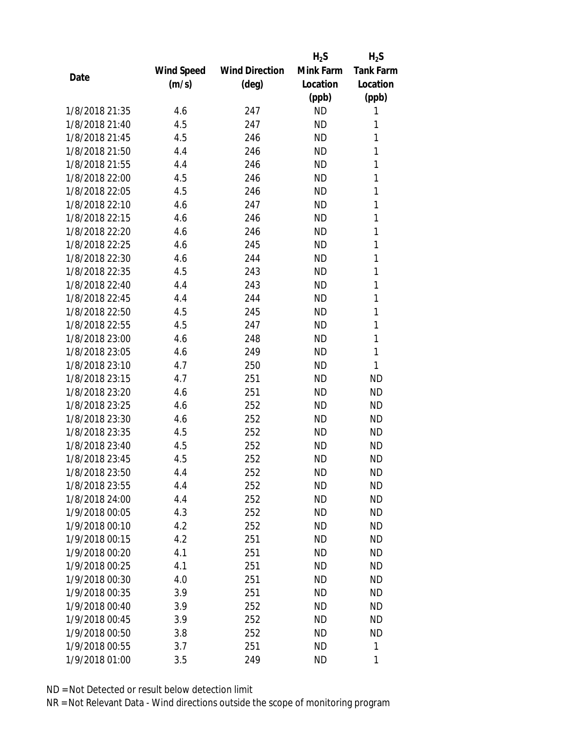| Date | Wind Speed (m/s) | Wind Direction (deg) | $H_2S$ Mink Farm Location (ppb) | $H_2S$ Tank Farm Location (ppb) |
| --- | --- | --- | --- | --- |
| 1/8/2018 21:35 | 4.6 | 247 | ND | 1 |
| 1/8/2018 21:40 | 4.5 | 247 | ND | 1 |
| 1/8/2018 21:45 | 4.5 | 246 | ND | 1 |
| 1/8/2018 21:50 | 4.4 | 246 | ND | 1 |
| 1/8/2018 21:55 | 4.4 | 246 | ND | 1 |
| 1/8/2018 22:00 | 4.5 | 246 | ND | 1 |
| 1/8/2018 22:05 | 4.5 | 246 | ND | 1 |
| 1/8/2018 22:10 | 4.6 | 247 | ND | 1 |
| 1/8/2018 22:15 | 4.6 | 246 | ND | 1 |
| 1/8/2018 22:20 | 4.6 | 246 | ND | 1 |
| 1/8/2018 22:25 | 4.6 | 245 | ND | 1 |
| 1/8/2018 22:30 | 4.6 | 244 | ND | 1 |
| 1/8/2018 22:35 | 4.5 | 243 | ND | 1 |
| 1/8/2018 22:40 | 4.4 | 243 | ND | 1 |
| 1/8/2018 22:45 | 4.4 | 244 | ND | 1 |
| 1/8/2018 22:50 | 4.5 | 245 | ND | 1 |
| 1/8/2018 22:55 | 4.5 | 247 | ND | 1 |
| 1/8/2018 23:00 | 4.6 | 248 | ND | 1 |
| 1/8/2018 23:05 | 4.6 | 249 | ND | 1 |
| 1/8/2018 23:10 | 4.7 | 250 | ND | 1 |
| 1/8/2018 23:15 | 4.7 | 251 | ND | ND |
| 1/8/2018 23:20 | 4.6 | 251 | ND | ND |
| 1/8/2018 23:25 | 4.6 | 252 | ND | ND |
| 1/8/2018 23:30 | 4.6 | 252 | ND | ND |
| 1/8/2018 23:35 | 4.5 | 252 | ND | ND |
| 1/8/2018 23:40 | 4.5 | 252 | ND | ND |
| 1/8/2018 23:45 | 4.5 | 252 | ND | ND |
| 1/8/2018 23:50 | 4.4 | 252 | ND | ND |
| 1/8/2018 23:55 | 4.4 | 252 | ND | ND |
| 1/8/2018 24:00 | 4.4 | 252 | ND | ND |
| 1/9/2018 00:05 | 4.3 | 252 | ND | ND |
| 1/9/2018 00:10 | 4.2 | 252 | ND | ND |
| 1/9/2018 00:15 | 4.2 | 251 | ND | ND |
| 1/9/2018 00:20 | 4.1 | 251 | ND | ND |
| 1/9/2018 00:25 | 4.1 | 251 | ND | ND |
| 1/9/2018 00:30 | 4.0 | 251 | ND | ND |
| 1/9/2018 00:35 | 3.9 | 251 | ND | ND |
| 1/9/2018 00:40 | 3.9 | 252 | ND | ND |
| 1/9/2018 00:45 | 3.9 | 252 | ND | ND |
| 1/9/2018 00:50 | 3.8 | 252 | ND | ND |
| 1/9/2018 00:55 | 3.7 | 251 | ND | 1 |
| 1/9/2018 01:00 | 3.5 | 249 | ND | 1 |

ND = Not Detected or result below detection limit

NR = Not Relevant Data - Wind directions outside the scope of monitoring program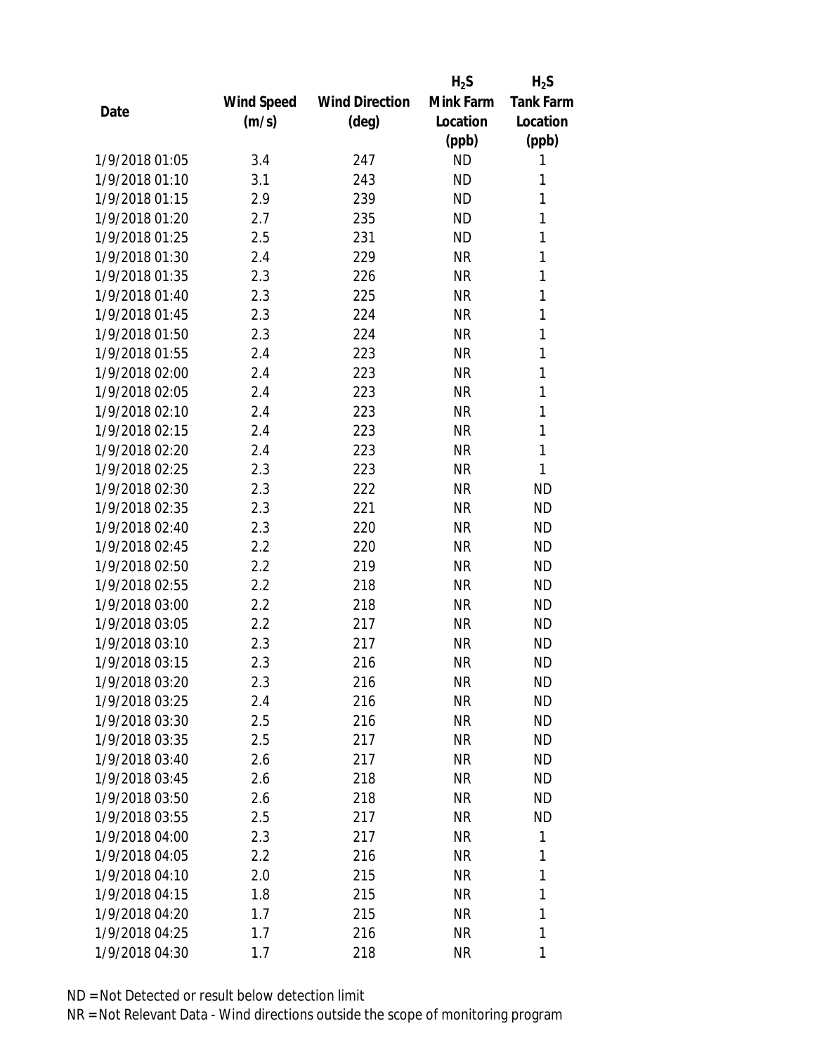| Date | Wind Speed (m/s) | Wind Direction (deg) | $H_2S$ Mink Farm Location (ppb) | $H_2S$ Tank Farm Location (ppb) |
|---|---|---|---|---|
| 1/9/2018 01:05 | 3.4 | 247 | ND | 1 |
| 1/9/2018 01:10 | 3.1 | 243 | ND | 1 |
| 1/9/2018 01:15 | 2.9 | 239 | ND | 1 |
| 1/9/2018 01:20 | 2.7 | 235 | ND | 1 |
| 1/9/2018 01:25 | 2.5 | 231 | ND | 1 |
| 1/9/2018 01:30 | 2.4 | 229 | NR | 1 |
| 1/9/2018 01:35 | 2.3 | 226 | NR | 1 |
| 1/9/2018 01:40 | 2.3 | 225 | NR | 1 |
| 1/9/2018 01:45 | 2.3 | 224 | NR | 1 |
| 1/9/2018 01:50 | 2.3 | 224 | NR | 1 |
| 1/9/2018 01:55 | 2.4 | 223 | NR | 1 |
| 1/9/2018 02:00 | 2.4 | 223 | NR | 1 |
| 1/9/2018 02:05 | 2.4 | 223 | NR | 1 |
| 1/9/2018 02:10 | 2.4 | 223 | NR | 1 |
| 1/9/2018 02:15 | 2.4 | 223 | NR | 1 |
| 1/9/2018 02:20 | 2.4 | 223 | NR | 1 |
| 1/9/2018 02:25 | 2.3 | 223 | NR | 1 |
| 1/9/2018 02:30 | 2.3 | 222 | NR | ND |
| 1/9/2018 02:35 | 2.3 | 221 | NR | ND |
| 1/9/2018 02:40 | 2.3 | 220 | NR | ND |
| 1/9/2018 02:45 | 2.2 | 220 | NR | ND |
| 1/9/2018 02:50 | 2.2 | 219 | NR | ND |
| 1/9/2018 02:55 | 2.2 | 218 | NR | ND |
| 1/9/2018 03:00 | 2.2 | 218 | NR | ND |
| 1/9/2018 03:05 | 2.2 | 217 | NR | ND |
| 1/9/2018 03:10 | 2.3 | 217 | NR | ND |
| 1/9/2018 03:15 | 2.3 | 216 | NR | ND |
| 1/9/2018 03:20 | 2.3 | 216 | NR | ND |
| 1/9/2018 03:25 | 2.4 | 216 | NR | ND |
| 1/9/2018 03:30 | 2.5 | 216 | NR | ND |
| 1/9/2018 03:35 | 2.5 | 217 | NR | ND |
| 1/9/2018 03:40 | 2.6 | 217 | NR | ND |
| 1/9/2018 03:45 | 2.6 | 218 | NR | ND |
| 1/9/2018 03:50 | 2.6 | 218 | NR | ND |
| 1/9/2018 03:55 | 2.5 | 217 | NR | ND |
| 1/9/2018 04:00 | 2.3 | 217 | NR | 1 |
| 1/9/2018 04:05 | 2.2 | 216 | NR | 1 |
| 1/9/2018 04:10 | 2.0 | 215 | NR | 1 |
| 1/9/2018 04:15 | 1.8 | 215 | NR | 1 |
| 1/9/2018 04:20 | 1.7 | 215 | NR | 1 |
| 1/9/2018 04:25 | 1.7 | 216 | NR | 1 |
| 1/9/2018 04:30 | 1.7 | 218 | NR | 1 |

ND = Not Detected or result below detection limit

NR = Not Relevant Data - Wind directions outside the scope of monitoring program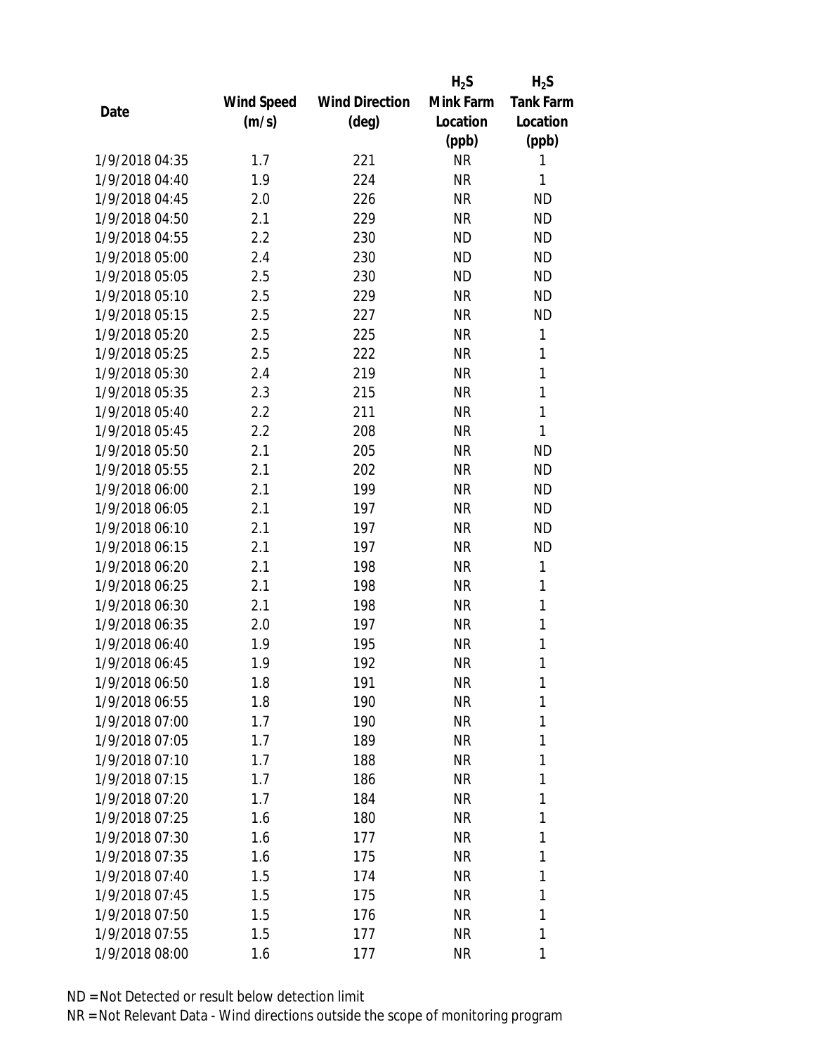| Date | Wind Speed (m/s) | Wind Direction (deg) | $H_2S$ Mink Farm Location (ppb) | $H_2S$ Tank Farm Location (ppb) |
|---|---|---|---|---|
| 1/9/2018 04:35 | 1.7 | 221 | NR | 1 |
| 1/9/2018 04:40 | 1.9 | 224 | NR | 1 |
| 1/9/2018 04:45 | 2.0 | 226 | NR | ND |
| 1/9/2018 04:50 | 2.1 | 229 | NR | ND |
| 1/9/2018 04:55 | 2.2 | 230 | ND | ND |
| 1/9/2018 05:00 | 2.4 | 230 | ND | ND |
| 1/9/2018 05:05 | 2.5 | 230 | ND | ND |
| 1/9/2018 05:10 | 2.5 | 229 | NR | ND |
| 1/9/2018 05:15 | 2.5 | 227 | NR | ND |
| 1/9/2018 05:20 | 2.5 | 225 | NR | 1 |
| 1/9/2018 05:25 | 2.5 | 222 | NR | 1 |
| 1/9/2018 05:30 | 2.4 | 219 | NR | 1 |
| 1/9/2018 05:35 | 2.3 | 215 | NR | 1 |
| 1/9/2018 05:40 | 2.2 | 211 | NR | 1 |
| 1/9/2018 05:45 | 2.2 | 208 | NR | 1 |
| 1/9/2018 05:50 | 2.1 | 205 | NR | ND |
| 1/9/2018 05:55 | 2.1 | 202 | NR | ND |
| 1/9/2018 06:00 | 2.1 | 199 | NR | ND |
| 1/9/2018 06:05 | 2.1 | 197 | NR | ND |
| 1/9/2018 06:10 | 2.1 | 197 | NR | ND |
| 1/9/2018 06:15 | 2.1 | 197 | NR | ND |
| 1/9/2018 06:20 | 2.1 | 198 | NR | 1 |
| 1/9/2018 06:25 | 2.1 | 198 | NR | 1 |
| 1/9/2018 06:30 | 2.1 | 198 | NR | 1 |
| 1/9/2018 06:35 | 2.0 | 197 | NR | 1 |
| 1/9/2018 06:40 | 1.9 | 195 | NR | 1 |
| 1/9/2018 06:45 | 1.9 | 192 | NR | 1 |
| 1/9/2018 06:50 | 1.8 | 191 | NR | 1 |
| 1/9/2018 06:55 | 1.8 | 190 | NR | 1 |
| 1/9/2018 07:00 | 1.7 | 190 | NR | 1 |
| 1/9/2018 07:05 | 1.7 | 189 | NR | 1 |
| 1/9/2018 07:10 | 1.7 | 188 | NR | 1 |
| 1/9/2018 07:15 | 1.7 | 186 | NR | 1 |
| 1/9/2018 07:20 | 1.7 | 184 | NR | 1 |
| 1/9/2018 07:25 | 1.6 | 180 | NR | 1 |
| 1/9/2018 07:30 | 1.6 | 177 | NR | 1 |
| 1/9/2018 07:35 | 1.6 | 175 | NR | 1 |
| 1/9/2018 07:40 | 1.5 | 174 | NR | 1 |
| 1/9/2018 07:45 | 1.5 | 175 | NR | 1 |
| 1/9/2018 07:50 | 1.5 | 176 | NR | 1 |
| 1/9/2018 07:55 | 1.5 | 177 | NR | 1 |
| 1/9/2018 08:00 | 1.6 | 177 | NR | 1 |

ND = Not Detected or result below detection limit
NR = Not Relevant Data - Wind directions outside the scope of monitoring program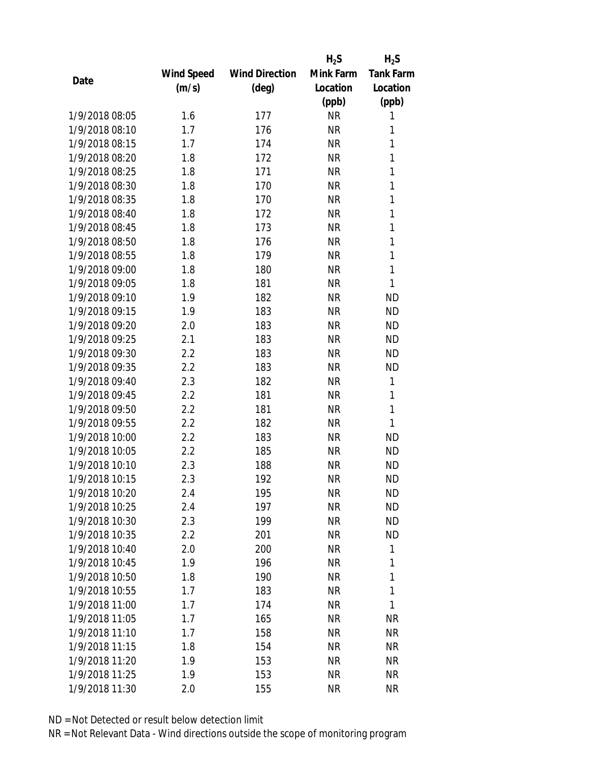| Date | Wind Speed (m/s) | Wind Direction (deg) | $H_2S$ Mink Farm Location (ppb) | $H_2S$ Tank Farm Location (ppb) |
| --- | --- | --- | --- | --- |
| 1/9/2018 08:05 | 1.6 | 177 | NR | 1 |
| 1/9/2018 08:10 | 1.7 | 176 | NR | 1 |
| 1/9/2018 08:15 | 1.7 | 174 | NR | 1 |
| 1/9/2018 08:20 | 1.8 | 172 | NR | 1 |
| 1/9/2018 08:25 | 1.8 | 171 | NR | 1 |
| 1/9/2018 08:30 | 1.8 | 170 | NR | 1 |
| 1/9/2018 08:35 | 1.8 | 170 | NR | 1 |
| 1/9/2018 08:40 | 1.8 | 172 | NR | 1 |
| 1/9/2018 08:45 | 1.8 | 173 | NR | 1 |
| 1/9/2018 08:50 | 1.8 | 176 | NR | 1 |
| 1/9/2018 08:55 | 1.8 | 179 | NR | 1 |
| 1/9/2018 09:00 | 1.8 | 180 | NR | 1 |
| 1/9/2018 09:05 | 1.8 | 181 | NR | 1 |
| 1/9/2018 09:10 | 1.9 | 182 | NR | ND |
| 1/9/2018 09:15 | 1.9 | 183 | NR | ND |
| 1/9/2018 09:20 | 2.0 | 183 | NR | ND |
| 1/9/2018 09:25 | 2.1 | 183 | NR | ND |
| 1/9/2018 09:30 | 2.2 | 183 | NR | ND |
| 1/9/2018 09:35 | 2.2 | 183 | NR | ND |
| 1/9/2018 09:40 | 2.3 | 182 | NR | 1 |
| 1/9/2018 09:45 | 2.2 | 181 | NR | 1 |
| 1/9/2018 09:50 | 2.2 | 181 | NR | 1 |
| 1/9/2018 09:55 | 2.2 | 182 | NR | 1 |
| 1/9/2018 10:00 | 2.2 | 183 | NR | ND |
| 1/9/2018 10:05 | 2.2 | 185 | NR | ND |
| 1/9/2018 10:10 | 2.3 | 188 | NR | ND |
| 1/9/2018 10:15 | 2.3 | 192 | NR | ND |
| 1/9/2018 10:20 | 2.4 | 195 | NR | ND |
| 1/9/2018 10:25 | 2.4 | 197 | NR | ND |
| 1/9/2018 10:30 | 2.3 | 199 | NR | ND |
| 1/9/2018 10:35 | 2.2 | 201 | NR | ND |
| 1/9/2018 10:40 | 2.0 | 200 | NR | 1 |
| 1/9/2018 10:45 | 1.9 | 196 | NR | 1 |
| 1/9/2018 10:50 | 1.8 | 190 | NR | 1 |
| 1/9/2018 10:55 | 1.7 | 183 | NR | 1 |
| 1/9/2018 11:00 | 1.7 | 174 | NR | 1 |
| 1/9/2018 11:05 | 1.7 | 165 | NR | NR |
| 1/9/2018 11:10 | 1.7 | 158 | NR | NR |
| 1/9/2018 11:15 | 1.8 | 154 | NR | NR |
| 1/9/2018 11:20 | 1.9 | 153 | NR | NR |
| 1/9/2018 11:25 | 1.9 | 153 | NR | NR |
| 1/9/2018 11:30 | 2.0 | 155 | NR | NR |

ND = Not Detected or result below detection limit

NR = Not Relevant Data - Wind directions outside the scope of monitoring program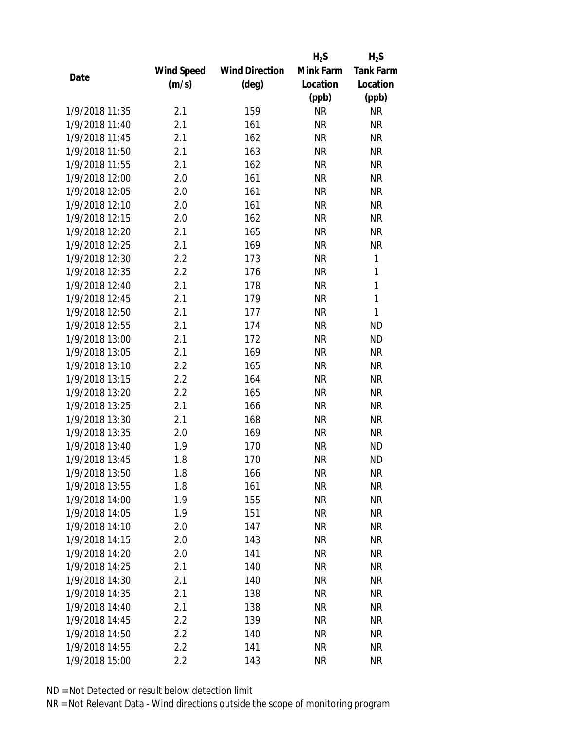| Date | Wind Speed (m/s) | Wind Direction (deg) | $H_2S$ Mink Farm Location (ppb) | $H_2S$ Tank Farm Location (ppb) |
|---|---|---|---|---|
| 1/9/2018 11:35 | 2.1 | 159 | NR | NR |
| 1/9/2018 11:40 | 2.1 | 161 | NR | NR |
| 1/9/2018 11:45 | 2.1 | 162 | NR | NR |
| 1/9/2018 11:50 | 2.1 | 163 | NR | NR |
| 1/9/2018 11:55 | 2.1 | 162 | NR | NR |
| 1/9/2018 12:00 | 2.0 | 161 | NR | NR |
| 1/9/2018 12:05 | 2.0 | 161 | NR | NR |
| 1/9/2018 12:10 | 2.0 | 161 | NR | NR |
| 1/9/2018 12:15 | 2.0 | 162 | NR | NR |
| 1/9/2018 12:20 | 2.1 | 165 | NR | NR |
| 1/9/2018 12:25 | 2.1 | 169 | NR | NR |
| 1/9/2018 12:30 | 2.2 | 173 | NR | 1 |
| 1/9/2018 12:35 | 2.2 | 176 | NR | 1 |
| 1/9/2018 12:40 | 2.1 | 178 | NR | 1 |
| 1/9/2018 12:45 | 2.1 | 179 | NR | 1 |
| 1/9/2018 12:50 | 2.1 | 177 | NR | 1 |
| 1/9/2018 12:55 | 2.1 | 174 | NR | ND |
| 1/9/2018 13:00 | 2.1 | 172 | NR | ND |
| 1/9/2018 13:05 | 2.1 | 169 | NR | NR |
| 1/9/2018 13:10 | 2.2 | 165 | NR | NR |
| 1/9/2018 13:15 | 2.2 | 164 | NR | NR |
| 1/9/2018 13:20 | 2.2 | 165 | NR | NR |
| 1/9/2018 13:25 | 2.1 | 166 | NR | NR |
| 1/9/2018 13:30 | 2.1 | 168 | NR | NR |
| 1/9/2018 13:35 | 2.0 | 169 | NR | NR |
| 1/9/2018 13:40 | 1.9 | 170 | NR | ND |
| 1/9/2018 13:45 | 1.8 | 170 | NR | ND |
| 1/9/2018 13:50 | 1.8 | 166 | NR | NR |
| 1/9/2018 13:55 | 1.8 | 161 | NR | NR |
| 1/9/2018 14:00 | 1.9 | 155 | NR | NR |
| 1/9/2018 14:05 | 1.9 | 151 | NR | NR |
| 1/9/2018 14:10 | 2.0 | 147 | NR | NR |
| 1/9/2018 14:15 | 2.0 | 143 | NR | NR |
| 1/9/2018 14:20 | 2.0 | 141 | NR | NR |
| 1/9/2018 14:25 | 2.1 | 140 | NR | NR |
| 1/9/2018 14:30 | 2.1 | 140 | NR | NR |
| 1/9/2018 14:35 | 2.1 | 138 | NR | NR |
| 1/9/2018 14:40 | 2.1 | 138 | NR | NR |
| 1/9/2018 14:45 | 2.2 | 139 | NR | NR |
| 1/9/2018 14:50 | 2.2 | 140 | NR | NR |
| 1/9/2018 14:55 | 2.2 | 141 | NR | NR |
| 1/9/2018 15:00 | 2.2 | 143 | NR | NR |

ND = Not Detected or result below detection limit

NR = Not Relevant Data - Wind directions outside the scope of monitoring program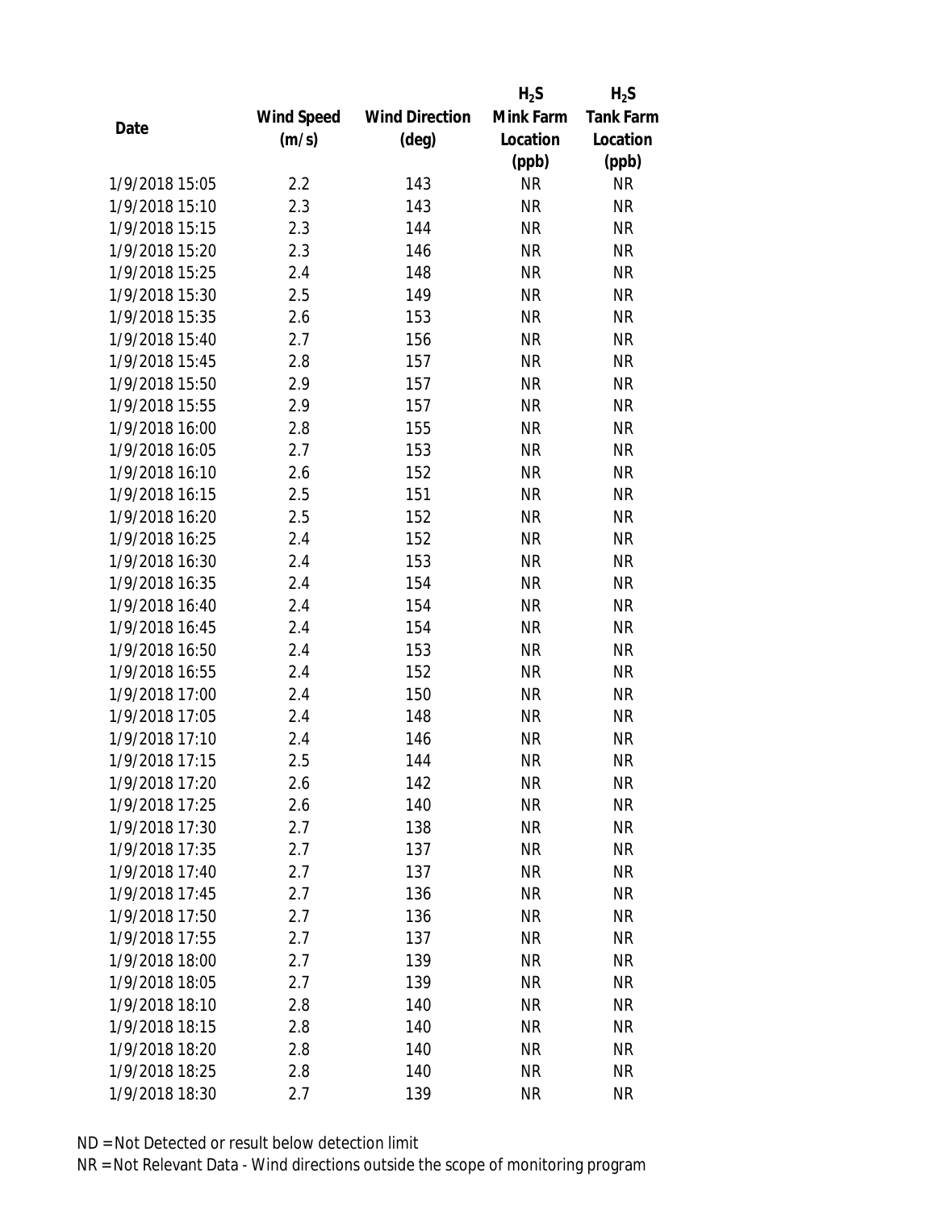| Date | Wind Speed (m/s) | Wind Direction (deg) | $H_2S$ Mink Farm Location (ppb) | $H_2S$ Tank Farm Location (ppb) |
|---|---|---|---|---|
| 1/9/2018 15:05 | 2.2 | 143 | NR | NR |
| 1/9/2018 15:10 | 2.3 | 143 | NR | NR |
| 1/9/2018 15:15 | 2.3 | 144 | NR | NR |
| 1/9/2018 15:20 | 2.3 | 146 | NR | NR |
| 1/9/2018 15:25 | 2.4 | 148 | NR | NR |
| 1/9/2018 15:30 | 2.5 | 149 | NR | NR |
| 1/9/2018 15:35 | 2.6 | 153 | NR | NR |
| 1/9/2018 15:40 | 2.7 | 156 | NR | NR |
| 1/9/2018 15:45 | 2.8 | 157 | NR | NR |
| 1/9/2018 15:50 | 2.9 | 157 | NR | NR |
| 1/9/2018 15:55 | 2.9 | 157 | NR | NR |
| 1/9/2018 16:00 | 2.8 | 155 | NR | NR |
| 1/9/2018 16:05 | 2.7 | 153 | NR | NR |
| 1/9/2018 16:10 | 2.6 | 152 | NR | NR |
| 1/9/2018 16:15 | 2.5 | 151 | NR | NR |
| 1/9/2018 16:20 | 2.5 | 152 | NR | NR |
| 1/9/2018 16:25 | 2.4 | 152 | NR | NR |
| 1/9/2018 16:30 | 2.4 | 153 | NR | NR |
| 1/9/2018 16:35 | 2.4 | 154 | NR | NR |
| 1/9/2018 16:40 | 2.4 | 154 | NR | NR |
| 1/9/2018 16:45 | 2.4 | 154 | NR | NR |
| 1/9/2018 16:50 | 2.4 | 153 | NR | NR |
| 1/9/2018 16:55 | 2.4 | 152 | NR | NR |
| 1/9/2018 17:00 | 2.4 | 150 | NR | NR |
| 1/9/2018 17:05 | 2.4 | 148 | NR | NR |
| 1/9/2018 17:10 | 2.4 | 146 | NR | NR |
| 1/9/2018 17:15 | 2.5 | 144 | NR | NR |
| 1/9/2018 17:20 | 2.6 | 142 | NR | NR |
| 1/9/2018 17:25 | 2.6 | 140 | NR | NR |
| 1/9/2018 17:30 | 2.7 | 138 | NR | NR |
| 1/9/2018 17:35 | 2.7 | 137 | NR | NR |
| 1/9/2018 17:40 | 2.7 | 137 | NR | NR |
| 1/9/2018 17:45 | 2.7 | 136 | NR | NR |
| 1/9/2018 17:50 | 2.7 | 136 | NR | NR |
| 1/9/2018 17:55 | 2.7 | 137 | NR | NR |
| 1/9/2018 18:00 | 2.7 | 139 | NR | NR |
| 1/9/2018 18:05 | 2.7 | 139 | NR | NR |
| 1/9/2018 18:10 | 2.8 | 140 | NR | NR |
| 1/9/2018 18:15 | 2.8 | 140 | NR | NR |
| 1/9/2018 18:20 | 2.8 | 140 | NR | NR |
| 1/9/2018 18:25 | 2.8 | 140 | NR | NR |
| 1/9/2018 18:30 | 2.7 | 139 | NR | NR |

ND = Not Detected or result below detection limit
NR = Not Relevant Data - Wind directions outside the scope of monitoring program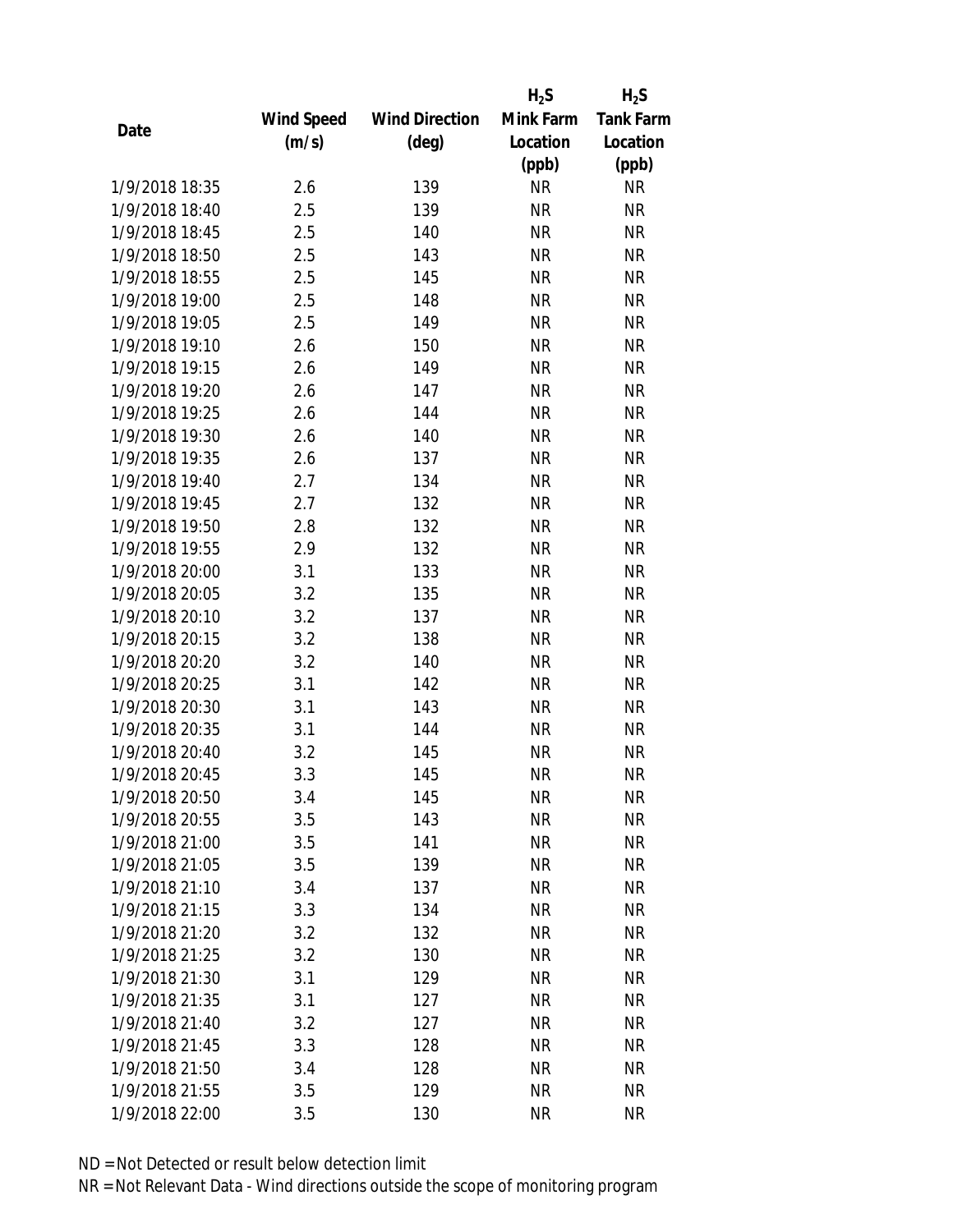| Date | Wind Speed (m/s) | Wind Direction (deg) | $H_2S$ Mink Farm Location (ppb) | $H_2S$ Tank Farm Location (ppb) |
| --- | --- | --- | --- | --- |
| 1/9/2018 18:35 | 2.6 | 139 | NR | NR |
| 1/9/2018 18:40 | 2.5 | 139 | NR | NR |
| 1/9/2018 18:45 | 2.5 | 140 | NR | NR |
| 1/9/2018 18:50 | 2.5 | 143 | NR | NR |
| 1/9/2018 18:55 | 2.5 | 145 | NR | NR |
| 1/9/2018 19:00 | 2.5 | 148 | NR | NR |
| 1/9/2018 19:05 | 2.5 | 149 | NR | NR |
| 1/9/2018 19:10 | 2.6 | 150 | NR | NR |
| 1/9/2018 19:15 | 2.6 | 149 | NR | NR |
| 1/9/2018 19:20 | 2.6 | 147 | NR | NR |
| 1/9/2018 19:25 | 2.6 | 144 | NR | NR |
| 1/9/2018 19:30 | 2.6 | 140 | NR | NR |
| 1/9/2018 19:35 | 2.6 | 137 | NR | NR |
| 1/9/2018 19:40 | 2.7 | 134 | NR | NR |
| 1/9/2018 19:45 | 2.7 | 132 | NR | NR |
| 1/9/2018 19:50 | 2.8 | 132 | NR | NR |
| 1/9/2018 19:55 | 2.9 | 132 | NR | NR |
| 1/9/2018 20:00 | 3.1 | 133 | NR | NR |
| 1/9/2018 20:05 | 3.2 | 135 | NR | NR |
| 1/9/2018 20:10 | 3.2 | 137 | NR | NR |
| 1/9/2018 20:15 | 3.2 | 138 | NR | NR |
| 1/9/2018 20:20 | 3.2 | 140 | NR | NR |
| 1/9/2018 20:25 | 3.1 | 142 | NR | NR |
| 1/9/2018 20:30 | 3.1 | 143 | NR | NR |
| 1/9/2018 20:35 | 3.1 | 144 | NR | NR |
| 1/9/2018 20:40 | 3.2 | 145 | NR | NR |
| 1/9/2018 20:45 | 3.3 | 145 | NR | NR |
| 1/9/2018 20:50 | 3.4 | 145 | NR | NR |
| 1/9/2018 20:55 | 3.5 | 143 | NR | NR |
| 1/9/2018 21:00 | 3.5 | 141 | NR | NR |
| 1/9/2018 21:05 | 3.5 | 139 | NR | NR |
| 1/9/2018 21:10 | 3.4 | 137 | NR | NR |
| 1/9/2018 21:15 | 3.3 | 134 | NR | NR |
| 1/9/2018 21:20 | 3.2 | 132 | NR | NR |
| 1/9/2018 21:25 | 3.2 | 130 | NR | NR |
| 1/9/2018 21:30 | 3.1 | 129 | NR | NR |
| 1/9/2018 21:35 | 3.1 | 127 | NR | NR |
| 1/9/2018 21:40 | 3.2 | 127 | NR | NR |
| 1/9/2018 21:45 | 3.3 | 128 | NR | NR |
| 1/9/2018 21:50 | 3.4 | 128 | NR | NR |
| 1/9/2018 21:55 | 3.5 | 129 | NR | NR |
| 1/9/2018 22:00 | 3.5 | 130 | NR | NR |

ND = Not Detected or result below detection limit

NR = Not Relevant Data - Wind directions outside the scope of monitoring program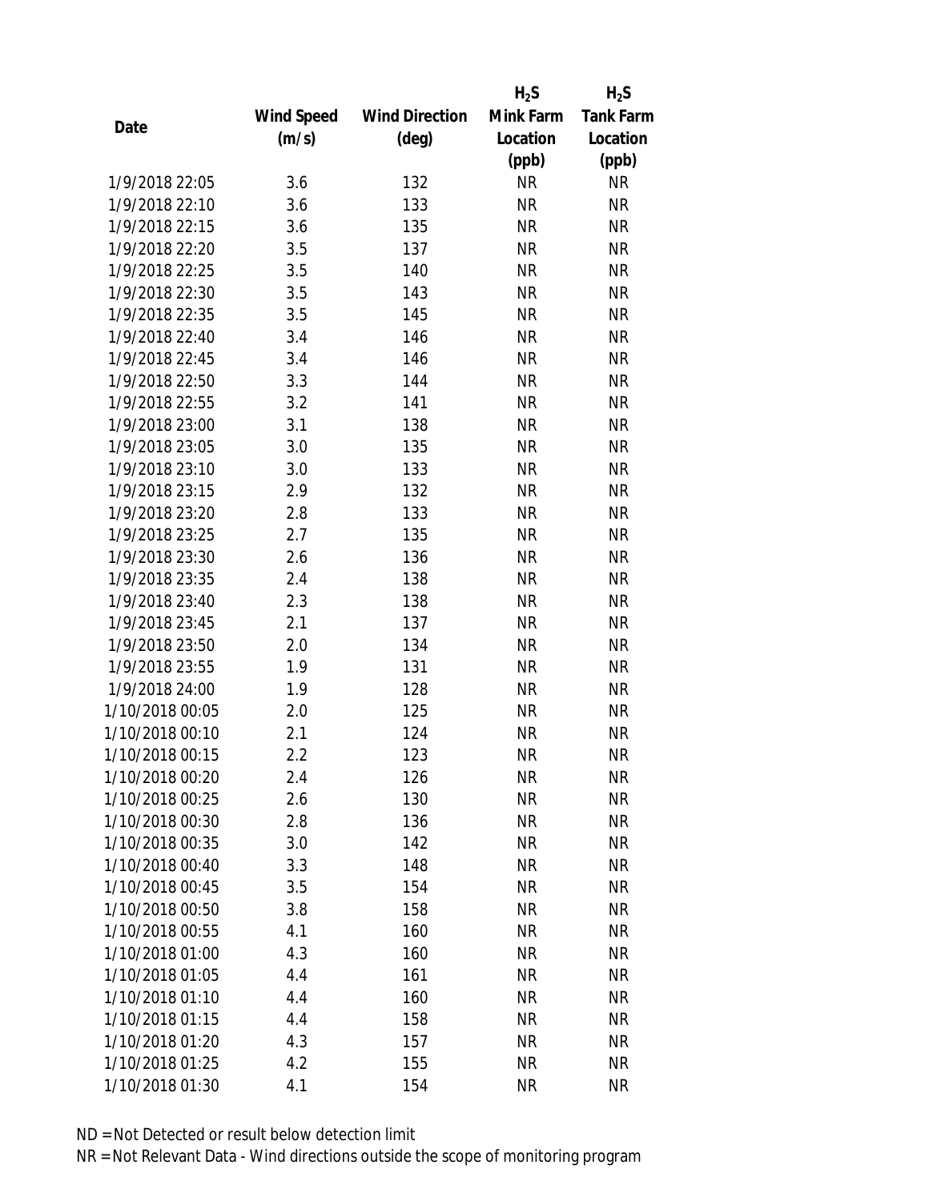| Date | Wind Speed (m/s) | Wind Direction (deg) | $H_2S$ Mink Farm Location (ppb) | $H_2S$ Tank Farm Location (ppb) |
|---|---|---|---|---|
| 1/9/2018 22:05 | 3.6 | 132 | NR | NR |
| 1/9/2018 22:10 | 3.6 | 133 | NR | NR |
| 1/9/2018 22:15 | 3.6 | 135 | NR | NR |
| 1/9/2018 22:20 | 3.5 | 137 | NR | NR |
| 1/9/2018 22:25 | 3.5 | 140 | NR | NR |
| 1/9/2018 22:30 | 3.5 | 143 | NR | NR |
| 1/9/2018 22:35 | 3.5 | 145 | NR | NR |
| 1/9/2018 22:40 | 3.4 | 146 | NR | NR |
| 1/9/2018 22:45 | 3.4 | 146 | NR | NR |
| 1/9/2018 22:50 | 3.3 | 144 | NR | NR |
| 1/9/2018 22:55 | 3.2 | 141 | NR | NR |
| 1/9/2018 23:00 | 3.1 | 138 | NR | NR |
| 1/9/2018 23:05 | 3.0 | 135 | NR | NR |
| 1/9/2018 23:10 | 3.0 | 133 | NR | NR |
| 1/9/2018 23:15 | 2.9 | 132 | NR | NR |
| 1/9/2018 23:20 | 2.8 | 133 | NR | NR |
| 1/9/2018 23:25 | 2.7 | 135 | NR | NR |
| 1/9/2018 23:30 | 2.6 | 136 | NR | NR |
| 1/9/2018 23:35 | 2.4 | 138 | NR | NR |
| 1/9/2018 23:40 | 2.3 | 138 | NR | NR |
| 1/9/2018 23:45 | 2.1 | 137 | NR | NR |
| 1/9/2018 23:50 | 2.0 | 134 | NR | NR |
| 1/9/2018 23:55 | 1.9 | 131 | NR | NR |
| 1/9/2018 24:00 | 1.9 | 128 | NR | NR |
| 1/10/2018 00:05 | 2.0 | 125 | NR | NR |
| 1/10/2018 00:10 | 2.1 | 124 | NR | NR |
| 1/10/2018 00:15 | 2.2 | 123 | NR | NR |
| 1/10/2018 00:20 | 2.4 | 126 | NR | NR |
| 1/10/2018 00:25 | 2.6 | 130 | NR | NR |
| 1/10/2018 00:30 | 2.8 | 136 | NR | NR |
| 1/10/2018 00:35 | 3.0 | 142 | NR | NR |
| 1/10/2018 00:40 | 3.3 | 148 | NR | NR |
| 1/10/2018 00:45 | 3.5 | 154 | NR | NR |
| 1/10/2018 00:50 | 3.8 | 158 | NR | NR |
| 1/10/2018 00:55 | 4.1 | 160 | NR | NR |
| 1/10/2018 01:00 | 4.3 | 160 | NR | NR |
| 1/10/2018 01:05 | 4.4 | 161 | NR | NR |
| 1/10/2018 01:10 | 4.4 | 160 | NR | NR |
| 1/10/2018 01:15 | 4.4 | 158 | NR | NR |
| 1/10/2018 01:20 | 4.3 | 157 | NR | NR |
| 1/10/2018 01:25 | 4.2 | 155 | NR | NR |
| 1/10/2018 01:30 | 4.1 | 154 | NR | NR |

ND = Not Detected or result below detection limit

NR = Not Relevant Data - Wind directions outside the scope of monitoring program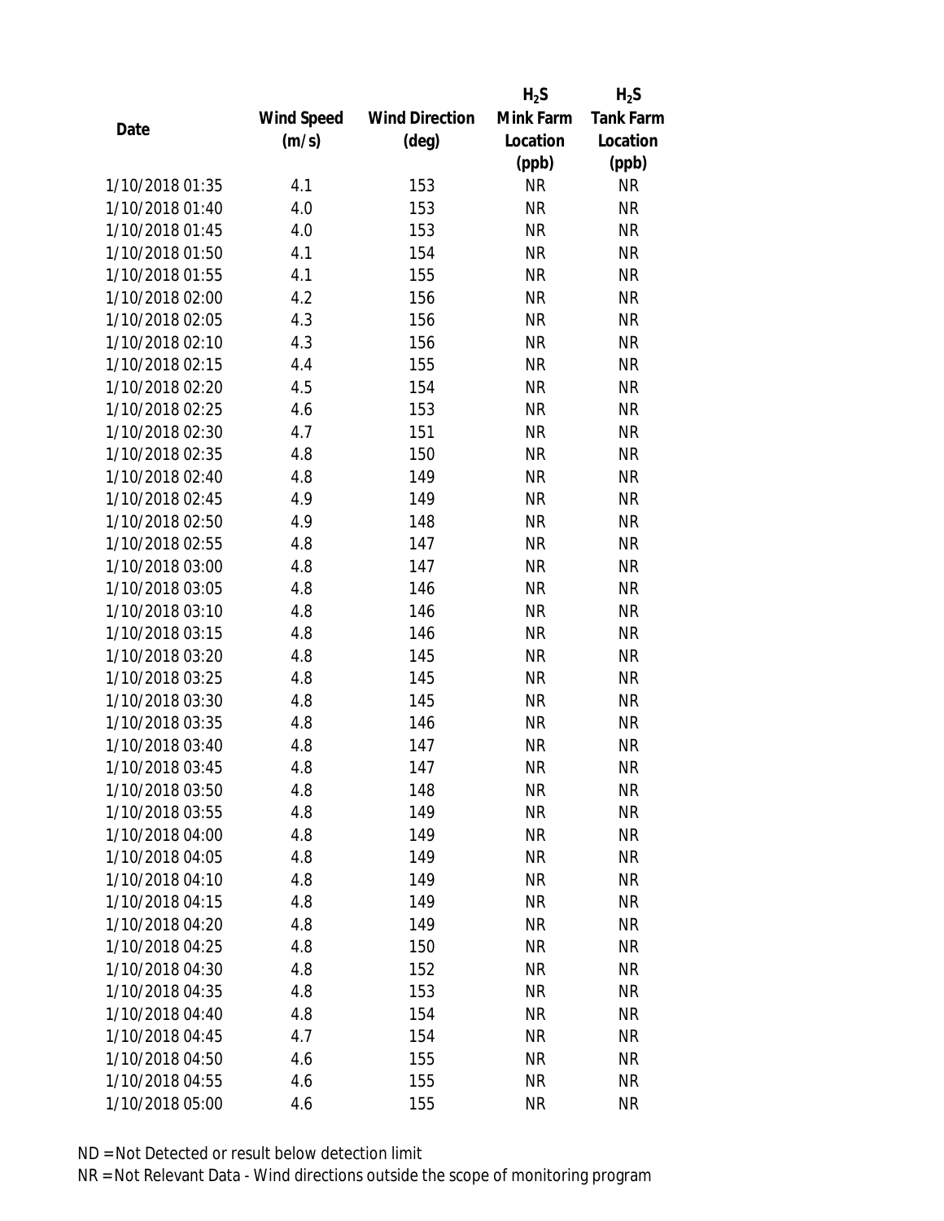| Date | Wind Speed (m/s) | Wind Direction (deg) | $H_2S$ Mink Farm Location (ppb) | $H_2S$ Tank Farm Location (ppb) |
|---|---|---|---|---|
| 1/10/2018 01:35 | 4.1 | 153 | NR | NR |
| 1/10/2018 01:40 | 4.0 | 153 | NR | NR |
| 1/10/2018 01:45 | 4.0 | 153 | NR | NR |
| 1/10/2018 01:50 | 4.1 | 154 | NR | NR |
| 1/10/2018 01:55 | 4.1 | 155 | NR | NR |
| 1/10/2018 02:00 | 4.2 | 156 | NR | NR |
| 1/10/2018 02:05 | 4.3 | 156 | NR | NR |
| 1/10/2018 02:10 | 4.3 | 156 | NR | NR |
| 1/10/2018 02:15 | 4.4 | 155 | NR | NR |
| 1/10/2018 02:20 | 4.5 | 154 | NR | NR |
| 1/10/2018 02:25 | 4.6 | 153 | NR | NR |
| 1/10/2018 02:30 | 4.7 | 151 | NR | NR |
| 1/10/2018 02:35 | 4.8 | 150 | NR | NR |
| 1/10/2018 02:40 | 4.8 | 149 | NR | NR |
| 1/10/2018 02:45 | 4.9 | 149 | NR | NR |
| 1/10/2018 02:50 | 4.9 | 148 | NR | NR |
| 1/10/2018 02:55 | 4.8 | 147 | NR | NR |
| 1/10/2018 03:00 | 4.8 | 147 | NR | NR |
| 1/10/2018 03:05 | 4.8 | 146 | NR | NR |
| 1/10/2018 03:10 | 4.8 | 146 | NR | NR |
| 1/10/2018 03:15 | 4.8 | 146 | NR | NR |
| 1/10/2018 03:20 | 4.8 | 145 | NR | NR |
| 1/10/2018 03:25 | 4.8 | 145 | NR | NR |
| 1/10/2018 03:30 | 4.8 | 145 | NR | NR |
| 1/10/2018 03:35 | 4.8 | 146 | NR | NR |
| 1/10/2018 03:40 | 4.8 | 147 | NR | NR |
| 1/10/2018 03:45 | 4.8 | 147 | NR | NR |
| 1/10/2018 03:50 | 4.8 | 148 | NR | NR |
| 1/10/2018 03:55 | 4.8 | 149 | NR | NR |
| 1/10/2018 04:00 | 4.8 | 149 | NR | NR |
| 1/10/2018 04:05 | 4.8 | 149 | NR | NR |
| 1/10/2018 04:10 | 4.8 | 149 | NR | NR |
| 1/10/2018 04:15 | 4.8 | 149 | NR | NR |
| 1/10/2018 04:20 | 4.8 | 149 | NR | NR |
| 1/10/2018 04:25 | 4.8 | 150 | NR | NR |
| 1/10/2018 04:30 | 4.8 | 152 | NR | NR |
| 1/10/2018 04:35 | 4.8 | 153 | NR | NR |
| 1/10/2018 04:40 | 4.8 | 154 | NR | NR |
| 1/10/2018 04:45 | 4.7 | 154 | NR | NR |
| 1/10/2018 04:50 | 4.6 | 155 | NR | NR |
| 1/10/2018 04:55 | 4.6 | 155 | NR | NR |
| 1/10/2018 05:00 | 4.6 | 155 | NR | NR |

ND = Not Detected or result below detection limit
NR = Not Relevant Data - Wind directions outside the scope of monitoring program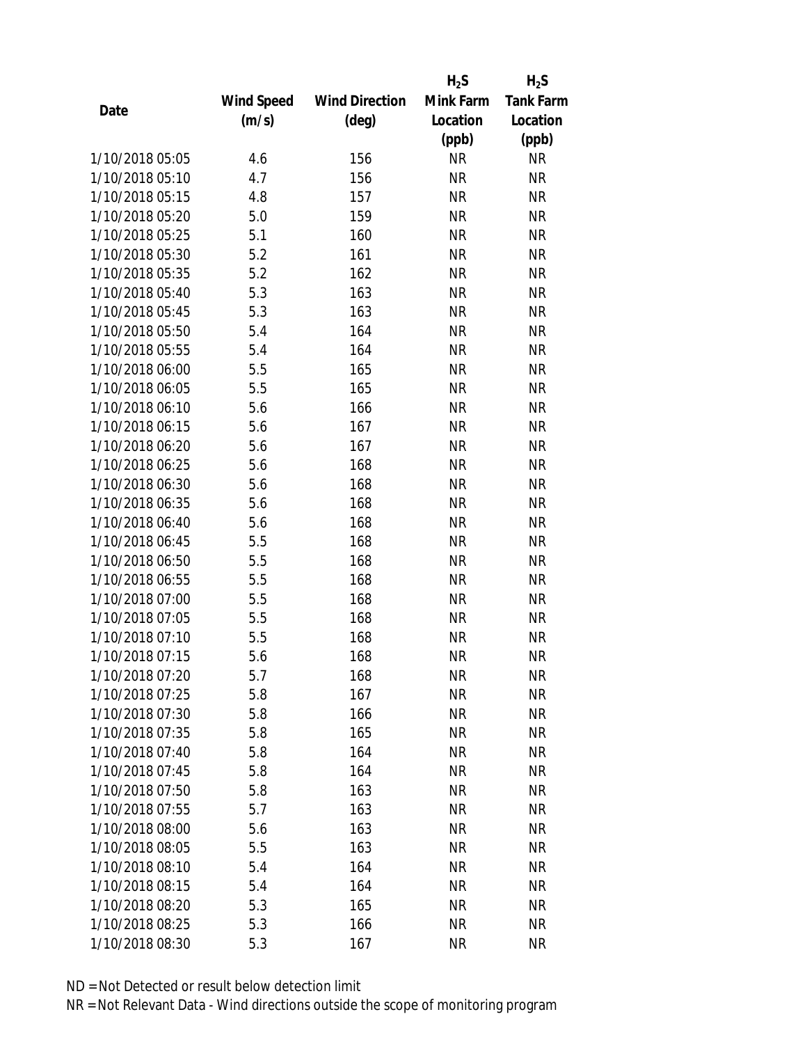| Date | Wind Speed (m/s) | Wind Direction (deg) | $H_2S$ Mink Farm Location (ppb) | $H_2S$ Tank Farm Location (ppb) |
|---|---|---|---|---|
| 1/10/2018 05:05 | 4.6 | 156 | NR | NR |
| 1/10/2018 05:10 | 4.7 | 156 | NR | NR |
| 1/10/2018 05:15 | 4.8 | 157 | NR | NR |
| 1/10/2018 05:20 | 5.0 | 159 | NR | NR |
| 1/10/2018 05:25 | 5.1 | 160 | NR | NR |
| 1/10/2018 05:30 | 5.2 | 161 | NR | NR |
| 1/10/2018 05:35 | 5.2 | 162 | NR | NR |
| 1/10/2018 05:40 | 5.3 | 163 | NR | NR |
| 1/10/2018 05:45 | 5.3 | 163 | NR | NR |
| 1/10/2018 05:50 | 5.4 | 164 | NR | NR |
| 1/10/2018 05:55 | 5.4 | 164 | NR | NR |
| 1/10/2018 06:00 | 5.5 | 165 | NR | NR |
| 1/10/2018 06:05 | 5.5 | 165 | NR | NR |
| 1/10/2018 06:10 | 5.6 | 166 | NR | NR |
| 1/10/2018 06:15 | 5.6 | 167 | NR | NR |
| 1/10/2018 06:20 | 5.6 | 167 | NR | NR |
| 1/10/2018 06:25 | 5.6 | 168 | NR | NR |
| 1/10/2018 06:30 | 5.6 | 168 | NR | NR |
| 1/10/2018 06:35 | 5.6 | 168 | NR | NR |
| 1/10/2018 06:40 | 5.6 | 168 | NR | NR |
| 1/10/2018 06:45 | 5.5 | 168 | NR | NR |
| 1/10/2018 06:50 | 5.5 | 168 | NR | NR |
| 1/10/2018 06:55 | 5.5 | 168 | NR | NR |
| 1/10/2018 07:00 | 5.5 | 168 | NR | NR |
| 1/10/2018 07:05 | 5.5 | 168 | NR | NR |
| 1/10/2018 07:10 | 5.5 | 168 | NR | NR |
| 1/10/2018 07:15 | 5.6 | 168 | NR | NR |
| 1/10/2018 07:20 | 5.7 | 168 | NR | NR |
| 1/10/2018 07:25 | 5.8 | 167 | NR | NR |
| 1/10/2018 07:30 | 5.8 | 166 | NR | NR |
| 1/10/2018 07:35 | 5.8 | 165 | NR | NR |
| 1/10/2018 07:40 | 5.8 | 164 | NR | NR |
| 1/10/2018 07:45 | 5.8 | 164 | NR | NR |
| 1/10/2018 07:50 | 5.8 | 163 | NR | NR |
| 1/10/2018 07:55 | 5.7 | 163 | NR | NR |
| 1/10/2018 08:00 | 5.6 | 163 | NR | NR |
| 1/10/2018 08:05 | 5.5 | 163 | NR | NR |
| 1/10/2018 08:10 | 5.4 | 164 | NR | NR |
| 1/10/2018 08:15 | 5.4 | 164 | NR | NR |
| 1/10/2018 08:20 | 5.3 | 165 | NR | NR |
| 1/10/2018 08:25 | 5.3 | 166 | NR | NR |
| 1/10/2018 08:30 | 5.3 | 167 | NR | NR |

ND = Not Detected or result below detection limit

NR = Not Relevant Data - Wind directions outside the scope of monitoring program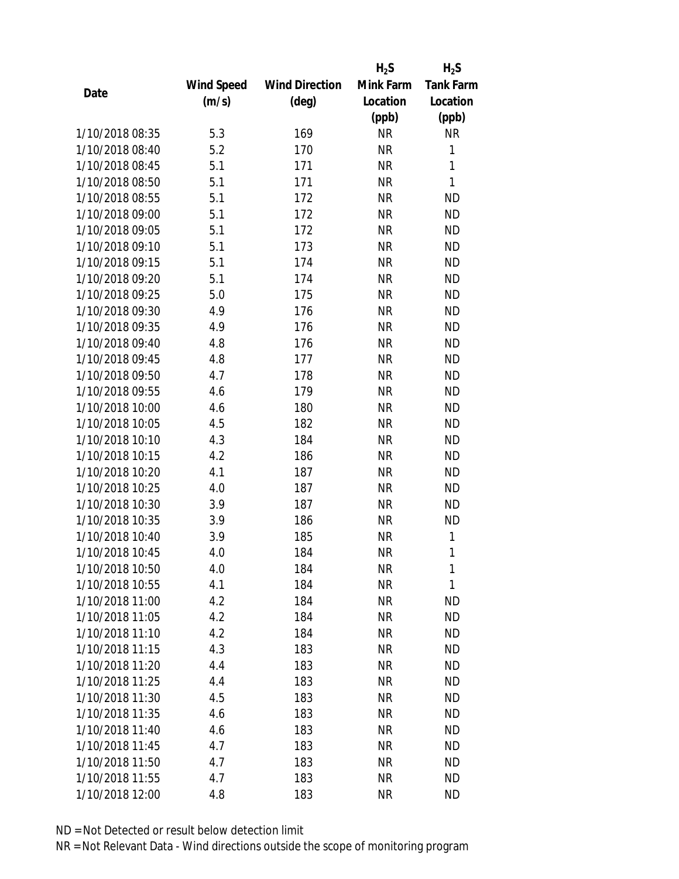| Date | Wind Speed (m/s) | Wind Direction (deg) | $H_2S$ Mink Farm Location (ppb) | $H_2S$ Tank Farm Location (ppb) |
|---|---|---|---|---|
| 1/10/2018 08:35 | 5.3 | 169 | NR | NR |
| 1/10/2018 08:40 | 5.2 | 170 | NR | 1 |
| 1/10/2018 08:45 | 5.1 | 171 | NR | 1 |
| 1/10/2018 08:50 | 5.1 | 171 | NR | 1 |
| 1/10/2018 08:55 | 5.1 | 172 | NR | ND |
| 1/10/2018 09:00 | 5.1 | 172 | NR | ND |
| 1/10/2018 09:05 | 5.1 | 172 | NR | ND |
| 1/10/2018 09:10 | 5.1 | 173 | NR | ND |
| 1/10/2018 09:15 | 5.1 | 174 | NR | ND |
| 1/10/2018 09:20 | 5.1 | 174 | NR | ND |
| 1/10/2018 09:25 | 5.0 | 175 | NR | ND |
| 1/10/2018 09:30 | 4.9 | 176 | NR | ND |
| 1/10/2018 09:35 | 4.9 | 176 | NR | ND |
| 1/10/2018 09:40 | 4.8 | 176 | NR | ND |
| 1/10/2018 09:45 | 4.8 | 177 | NR | ND |
| 1/10/2018 09:50 | 4.7 | 178 | NR | ND |
| 1/10/2018 09:55 | 4.6 | 179 | NR | ND |
| 1/10/2018 10:00 | 4.6 | 180 | NR | ND |
| 1/10/2018 10:05 | 4.5 | 182 | NR | ND |
| 1/10/2018 10:10 | 4.3 | 184 | NR | ND |
| 1/10/2018 10:15 | 4.2 | 186 | NR | ND |
| 1/10/2018 10:20 | 4.1 | 187 | NR | ND |
| 1/10/2018 10:25 | 4.0 | 187 | NR | ND |
| 1/10/2018 10:30 | 3.9 | 187 | NR | ND |
| 1/10/2018 10:35 | 3.9 | 186 | NR | ND |
| 1/10/2018 10:40 | 3.9 | 185 | NR | 1 |
| 1/10/2018 10:45 | 4.0 | 184 | NR | 1 |
| 1/10/2018 10:50 | 4.0 | 184 | NR | 1 |
| 1/10/2018 10:55 | 4.1 | 184 | NR | 1 |
| 1/10/2018 11:00 | 4.2 | 184 | NR | ND |
| 1/10/2018 11:05 | 4.2 | 184 | NR | ND |
| 1/10/2018 11:10 | 4.2 | 184 | NR | ND |
| 1/10/2018 11:15 | 4.3 | 183 | NR | ND |
| 1/10/2018 11:20 | 4.4 | 183 | NR | ND |
| 1/10/2018 11:25 | 4.4 | 183 | NR | ND |
| 1/10/2018 11:30 | 4.5 | 183 | NR | ND |
| 1/10/2018 11:35 | 4.6 | 183 | NR | ND |
| 1/10/2018 11:40 | 4.6 | 183 | NR | ND |
| 1/10/2018 11:45 | 4.7 | 183 | NR | ND |
| 1/10/2018 11:50 | 4.7 | 183 | NR | ND |
| 1/10/2018 11:55 | 4.7 | 183 | NR | ND |
| 1/10/2018 12:00 | 4.8 | 183 | NR | ND |

ND = Not Detected or result below detection limit

NR = Not Relevant Data - Wind directions outside the scope of monitoring program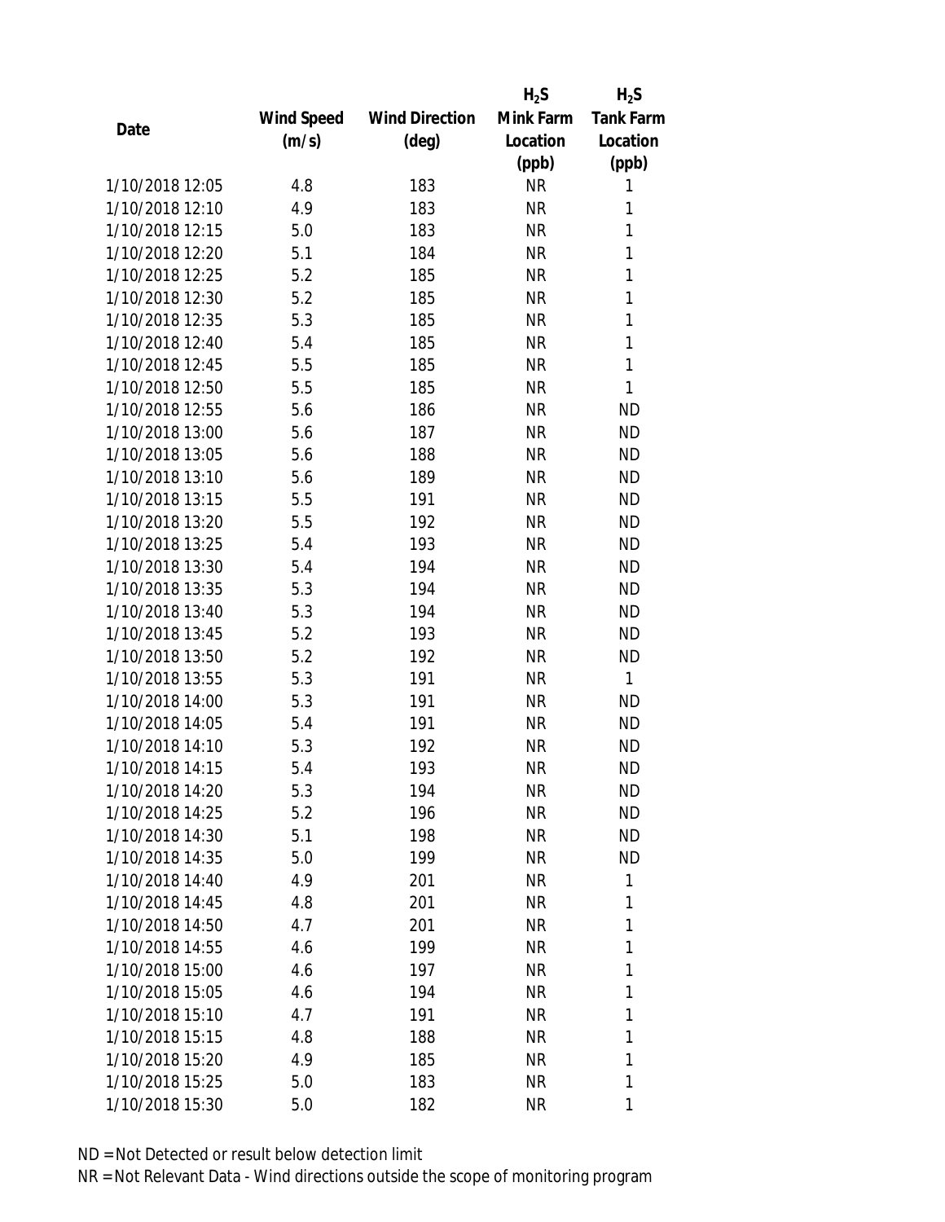| Date | Wind Speed (m/s) | Wind Direction (deg) | $H_2S$ Mink Farm Location (ppb) | $H_2S$ Tank Farm Location (ppb) |
|---|---|---|---|---|
| 1/10/2018 12:05 | 4.8 | 183 | NR | 1 |
| 1/10/2018 12:10 | 4.9 | 183 | NR | 1 |
| 1/10/2018 12:15 | 5.0 | 183 | NR | 1 |
| 1/10/2018 12:20 | 5.1 | 184 | NR | 1 |
| 1/10/2018 12:25 | 5.2 | 185 | NR | 1 |
| 1/10/2018 12:30 | 5.2 | 185 | NR | 1 |
| 1/10/2018 12:35 | 5.3 | 185 | NR | 1 |
| 1/10/2018 12:40 | 5.4 | 185 | NR | 1 |
| 1/10/2018 12:45 | 5.5 | 185 | NR | 1 |
| 1/10/2018 12:50 | 5.5 | 185 | NR | 1 |
| 1/10/2018 12:55 | 5.6 | 186 | NR | ND |
| 1/10/2018 13:00 | 5.6 | 187 | NR | ND |
| 1/10/2018 13:05 | 5.6 | 188 | NR | ND |
| 1/10/2018 13:10 | 5.6 | 189 | NR | ND |
| 1/10/2018 13:15 | 5.5 | 191 | NR | ND |
| 1/10/2018 13:20 | 5.5 | 192 | NR | ND |
| 1/10/2018 13:25 | 5.4 | 193 | NR | ND |
| 1/10/2018 13:30 | 5.4 | 194 | NR | ND |
| 1/10/2018 13:35 | 5.3 | 194 | NR | ND |
| 1/10/2018 13:40 | 5.3 | 194 | NR | ND |
| 1/10/2018 13:45 | 5.2 | 193 | NR | ND |
| 1/10/2018 13:50 | 5.2 | 192 | NR | ND |
| 1/10/2018 13:55 | 5.3 | 191 | NR | 1 |
| 1/10/2018 14:00 | 5.3 | 191 | NR | ND |
| 1/10/2018 14:05 | 5.4 | 191 | NR | ND |
| 1/10/2018 14:10 | 5.3 | 192 | NR | ND |
| 1/10/2018 14:15 | 5.4 | 193 | NR | ND |
| 1/10/2018 14:20 | 5.3 | 194 | NR | ND |
| 1/10/2018 14:25 | 5.2 | 196 | NR | ND |
| 1/10/2018 14:30 | 5.1 | 198 | NR | ND |
| 1/10/2018 14:35 | 5.0 | 199 | NR | ND |
| 1/10/2018 14:40 | 4.9 | 201 | NR | 1 |
| 1/10/2018 14:45 | 4.8 | 201 | NR | 1 |
| 1/10/2018 14:50 | 4.7 | 201 | NR | 1 |
| 1/10/2018 14:55 | 4.6 | 199 | NR | 1 |
| 1/10/2018 15:00 | 4.6 | 197 | NR | 1 |
| 1/10/2018 15:05 | 4.6 | 194 | NR | 1 |
| 1/10/2018 15:10 | 4.7 | 191 | NR | 1 |
| 1/10/2018 15:15 | 4.8 | 188 | NR | 1 |
| 1/10/2018 15:20 | 4.9 | 185 | NR | 1 |
| 1/10/2018 15:25 | 5.0 | 183 | NR | 1 |
| 1/10/2018 15:30 | 5.0 | 182 | NR | 1 |

ND = Not Detected or result below detection limit

NR = Not Relevant Data - Wind directions outside the scope of monitoring program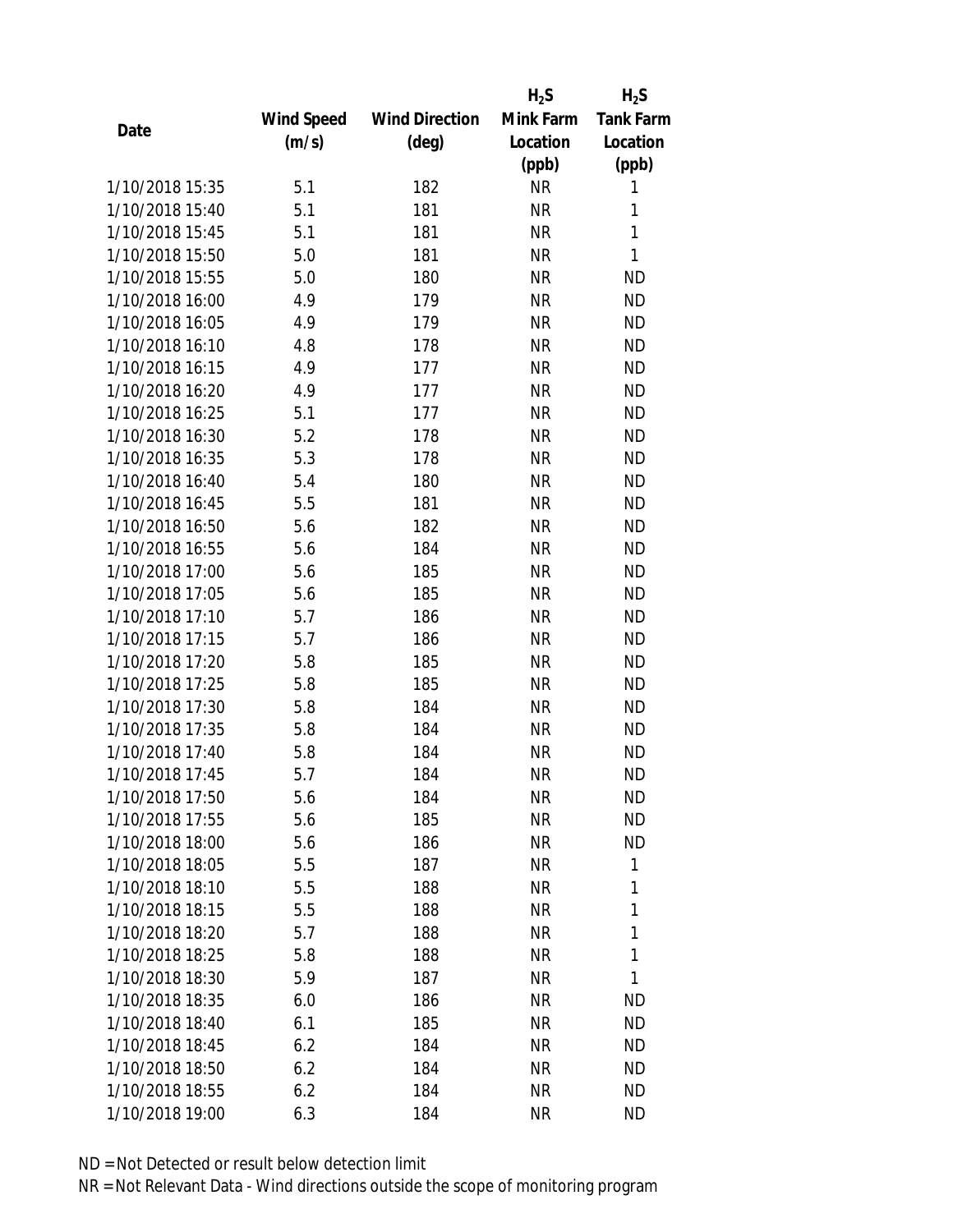| Date | Wind Speed (m/s) | Wind Direction (deg) | $H_2S$ Mink Farm Location (ppb) | $H_2S$ Tank Farm Location (ppb) |
|---|---|---|---|---|
| 1/10/2018 15:35 | 5.1 | 182 | NR | 1 |
| 1/10/2018 15:40 | 5.1 | 181 | NR | 1 |
| 1/10/2018 15:45 | 5.1 | 181 | NR | 1 |
| 1/10/2018 15:50 | 5.0 | 181 | NR | 1 |
| 1/10/2018 15:55 | 5.0 | 180 | NR | ND |
| 1/10/2018 16:00 | 4.9 | 179 | NR | ND |
| 1/10/2018 16:05 | 4.9 | 179 | NR | ND |
| 1/10/2018 16:10 | 4.8 | 178 | NR | ND |
| 1/10/2018 16:15 | 4.9 | 177 | NR | ND |
| 1/10/2018 16:20 | 4.9 | 177 | NR | ND |
| 1/10/2018 16:25 | 5.1 | 177 | NR | ND |
| 1/10/2018 16:30 | 5.2 | 178 | NR | ND |
| 1/10/2018 16:35 | 5.3 | 178 | NR | ND |
| 1/10/2018 16:40 | 5.4 | 180 | NR | ND |
| 1/10/2018 16:45 | 5.5 | 181 | NR | ND |
| 1/10/2018 16:50 | 5.6 | 182 | NR | ND |
| 1/10/2018 16:55 | 5.6 | 184 | NR | ND |
| 1/10/2018 17:00 | 5.6 | 185 | NR | ND |
| 1/10/2018 17:05 | 5.6 | 185 | NR | ND |
| 1/10/2018 17:10 | 5.7 | 186 | NR | ND |
| 1/10/2018 17:15 | 5.7 | 186 | NR | ND |
| 1/10/2018 17:20 | 5.8 | 185 | NR | ND |
| 1/10/2018 17:25 | 5.8 | 185 | NR | ND |
| 1/10/2018 17:30 | 5.8 | 184 | NR | ND |
| 1/10/2018 17:35 | 5.8 | 184 | NR | ND |
| 1/10/2018 17:40 | 5.8 | 184 | NR | ND |
| 1/10/2018 17:45 | 5.7 | 184 | NR | ND |
| 1/10/2018 17:50 | 5.6 | 184 | NR | ND |
| 1/10/2018 17:55 | 5.6 | 185 | NR | ND |
| 1/10/2018 18:00 | 5.6 | 186 | NR | ND |
| 1/10/2018 18:05 | 5.5 | 187 | NR | 1 |
| 1/10/2018 18:10 | 5.5 | 188 | NR | 1 |
| 1/10/2018 18:15 | 5.5 | 188 | NR | 1 |
| 1/10/2018 18:20 | 5.7 | 188 | NR | 1 |
| 1/10/2018 18:25 | 5.8 | 188 | NR | 1 |
| 1/10/2018 18:30 | 5.9 | 187 | NR | 1 |
| 1/10/2018 18:35 | 6.0 | 186 | NR | ND |
| 1/10/2018 18:40 | 6.1 | 185 | NR | ND |
| 1/10/2018 18:45 | 6.2 | 184 | NR | ND |
| 1/10/2018 18:50 | 6.2 | 184 | NR | ND |
| 1/10/2018 18:55 | 6.2 | 184 | NR | ND |
| 1/10/2018 19:00 | 6.3 | 184 | NR | ND |

ND = Not Detected or result below detection limit
NR = Not Relevant Data - Wind directions outside the scope of monitoring program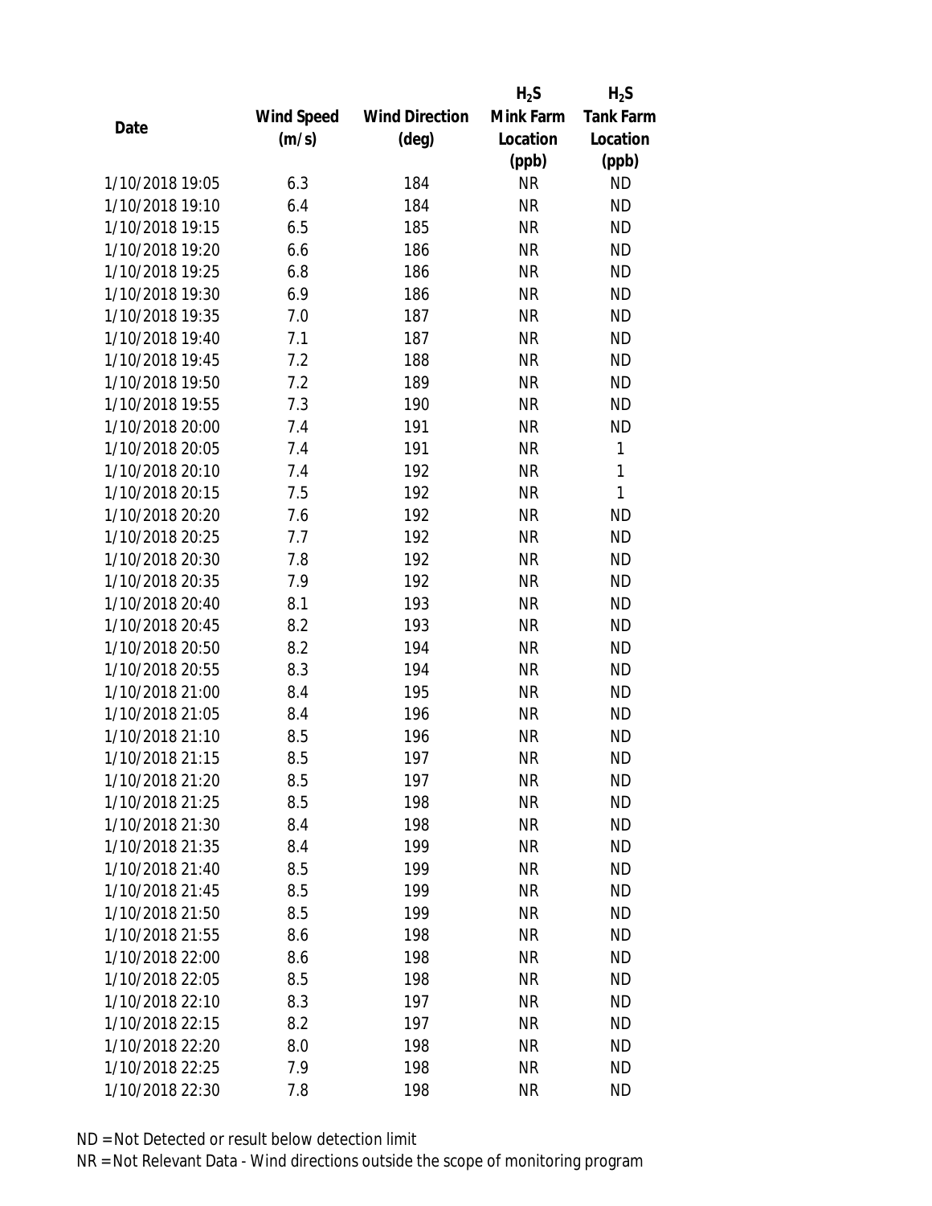| Date | Wind Speed (m/s) | Wind Direction (deg) | $H_2S$ Mink Farm Location (ppb) | $H_2S$ Tank Farm Location (ppb) |
|---|---|---|---|---|
| 1/10/2018 19:05 | 6.3 | 184 | NR | ND |
| 1/10/2018 19:10 | 6.4 | 184 | NR | ND |
| 1/10/2018 19:15 | 6.5 | 185 | NR | ND |
| 1/10/2018 19:20 | 6.6 | 186 | NR | ND |
| 1/10/2018 19:25 | 6.8 | 186 | NR | ND |
| 1/10/2018 19:30 | 6.9 | 186 | NR | ND |
| 1/10/2018 19:35 | 7.0 | 187 | NR | ND |
| 1/10/2018 19:40 | 7.1 | 187 | NR | ND |
| 1/10/2018 19:45 | 7.2 | 188 | NR | ND |
| 1/10/2018 19:50 | 7.2 | 189 | NR | ND |
| 1/10/2018 19:55 | 7.3 | 190 | NR | ND |
| 1/10/2018 20:00 | 7.4 | 191 | NR | ND |
| 1/10/2018 20:05 | 7.4 | 191 | NR | 1 |
| 1/10/2018 20:10 | 7.4 | 192 | NR | 1 |
| 1/10/2018 20:15 | 7.5 | 192 | NR | 1 |
| 1/10/2018 20:20 | 7.6 | 192 | NR | ND |
| 1/10/2018 20:25 | 7.7 | 192 | NR | ND |
| 1/10/2018 20:30 | 7.8 | 192 | NR | ND |
| 1/10/2018 20:35 | 7.9 | 192 | NR | ND |
| 1/10/2018 20:40 | 8.1 | 193 | NR | ND |
| 1/10/2018 20:45 | 8.2 | 193 | NR | ND |
| 1/10/2018 20:50 | 8.2 | 194 | NR | ND |
| 1/10/2018 20:55 | 8.3 | 194 | NR | ND |
| 1/10/2018 21:00 | 8.4 | 195 | NR | ND |
| 1/10/2018 21:05 | 8.4 | 196 | NR | ND |
| 1/10/2018 21:10 | 8.5 | 196 | NR | ND |
| 1/10/2018 21:15 | 8.5 | 197 | NR | ND |
| 1/10/2018 21:20 | 8.5 | 197 | NR | ND |
| 1/10/2018 21:25 | 8.5 | 198 | NR | ND |
| 1/10/2018 21:30 | 8.4 | 198 | NR | ND |
| 1/10/2018 21:35 | 8.4 | 199 | NR | ND |
| 1/10/2018 21:40 | 8.5 | 199 | NR | ND |
| 1/10/2018 21:45 | 8.5 | 199 | NR | ND |
| 1/10/2018 21:50 | 8.5 | 199 | NR | ND |
| 1/10/2018 21:55 | 8.6 | 198 | NR | ND |
| 1/10/2018 22:00 | 8.6 | 198 | NR | ND |
| 1/10/2018 22:05 | 8.5 | 198 | NR | ND |
| 1/10/2018 22:10 | 8.3 | 197 | NR | ND |
| 1/10/2018 22:15 | 8.2 | 197 | NR | ND |
| 1/10/2018 22:20 | 8.0 | 198 | NR | ND |
| 1/10/2018 22:25 | 7.9 | 198 | NR | ND |
| 1/10/2018 22:30 | 7.8 | 198 | NR | ND |

ND = Not Detected or result below detection limit

NR = Not Relevant Data - Wind directions outside the scope of monitoring program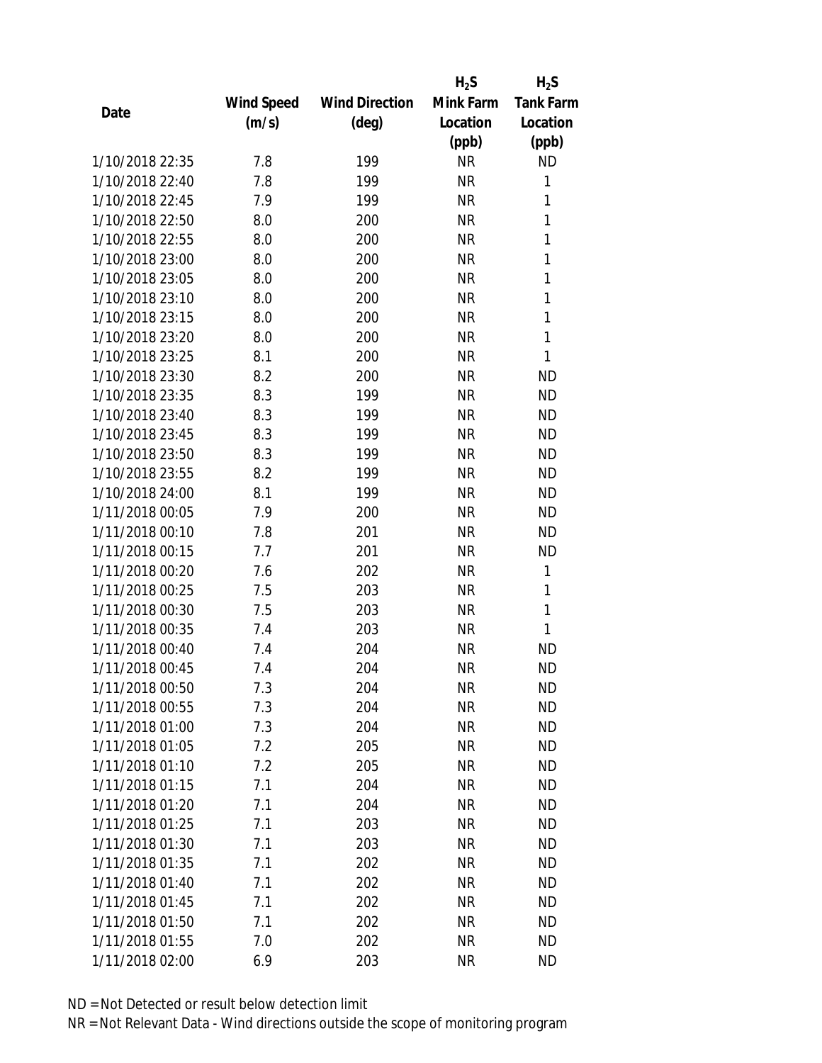| Date | Wind Speed (m/s) | Wind Direction (deg) | $H_2S$ Mink Farm Location (ppb) | $H_2S$ Tank Farm Location (ppb) |
|---|---|---|---|---|
| 1/10/2018 22:35 | 7.8 | 199 | NR | ND |
| 1/10/2018 22:40 | 7.8 | 199 | NR | 1 |
| 1/10/2018 22:45 | 7.9 | 199 | NR | 1 |
| 1/10/2018 22:50 | 8.0 | 200 | NR | 1 |
| 1/10/2018 22:55 | 8.0 | 200 | NR | 1 |
| 1/10/2018 23:00 | 8.0 | 200 | NR | 1 |
| 1/10/2018 23:05 | 8.0 | 200 | NR | 1 |
| 1/10/2018 23:10 | 8.0 | 200 | NR | 1 |
| 1/10/2018 23:15 | 8.0 | 200 | NR | 1 |
| 1/10/2018 23:20 | 8.0 | 200 | NR | 1 |
| 1/10/2018 23:25 | 8.1 | 200 | NR | 1 |
| 1/10/2018 23:30 | 8.2 | 200 | NR | ND |
| 1/10/2018 23:35 | 8.3 | 199 | NR | ND |
| 1/10/2018 23:40 | 8.3 | 199 | NR | ND |
| 1/10/2018 23:45 | 8.3 | 199 | NR | ND |
| 1/10/2018 23:50 | 8.3 | 199 | NR | ND |
| 1/10/2018 23:55 | 8.2 | 199 | NR | ND |
| 1/10/2018 24:00 | 8.1 | 199 | NR | ND |
| 1/11/2018 00:05 | 7.9 | 200 | NR | ND |
| 1/11/2018 00:10 | 7.8 | 201 | NR | ND |
| 1/11/2018 00:15 | 7.7 | 201 | NR | ND |
| 1/11/2018 00:20 | 7.6 | 202 | NR | 1 |
| 1/11/2018 00:25 | 7.5 | 203 | NR | 1 |
| 1/11/2018 00:30 | 7.5 | 203 | NR | 1 |
| 1/11/2018 00:35 | 7.4 | 203 | NR | 1 |
| 1/11/2018 00:40 | 7.4 | 204 | NR | ND |
| 1/11/2018 00:45 | 7.4 | 204 | NR | ND |
| 1/11/2018 00:50 | 7.3 | 204 | NR | ND |
| 1/11/2018 00:55 | 7.3 | 204 | NR | ND |
| 1/11/2018 01:00 | 7.3 | 204 | NR | ND |
| 1/11/2018 01:05 | 7.2 | 205 | NR | ND |
| 1/11/2018 01:10 | 7.2 | 205 | NR | ND |
| 1/11/2018 01:15 | 7.1 | 204 | NR | ND |
| 1/11/2018 01:20 | 7.1 | 204 | NR | ND |
| 1/11/2018 01:25 | 7.1 | 203 | NR | ND |
| 1/11/2018 01:30 | 7.1 | 203 | NR | ND |
| 1/11/2018 01:35 | 7.1 | 202 | NR | ND |
| 1/11/2018 01:40 | 7.1 | 202 | NR | ND |
| 1/11/2018 01:45 | 7.1 | 202 | NR | ND |
| 1/11/2018 01:50 | 7.1 | 202 | NR | ND |
| 1/11/2018 01:55 | 7.0 | 202 | NR | ND |
| 1/11/2018 02:00 | 6.9 | 203 | NR | ND |

ND = Not Detected or result below detection limit

NR = Not Relevant Data - Wind directions outside the scope of monitoring program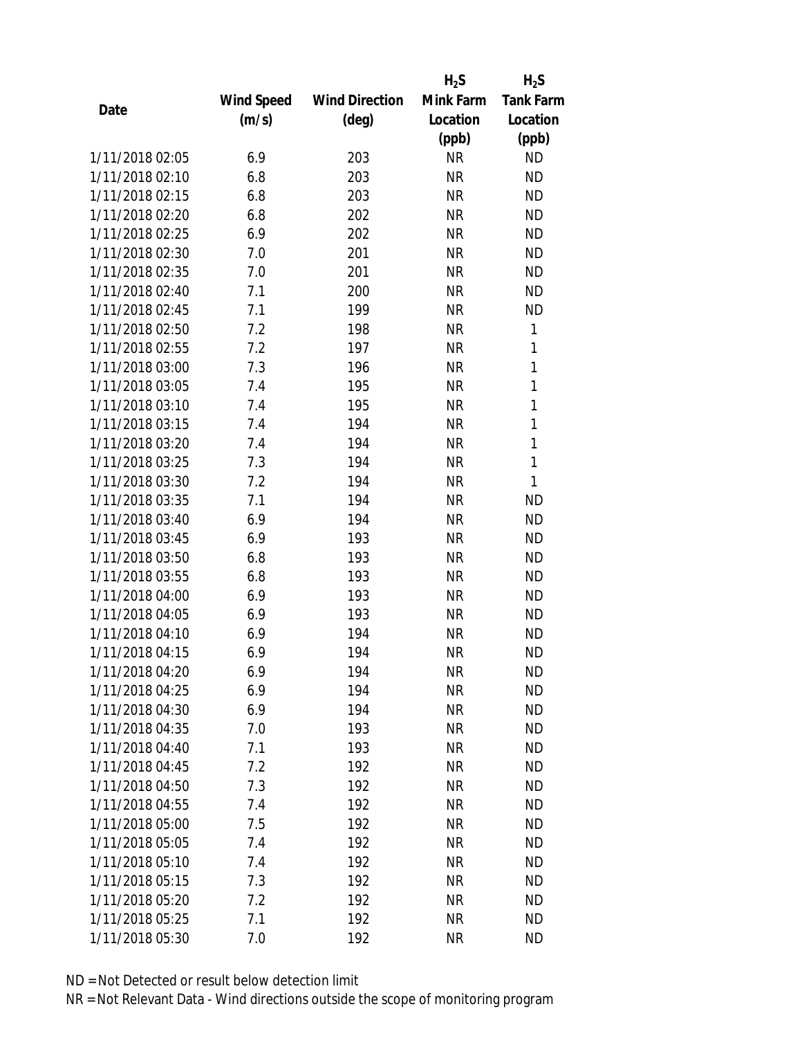| Date | Wind Speed (m/s) | Wind Direction (deg) | $H_2S$ Mink Farm Location (ppb) | $H_2S$ Tank Farm Location (ppb) |
|---|---|---|---|---|
| 1/11/2018 02:05 | 6.9 | 203 | NR | ND |
| 1/11/2018 02:10 | 6.8 | 203 | NR | ND |
| 1/11/2018 02:15 | 6.8 | 203 | NR | ND |
| 1/11/2018 02:20 | 6.8 | 202 | NR | ND |
| 1/11/2018 02:25 | 6.9 | 202 | NR | ND |
| 1/11/2018 02:30 | 7.0 | 201 | NR | ND |
| 1/11/2018 02:35 | 7.0 | 201 | NR | ND |
| 1/11/2018 02:40 | 7.1 | 200 | NR | ND |
| 1/11/2018 02:45 | 7.1 | 199 | NR | ND |
| 1/11/2018 02:50 | 7.2 | 198 | NR | 1 |
| 1/11/2018 02:55 | 7.2 | 197 | NR | 1 |
| 1/11/2018 03:00 | 7.3 | 196 | NR | 1 |
| 1/11/2018 03:05 | 7.4 | 195 | NR | 1 |
| 1/11/2018 03:10 | 7.4 | 195 | NR | 1 |
| 1/11/2018 03:15 | 7.4 | 194 | NR | 1 |
| 1/11/2018 03:20 | 7.4 | 194 | NR | 1 |
| 1/11/2018 03:25 | 7.3 | 194 | NR | 1 |
| 1/11/2018 03:30 | 7.2 | 194 | NR | 1 |
| 1/11/2018 03:35 | 7.1 | 194 | NR | ND |
| 1/11/2018 03:40 | 6.9 | 194 | NR | ND |
| 1/11/2018 03:45 | 6.9 | 193 | NR | ND |
| 1/11/2018 03:50 | 6.8 | 193 | NR | ND |
| 1/11/2018 03:55 | 6.8 | 193 | NR | ND |
| 1/11/2018 04:00 | 6.9 | 193 | NR | ND |
| 1/11/2018 04:05 | 6.9 | 193 | NR | ND |
| 1/11/2018 04:10 | 6.9 | 194 | NR | ND |
| 1/11/2018 04:15 | 6.9 | 194 | NR | ND |
| 1/11/2018 04:20 | 6.9 | 194 | NR | ND |
| 1/11/2018 04:25 | 6.9 | 194 | NR | ND |
| 1/11/2018 04:30 | 6.9 | 194 | NR | ND |
| 1/11/2018 04:35 | 7.0 | 193 | NR | ND |
| 1/11/2018 04:40 | 7.1 | 193 | NR | ND |
| 1/11/2018 04:45 | 7.2 | 192 | NR | ND |
| 1/11/2018 04:50 | 7.3 | 192 | NR | ND |
| 1/11/2018 04:55 | 7.4 | 192 | NR | ND |
| 1/11/2018 05:00 | 7.5 | 192 | NR | ND |
| 1/11/2018 05:05 | 7.4 | 192 | NR | ND |
| 1/11/2018 05:10 | 7.4 | 192 | NR | ND |
| 1/11/2018 05:15 | 7.3 | 192 | NR | ND |
| 1/11/2018 05:20 | 7.2 | 192 | NR | ND |
| 1/11/2018 05:25 | 7.1 | 192 | NR | ND |
| 1/11/2018 05:30 | 7.0 | 192 | NR | ND |

ND = Not Detected or result below detection limit

NR = Not Relevant Data - Wind directions outside the scope of monitoring program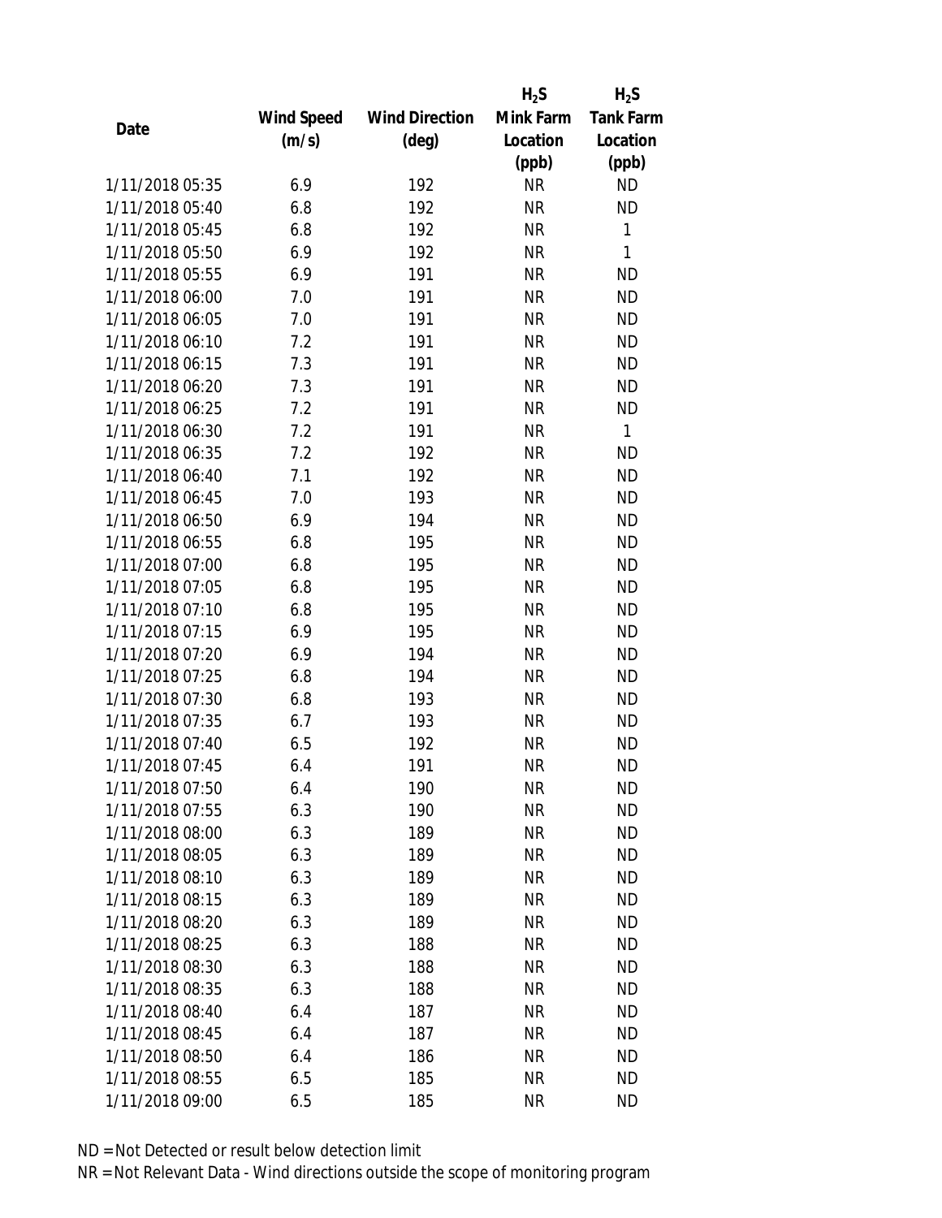| Date | Wind Speed (m/s) | Wind Direction (deg) | $H_2S$ Mink Farm Location (ppb) | $H_2S$ Tank Farm Location (ppb) |
|---|---|---|---|---|
| 1/11/2018 05:35 | 6.9 | 192 | NR | ND |
| 1/11/2018 05:40 | 6.8 | 192 | NR | ND |
| 1/11/2018 05:45 | 6.8 | 192 | NR | 1 |
| 1/11/2018 05:50 | 6.9 | 192 | NR | 1 |
| 1/11/2018 05:55 | 6.9 | 191 | NR | ND |
| 1/11/2018 06:00 | 7.0 | 191 | NR | ND |
| 1/11/2018 06:05 | 7.0 | 191 | NR | ND |
| 1/11/2018 06:10 | 7.2 | 191 | NR | ND |
| 1/11/2018 06:15 | 7.3 | 191 | NR | ND |
| 1/11/2018 06:20 | 7.3 | 191 | NR | ND |
| 1/11/2018 06:25 | 7.2 | 191 | NR | ND |
| 1/11/2018 06:30 | 7.2 | 191 | NR | 1 |
| 1/11/2018 06:35 | 7.2 | 192 | NR | ND |
| 1/11/2018 06:40 | 7.1 | 192 | NR | ND |
| 1/11/2018 06:45 | 7.0 | 193 | NR | ND |
| 1/11/2018 06:50 | 6.9 | 194 | NR | ND |
| 1/11/2018 06:55 | 6.8 | 195 | NR | ND |
| 1/11/2018 07:00 | 6.8 | 195 | NR | ND |
| 1/11/2018 07:05 | 6.8 | 195 | NR | ND |
| 1/11/2018 07:10 | 6.8 | 195 | NR | ND |
| 1/11/2018 07:15 | 6.9 | 195 | NR | ND |
| 1/11/2018 07:20 | 6.9 | 194 | NR | ND |
| 1/11/2018 07:25 | 6.8 | 194 | NR | ND |
| 1/11/2018 07:30 | 6.8 | 193 | NR | ND |
| 1/11/2018 07:35 | 6.7 | 193 | NR | ND |
| 1/11/2018 07:40 | 6.5 | 192 | NR | ND |
| 1/11/2018 07:45 | 6.4 | 191 | NR | ND |
| 1/11/2018 07:50 | 6.4 | 190 | NR | ND |
| 1/11/2018 07:55 | 6.3 | 190 | NR | ND |
| 1/11/2018 08:00 | 6.3 | 189 | NR | ND |
| 1/11/2018 08:05 | 6.3 | 189 | NR | ND |
| 1/11/2018 08:10 | 6.3 | 189 | NR | ND |
| 1/11/2018 08:15 | 6.3 | 189 | NR | ND |
| 1/11/2018 08:20 | 6.3 | 189 | NR | ND |
| 1/11/2018 08:25 | 6.3 | 188 | NR | ND |
| 1/11/2018 08:30 | 6.3 | 188 | NR | ND |
| 1/11/2018 08:35 | 6.3 | 188 | NR | ND |
| 1/11/2018 08:40 | 6.4 | 187 | NR | ND |
| 1/11/2018 08:45 | 6.4 | 187 | NR | ND |
| 1/11/2018 08:50 | 6.4 | 186 | NR | ND |
| 1/11/2018 08:55 | 6.5 | 185 | NR | ND |
| 1/11/2018 09:00 | 6.5 | 185 | NR | ND |

ND = Not Detected or result below detection limit

NR = Not Relevant Data - Wind directions outside the scope of monitoring program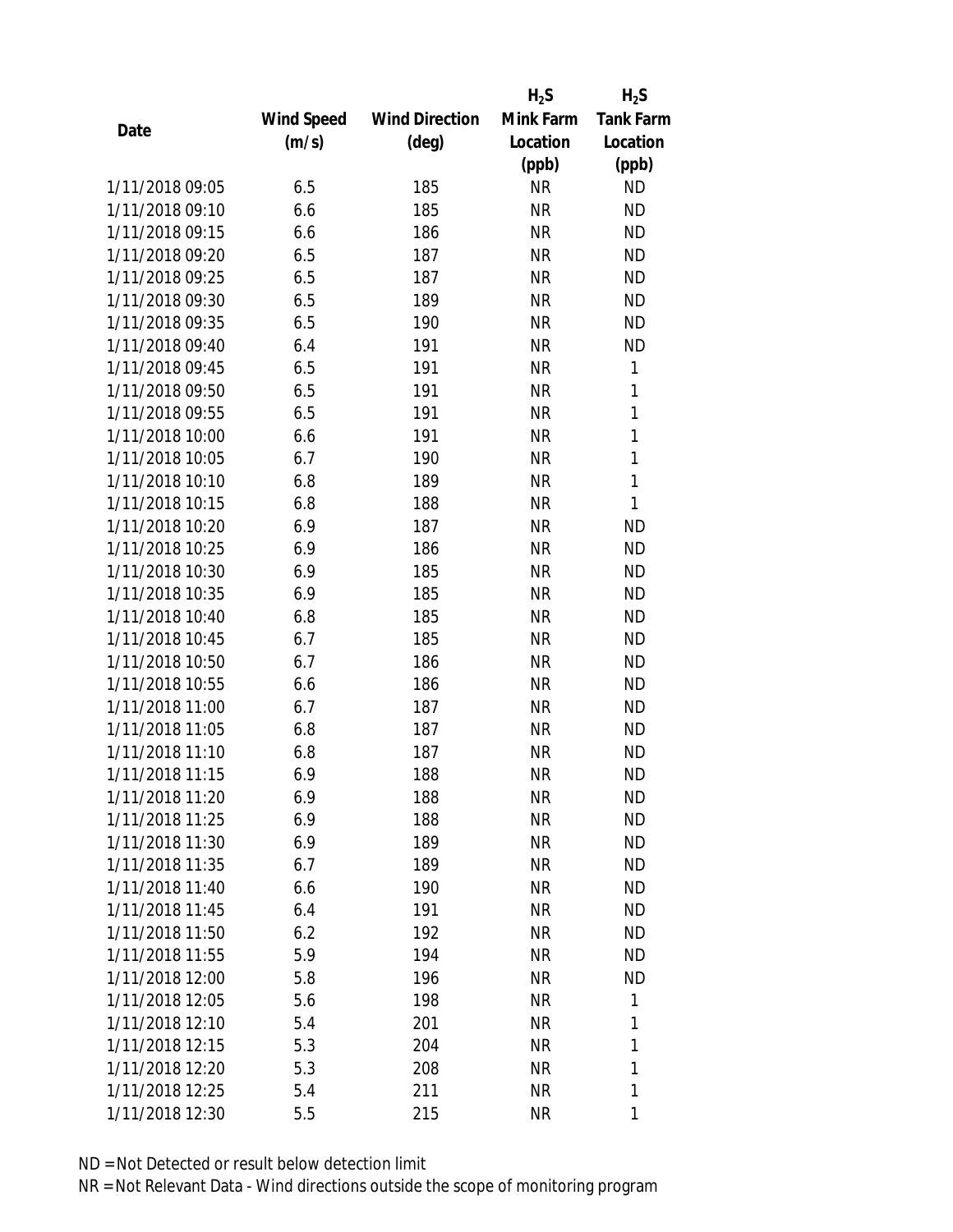| Date | Wind Speed (m/s) | Wind Direction (deg) | $H_2S$ Mink Farm Location (ppb) | $H_2S$ Tank Farm Location (ppb) |
|---|---|---|---|---|
| 1/11/2018 09:05 | 6.5 | 185 | NR | ND |
| 1/11/2018 09:10 | 6.6 | 185 | NR | ND |
| 1/11/2018 09:15 | 6.6 | 186 | NR | ND |
| 1/11/2018 09:20 | 6.5 | 187 | NR | ND |
| 1/11/2018 09:25 | 6.5 | 187 | NR | ND |
| 1/11/2018 09:30 | 6.5 | 189 | NR | ND |
| 1/11/2018 09:35 | 6.5 | 190 | NR | ND |
| 1/11/2018 09:40 | 6.4 | 191 | NR | ND |
| 1/11/2018 09:45 | 6.5 | 191 | NR | 1 |
| 1/11/2018 09:50 | 6.5 | 191 | NR | 1 |
| 1/11/2018 09:55 | 6.5 | 191 | NR | 1 |
| 1/11/2018 10:00 | 6.6 | 191 | NR | 1 |
| 1/11/2018 10:05 | 6.7 | 190 | NR | 1 |
| 1/11/2018 10:10 | 6.8 | 189 | NR | 1 |
| 1/11/2018 10:15 | 6.8 | 188 | NR | 1 |
| 1/11/2018 10:20 | 6.9 | 187 | NR | ND |
| 1/11/2018 10:25 | 6.9 | 186 | NR | ND |
| 1/11/2018 10:30 | 6.9 | 185 | NR | ND |
| 1/11/2018 10:35 | 6.9 | 185 | NR | ND |
| 1/11/2018 10:40 | 6.8 | 185 | NR | ND |
| 1/11/2018 10:45 | 6.7 | 185 | NR | ND |
| 1/11/2018 10:50 | 6.7 | 186 | NR | ND |
| 1/11/2018 10:55 | 6.6 | 186 | NR | ND |
| 1/11/2018 11:00 | 6.7 | 187 | NR | ND |
| 1/11/2018 11:05 | 6.8 | 187 | NR | ND |
| 1/11/2018 11:10 | 6.8 | 187 | NR | ND |
| 1/11/2018 11:15 | 6.9 | 188 | NR | ND |
| 1/11/2018 11:20 | 6.9 | 188 | NR | ND |
| 1/11/2018 11:25 | 6.9 | 188 | NR | ND |
| 1/11/2018 11:30 | 6.9 | 189 | NR | ND |
| 1/11/2018 11:35 | 6.7 | 189 | NR | ND |
| 1/11/2018 11:40 | 6.6 | 190 | NR | ND |
| 1/11/2018 11:45 | 6.4 | 191 | NR | ND |
| 1/11/2018 11:50 | 6.2 | 192 | NR | ND |
| 1/11/2018 11:55 | 5.9 | 194 | NR | ND |
| 1/11/2018 12:00 | 5.8 | 196 | NR | ND |
| 1/11/2018 12:05 | 5.6 | 198 | NR | 1 |
| 1/11/2018 12:10 | 5.4 | 201 | NR | 1 |
| 1/11/2018 12:15 | 5.3 | 204 | NR | 1 |
| 1/11/2018 12:20 | 5.3 | 208 | NR | 1 |
| 1/11/2018 12:25 | 5.4 | 211 | NR | 1 |
| 1/11/2018 12:30 | 5.5 | 215 | NR | 1 |

ND = Not Detected or result below detection limit

NR = Not Relevant Data - Wind directions outside the scope of monitoring program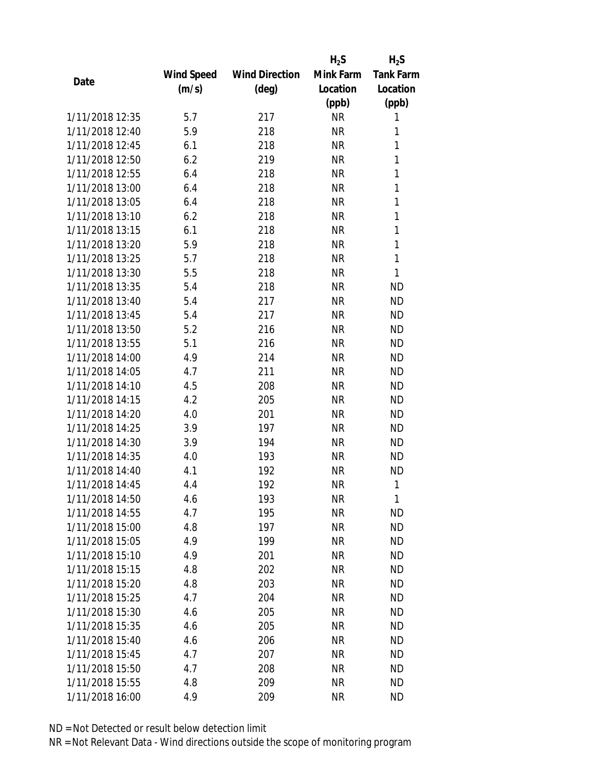| Date | Wind Speed (m/s) | Wind Direction (deg) | $H_2S$ Mink Farm Location (ppb) | $H_2S$ Tank Farm Location (ppb) |
|---|---|---|---|---|
| 1/11/2018 12:35 | 5.7 | 217 | NR | 1 |
| 1/11/2018 12:40 | 5.9 | 218 | NR | 1 |
| 1/11/2018 12:45 | 6.1 | 218 | NR | 1 |
| 1/11/2018 12:50 | 6.2 | 219 | NR | 1 |
| 1/11/2018 12:55 | 6.4 | 218 | NR | 1 |
| 1/11/2018 13:00 | 6.4 | 218 | NR | 1 |
| 1/11/2018 13:05 | 6.4 | 218 | NR | 1 |
| 1/11/2018 13:10 | 6.2 | 218 | NR | 1 |
| 1/11/2018 13:15 | 6.1 | 218 | NR | 1 |
| 1/11/2018 13:20 | 5.9 | 218 | NR | 1 |
| 1/11/2018 13:25 | 5.7 | 218 | NR | 1 |
| 1/11/2018 13:30 | 5.5 | 218 | NR | 1 |
| 1/11/2018 13:35 | 5.4 | 218 | NR | ND |
| 1/11/2018 13:40 | 5.4 | 217 | NR | ND |
| 1/11/2018 13:45 | 5.4 | 217 | NR | ND |
| 1/11/2018 13:50 | 5.2 | 216 | NR | ND |
| 1/11/2018 13:55 | 5.1 | 216 | NR | ND |
| 1/11/2018 14:00 | 4.9 | 214 | NR | ND |
| 1/11/2018 14:05 | 4.7 | 211 | NR | ND |
| 1/11/2018 14:10 | 4.5 | 208 | NR | ND |
| 1/11/2018 14:15 | 4.2 | 205 | NR | ND |
| 1/11/2018 14:20 | 4.0 | 201 | NR | ND |
| 1/11/2018 14:25 | 3.9 | 197 | NR | ND |
| 1/11/2018 14:30 | 3.9 | 194 | NR | ND |
| 1/11/2018 14:35 | 4.0 | 193 | NR | ND |
| 1/11/2018 14:40 | 4.1 | 192 | NR | ND |
| 1/11/2018 14:45 | 4.4 | 192 | NR | 1 |
| 1/11/2018 14:50 | 4.6 | 193 | NR | 1 |
| 1/11/2018 14:55 | 4.7 | 195 | NR | ND |
| 1/11/2018 15:00 | 4.8 | 197 | NR | ND |
| 1/11/2018 15:05 | 4.9 | 199 | NR | ND |
| 1/11/2018 15:10 | 4.9 | 201 | NR | ND |
| 1/11/2018 15:15 | 4.8 | 202 | NR | ND |
| 1/11/2018 15:20 | 4.8 | 203 | NR | ND |
| 1/11/2018 15:25 | 4.7 | 204 | NR | ND |
| 1/11/2018 15:30 | 4.6 | 205 | NR | ND |
| 1/11/2018 15:35 | 4.6 | 205 | NR | ND |
| 1/11/2018 15:40 | 4.6 | 206 | NR | ND |
| 1/11/2018 15:45 | 4.7 | 207 | NR | ND |
| 1/11/2018 15:50 | 4.7 | 208 | NR | ND |
| 1/11/2018 15:55 | 4.8 | 209 | NR | ND |
| 1/11/2018 16:00 | 4.9 | 209 | NR | ND |

ND = Not Detected or result below detection limit

NR = Not Relevant Data - Wind directions outside the scope of monitoring program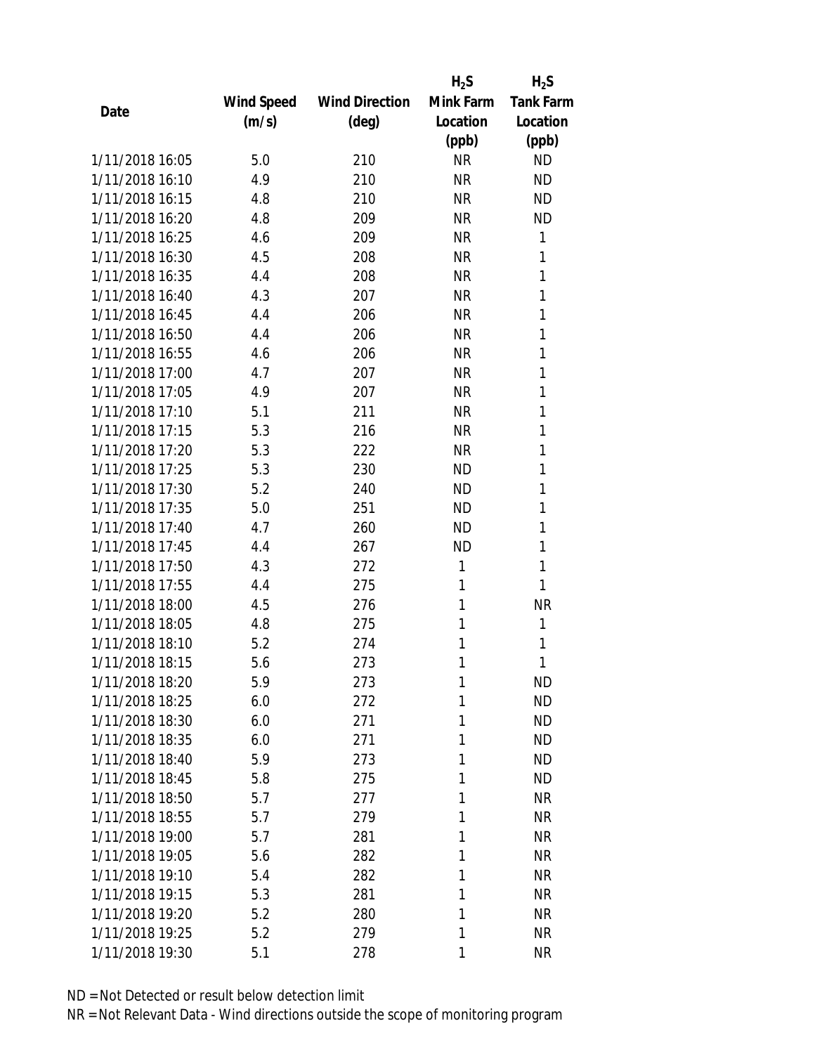| Date | Wind Speed (m/s) | Wind Direction (deg) | $H_2S$ Mink Farm Location (ppb) | $H_2S$ Tank Farm Location (ppb) |
|---|---|---|---|---|
| 1/11/2018 16:05 | 5.0 | 210 | NR | ND |
| 1/11/2018 16:10 | 4.9 | 210 | NR | ND |
| 1/11/2018 16:15 | 4.8 | 210 | NR | ND |
| 1/11/2018 16:20 | 4.8 | 209 | NR | ND |
| 1/11/2018 16:25 | 4.6 | 209 | NR | 1 |
| 1/11/2018 16:30 | 4.5 | 208 | NR | 1 |
| 1/11/2018 16:35 | 4.4 | 208 | NR | 1 |
| 1/11/2018 16:40 | 4.3 | 207 | NR | 1 |
| 1/11/2018 16:45 | 4.4 | 206 | NR | 1 |
| 1/11/2018 16:50 | 4.4 | 206 | NR | 1 |
| 1/11/2018 16:55 | 4.6 | 206 | NR | 1 |
| 1/11/2018 17:00 | 4.7 | 207 | NR | 1 |
| 1/11/2018 17:05 | 4.9 | 207 | NR | 1 |
| 1/11/2018 17:10 | 5.1 | 211 | NR | 1 |
| 1/11/2018 17:15 | 5.3 | 216 | NR | 1 |
| 1/11/2018 17:20 | 5.3 | 222 | NR | 1 |
| 1/11/2018 17:25 | 5.3 | 230 | ND | 1 |
| 1/11/2018 17:30 | 5.2 | 240 | ND | 1 |
| 1/11/2018 17:35 | 5.0 | 251 | ND | 1 |
| 1/11/2018 17:40 | 4.7 | 260 | ND | 1 |
| 1/11/2018 17:45 | 4.4 | 267 | ND | 1 |
| 1/11/2018 17:50 | 4.3 | 272 | 1 | 1 |
| 1/11/2018 17:55 | 4.4 | 275 | 1 | 1 |
| 1/11/2018 18:00 | 4.5 | 276 | 1 | NR |
| 1/11/2018 18:05 | 4.8 | 275 | 1 | 1 |
| 1/11/2018 18:10 | 5.2 | 274 | 1 | 1 |
| 1/11/2018 18:15 | 5.6 | 273 | 1 | 1 |
| 1/11/2018 18:20 | 5.9 | 273 | 1 | ND |
| 1/11/2018 18:25 | 6.0 | 272 | 1 | ND |
| 1/11/2018 18:30 | 6.0 | 271 | 1 | ND |
| 1/11/2018 18:35 | 6.0 | 271 | 1 | ND |
| 1/11/2018 18:40 | 5.9 | 273 | 1 | ND |
| 1/11/2018 18:45 | 5.8 | 275 | 1 | ND |
| 1/11/2018 18:50 | 5.7 | 277 | 1 | NR |
| 1/11/2018 18:55 | 5.7 | 279 | 1 | NR |
| 1/11/2018 19:00 | 5.7 | 281 | 1 | NR |
| 1/11/2018 19:05 | 5.6 | 282 | 1 | NR |
| 1/11/2018 19:10 | 5.4 | 282 | 1 | NR |
| 1/11/2018 19:15 | 5.3 | 281 | 1 | NR |
| 1/11/2018 19:20 | 5.2 | 280 | 1 | NR |
| 1/11/2018 19:25 | 5.2 | 279 | 1 | NR |
| 1/11/2018 19:30 | 5.1 | 278 | 1 | NR |

ND = Not Detected or result below detection limit
NR = Not Relevant Data - Wind directions outside the scope of monitoring program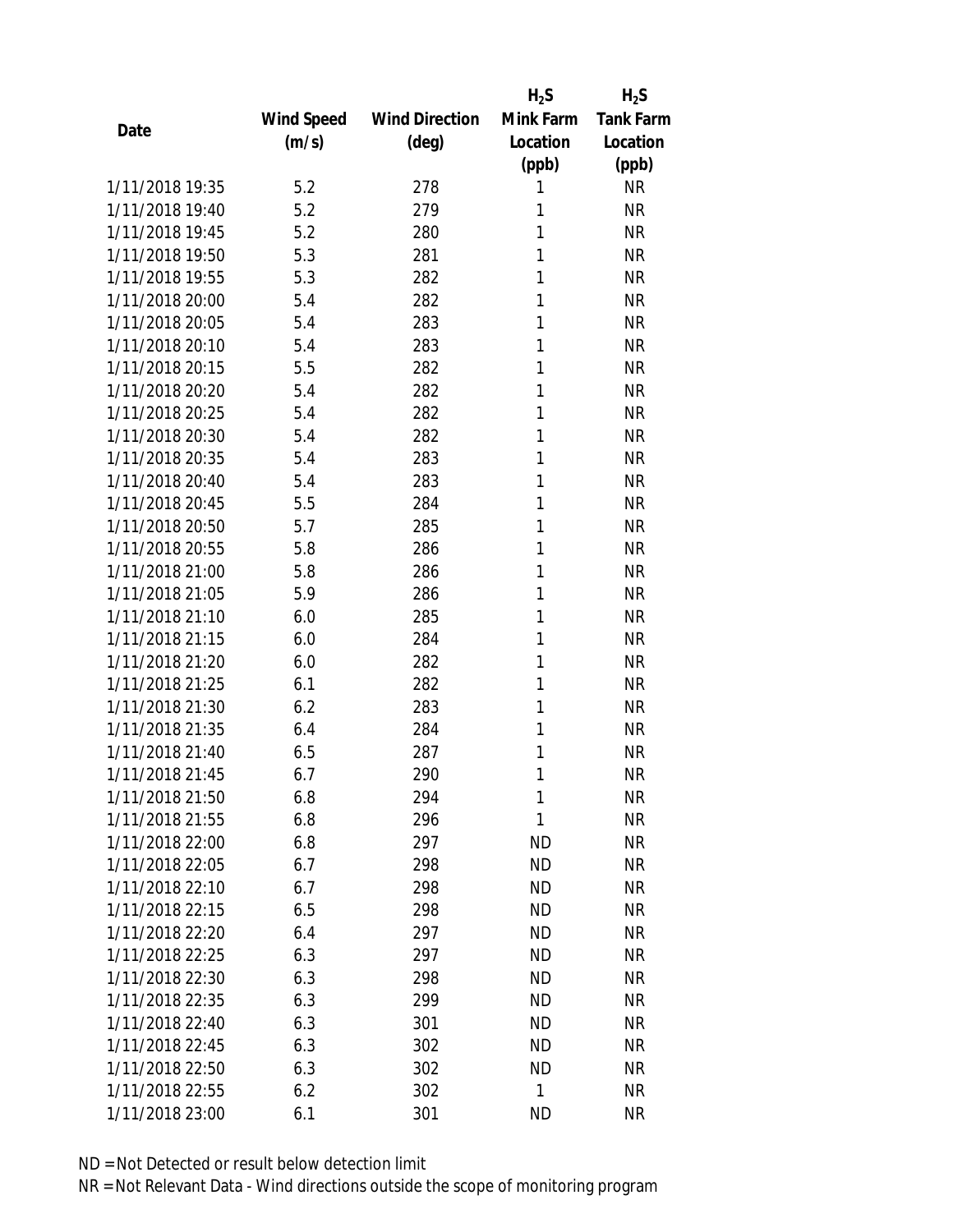| Date | Wind Speed (m/s) | Wind Direction (deg) | $H_2S$ Mink Farm Location (ppb) | $H_2S$ Tank Farm Location (ppb) |
|---|---|---|---|---|
| 1/11/2018 19:35 | 5.2 | 278 | 1 | NR |
| 1/11/2018 19:40 | 5.2 | 279 | 1 | NR |
| 1/11/2018 19:45 | 5.2 | 280 | 1 | NR |
| 1/11/2018 19:50 | 5.3 | 281 | 1 | NR |
| 1/11/2018 19:55 | 5.3 | 282 | 1 | NR |
| 1/11/2018 20:00 | 5.4 | 282 | 1 | NR |
| 1/11/2018 20:05 | 5.4 | 283 | 1 | NR |
| 1/11/2018 20:10 | 5.4 | 283 | 1 | NR |
| 1/11/2018 20:15 | 5.5 | 282 | 1 | NR |
| 1/11/2018 20:20 | 5.4 | 282 | 1 | NR |
| 1/11/2018 20:25 | 5.4 | 282 | 1 | NR |
| 1/11/2018 20:30 | 5.4 | 282 | 1 | NR |
| 1/11/2018 20:35 | 5.4 | 283 | 1 | NR |
| 1/11/2018 20:40 | 5.4 | 283 | 1 | NR |
| 1/11/2018 20:45 | 5.5 | 284 | 1 | NR |
| 1/11/2018 20:50 | 5.7 | 285 | 1 | NR |
| 1/11/2018 20:55 | 5.8 | 286 | 1 | NR |
| 1/11/2018 21:00 | 5.8 | 286 | 1 | NR |
| 1/11/2018 21:05 | 5.9 | 286 | 1 | NR |
| 1/11/2018 21:10 | 6.0 | 285 | 1 | NR |
| 1/11/2018 21:15 | 6.0 | 284 | 1 | NR |
| 1/11/2018 21:20 | 6.0 | 282 | 1 | NR |
| 1/11/2018 21:25 | 6.1 | 282 | 1 | NR |
| 1/11/2018 21:30 | 6.2 | 283 | 1 | NR |
| 1/11/2018 21:35 | 6.4 | 284 | 1 | NR |
| 1/11/2018 21:40 | 6.5 | 287 | 1 | NR |
| 1/11/2018 21:45 | 6.7 | 290 | 1 | NR |
| 1/11/2018 21:50 | 6.8 | 294 | 1 | NR |
| 1/11/2018 21:55 | 6.8 | 296 | 1 | NR |
| 1/11/2018 22:00 | 6.8 | 297 | ND | NR |
| 1/11/2018 22:05 | 6.7 | 298 | ND | NR |
| 1/11/2018 22:10 | 6.7 | 298 | ND | NR |
| 1/11/2018 22:15 | 6.5 | 298 | ND | NR |
| 1/11/2018 22:20 | 6.4 | 297 | ND | NR |
| 1/11/2018 22:25 | 6.3 | 297 | ND | NR |
| 1/11/2018 22:30 | 6.3 | 298 | ND | NR |
| 1/11/2018 22:35 | 6.3 | 299 | ND | NR |
| 1/11/2018 22:40 | 6.3 | 301 | ND | NR |
| 1/11/2018 22:45 | 6.3 | 302 | ND | NR |
| 1/11/2018 22:50 | 6.3 | 302 | ND | NR |
| 1/11/2018 22:55 | 6.2 | 302 | 1 | NR |
| 1/11/2018 23:00 | 6.1 | 301 | ND | NR |

ND = Not Detected or result below detection limit

NR = Not Relevant Data - Wind directions outside the scope of monitoring program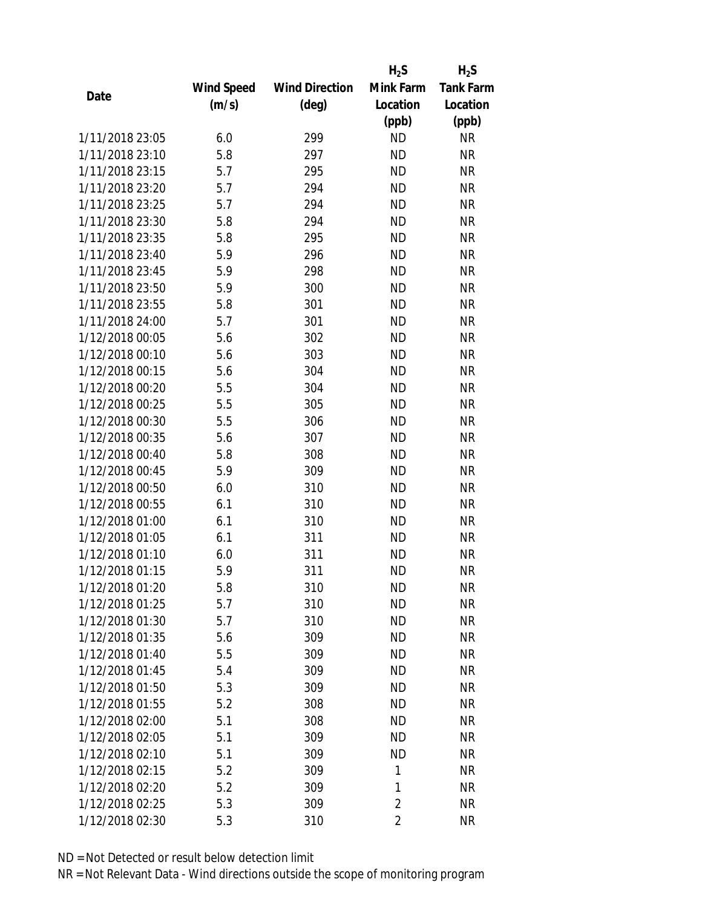| Date | Wind Speed (m/s) | Wind Direction (deg) | $H_2S$ Mink Farm Location (ppb) | $H_2S$ Tank Farm Location (ppb) |
| --- | --- | --- | --- | --- |
| 1/11/2018 23:05 | 6.0 | 299 | ND | NR |
| 1/11/2018 23:10 | 5.8 | 297 | ND | NR |
| 1/11/2018 23:15 | 5.7 | 295 | ND | NR |
| 1/11/2018 23:20 | 5.7 | 294 | ND | NR |
| 1/11/2018 23:25 | 5.7 | 294 | ND | NR |
| 1/11/2018 23:30 | 5.8 | 294 | ND | NR |
| 1/11/2018 23:35 | 5.8 | 295 | ND | NR |
| 1/11/2018 23:40 | 5.9 | 296 | ND | NR |
| 1/11/2018 23:45 | 5.9 | 298 | ND | NR |
| 1/11/2018 23:50 | 5.9 | 300 | ND | NR |
| 1/11/2018 23:55 | 5.8 | 301 | ND | NR |
| 1/11/2018 24:00 | 5.7 | 301 | ND | NR |
| 1/12/2018 00:05 | 5.6 | 302 | ND | NR |
| 1/12/2018 00:10 | 5.6 | 303 | ND | NR |
| 1/12/2018 00:15 | 5.6 | 304 | ND | NR |
| 1/12/2018 00:20 | 5.5 | 304 | ND | NR |
| 1/12/2018 00:25 | 5.5 | 305 | ND | NR |
| 1/12/2018 00:30 | 5.5 | 306 | ND | NR |
| 1/12/2018 00:35 | 5.6 | 307 | ND | NR |
| 1/12/2018 00:40 | 5.8 | 308 | ND | NR |
| 1/12/2018 00:45 | 5.9 | 309 | ND | NR |
| 1/12/2018 00:50 | 6.0 | 310 | ND | NR |
| 1/12/2018 00:55 | 6.1 | 310 | ND | NR |
| 1/12/2018 01:00 | 6.1 | 310 | ND | NR |
| 1/12/2018 01:05 | 6.1 | 311 | ND | NR |
| 1/12/2018 01:10 | 6.0 | 311 | ND | NR |
| 1/12/2018 01:15 | 5.9 | 311 | ND | NR |
| 1/12/2018 01:20 | 5.8 | 310 | ND | NR |
| 1/12/2018 01:25 | 5.7 | 310 | ND | NR |
| 1/12/2018 01:30 | 5.7 | 310 | ND | NR |
| 1/12/2018 01:35 | 5.6 | 309 | ND | NR |
| 1/12/2018 01:40 | 5.5 | 309 | ND | NR |
| 1/12/2018 01:45 | 5.4 | 309 | ND | NR |
| 1/12/2018 01:50 | 5.3 | 309 | ND | NR |
| 1/12/2018 01:55 | 5.2 | 308 | ND | NR |
| 1/12/2018 02:00 | 5.1 | 308 | ND | NR |
| 1/12/2018 02:05 | 5.1 | 309 | ND | NR |
| 1/12/2018 02:10 | 5.1 | 309 | ND | NR |
| 1/12/2018 02:15 | 5.2 | 309 | 1 | NR |
| 1/12/2018 02:20 | 5.2 | 309 | 1 | NR |
| 1/12/2018 02:25 | 5.3 | 309 | 2 | NR |
| 1/12/2018 02:30 | 5.3 | 310 | 2 | NR |

ND = Not Detected or result below detection limit

NR = Not Relevant Data - Wind directions outside the scope of monitoring program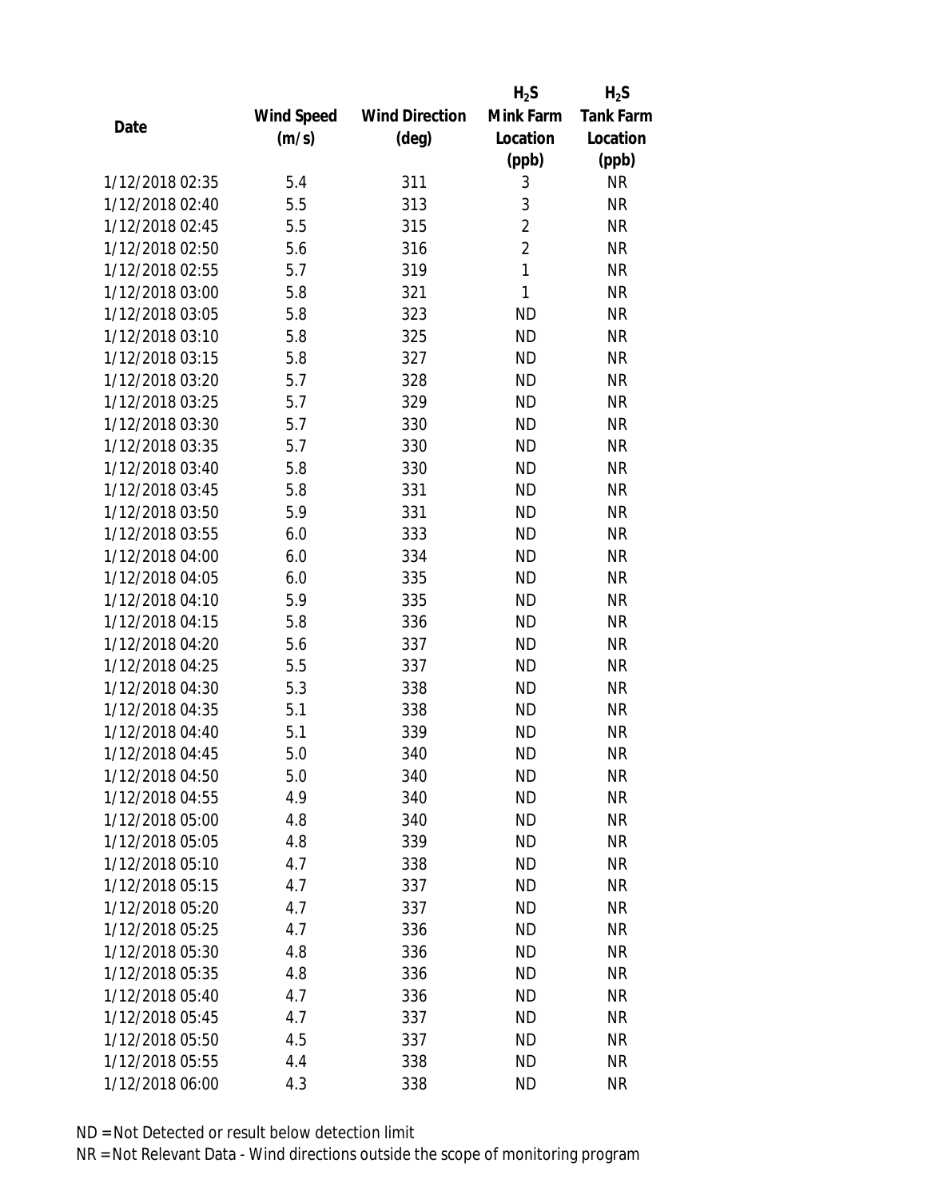| Date | Wind Speed (m/s) | Wind Direction (deg) | $H_2S$ Mink Farm Location (ppb) | $H_2S$ Tank Farm Location (ppb) |
|---|---|---|---|---|
| 1/12/2018 02:35 | 5.4 | 311 | 3 | NR |
| 1/12/2018 02:40 | 5.5 | 313 | 3 | NR |
| 1/12/2018 02:45 | 5.5 | 315 | 2 | NR |
| 1/12/2018 02:50 | 5.6 | 316 | 2 | NR |
| 1/12/2018 02:55 | 5.7 | 319 | 1 | NR |
| 1/12/2018 03:00 | 5.8 | 321 | 1 | NR |
| 1/12/2018 03:05 | 5.8 | 323 | ND | NR |
| 1/12/2018 03:10 | 5.8 | 325 | ND | NR |
| 1/12/2018 03:15 | 5.8 | 327 | ND | NR |
| 1/12/2018 03:20 | 5.7 | 328 | ND | NR |
| 1/12/2018 03:25 | 5.7 | 329 | ND | NR |
| 1/12/2018 03:30 | 5.7 | 330 | ND | NR |
| 1/12/2018 03:35 | 5.7 | 330 | ND | NR |
| 1/12/2018 03:40 | 5.8 | 330 | ND | NR |
| 1/12/2018 03:45 | 5.8 | 331 | ND | NR |
| 1/12/2018 03:50 | 5.9 | 331 | ND | NR |
| 1/12/2018 03:55 | 6.0 | 333 | ND | NR |
| 1/12/2018 04:00 | 6.0 | 334 | ND | NR |
| 1/12/2018 04:05 | 6.0 | 335 | ND | NR |
| 1/12/2018 04:10 | 5.9 | 335 | ND | NR |
| 1/12/2018 04:15 | 5.8 | 336 | ND | NR |
| 1/12/2018 04:20 | 5.6 | 337 | ND | NR |
| 1/12/2018 04:25 | 5.5 | 337 | ND | NR |
| 1/12/2018 04:30 | 5.3 | 338 | ND | NR |
| 1/12/2018 04:35 | 5.1 | 338 | ND | NR |
| 1/12/2018 04:40 | 5.1 | 339 | ND | NR |
| 1/12/2018 04:45 | 5.0 | 340 | ND | NR |
| 1/12/2018 04:50 | 5.0 | 340 | ND | NR |
| 1/12/2018 04:55 | 4.9 | 340 | ND | NR |
| 1/12/2018 05:00 | 4.8 | 340 | ND | NR |
| 1/12/2018 05:05 | 4.8 | 339 | ND | NR |
| 1/12/2018 05:10 | 4.7 | 338 | ND | NR |
| 1/12/2018 05:15 | 4.7 | 337 | ND | NR |
| 1/12/2018 05:20 | 4.7 | 337 | ND | NR |
| 1/12/2018 05:25 | 4.7 | 336 | ND | NR |
| 1/12/2018 05:30 | 4.8 | 336 | ND | NR |
| 1/12/2018 05:35 | 4.8 | 336 | ND | NR |
| 1/12/2018 05:40 | 4.7 | 336 | ND | NR |
| 1/12/2018 05:45 | 4.7 | 337 | ND | NR |
| 1/12/2018 05:50 | 4.5 | 337 | ND | NR |
| 1/12/2018 05:55 | 4.4 | 338 | ND | NR |
| 1/12/2018 06:00 | 4.3 | 338 | ND | NR |

ND = Not Detected or result below detection limit

NR = Not Relevant Data - Wind directions outside the scope of monitoring program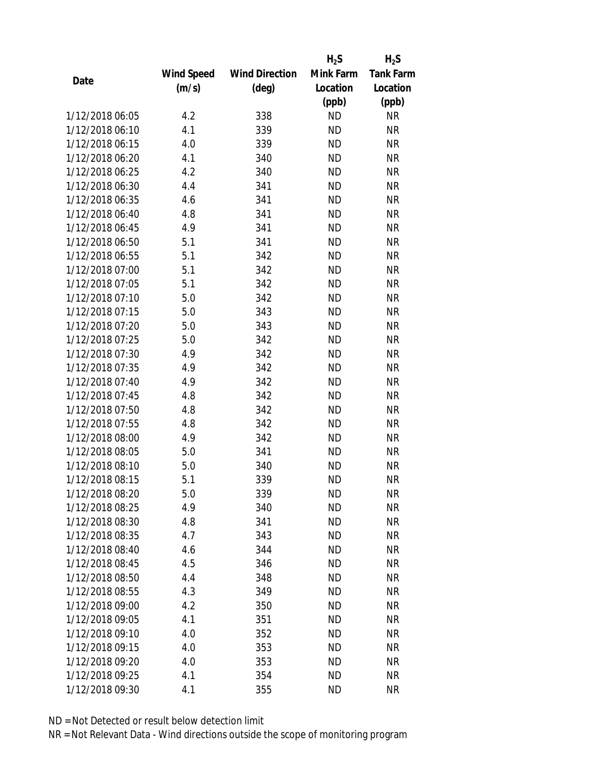| Date | Wind Speed (m/s) | Wind Direction (deg) | $H_2S$ Mink Farm Location (ppb) | $H_2S$ Tank Farm Location (ppb) |
|---|---|---|---|---|
| 1/12/2018 06:05 | 4.2 | 338 | ND | NR |
| 1/12/2018 06:10 | 4.1 | 339 | ND | NR |
| 1/12/2018 06:15 | 4.0 | 339 | ND | NR |
| 1/12/2018 06:20 | 4.1 | 340 | ND | NR |
| 1/12/2018 06:25 | 4.2 | 340 | ND | NR |
| 1/12/2018 06:30 | 4.4 | 341 | ND | NR |
| 1/12/2018 06:35 | 4.6 | 341 | ND | NR |
| 1/12/2018 06:40 | 4.8 | 341 | ND | NR |
| 1/12/2018 06:45 | 4.9 | 341 | ND | NR |
| 1/12/2018 06:50 | 5.1 | 341 | ND | NR |
| 1/12/2018 06:55 | 5.1 | 342 | ND | NR |
| 1/12/2018 07:00 | 5.1 | 342 | ND | NR |
| 1/12/2018 07:05 | 5.1 | 342 | ND | NR |
| 1/12/2018 07:10 | 5.0 | 342 | ND | NR |
| 1/12/2018 07:15 | 5.0 | 343 | ND | NR |
| 1/12/2018 07:20 | 5.0 | 343 | ND | NR |
| 1/12/2018 07:25 | 5.0 | 342 | ND | NR |
| 1/12/2018 07:30 | 4.9 | 342 | ND | NR |
| 1/12/2018 07:35 | 4.9 | 342 | ND | NR |
| 1/12/2018 07:40 | 4.9 | 342 | ND | NR |
| 1/12/2018 07:45 | 4.8 | 342 | ND | NR |
| 1/12/2018 07:50 | 4.8 | 342 | ND | NR |
| 1/12/2018 07:55 | 4.8 | 342 | ND | NR |
| 1/12/2018 08:00 | 4.9 | 342 | ND | NR |
| 1/12/2018 08:05 | 5.0 | 341 | ND | NR |
| 1/12/2018 08:10 | 5.0 | 340 | ND | NR |
| 1/12/2018 08:15 | 5.1 | 339 | ND | NR |
| 1/12/2018 08:20 | 5.0 | 339 | ND | NR |
| 1/12/2018 08:25 | 4.9 | 340 | ND | NR |
| 1/12/2018 08:30 | 4.8 | 341 | ND | NR |
| 1/12/2018 08:35 | 4.7 | 343 | ND | NR |
| 1/12/2018 08:40 | 4.6 | 344 | ND | NR |
| 1/12/2018 08:45 | 4.5 | 346 | ND | NR |
| 1/12/2018 08:50 | 4.4 | 348 | ND | NR |
| 1/12/2018 08:55 | 4.3 | 349 | ND | NR |
| 1/12/2018 09:00 | 4.2 | 350 | ND | NR |
| 1/12/2018 09:05 | 4.1 | 351 | ND | NR |
| 1/12/2018 09:10 | 4.0 | 352 | ND | NR |
| 1/12/2018 09:15 | 4.0 | 353 | ND | NR |
| 1/12/2018 09:20 | 4.0 | 353 | ND | NR |
| 1/12/2018 09:25 | 4.1 | 354 | ND | NR |
| 1/12/2018 09:30 | 4.1 | 355 | ND | NR |

ND = Not Detected or result below detection limit

NR = Not Relevant Data - Wind directions outside the scope of monitoring program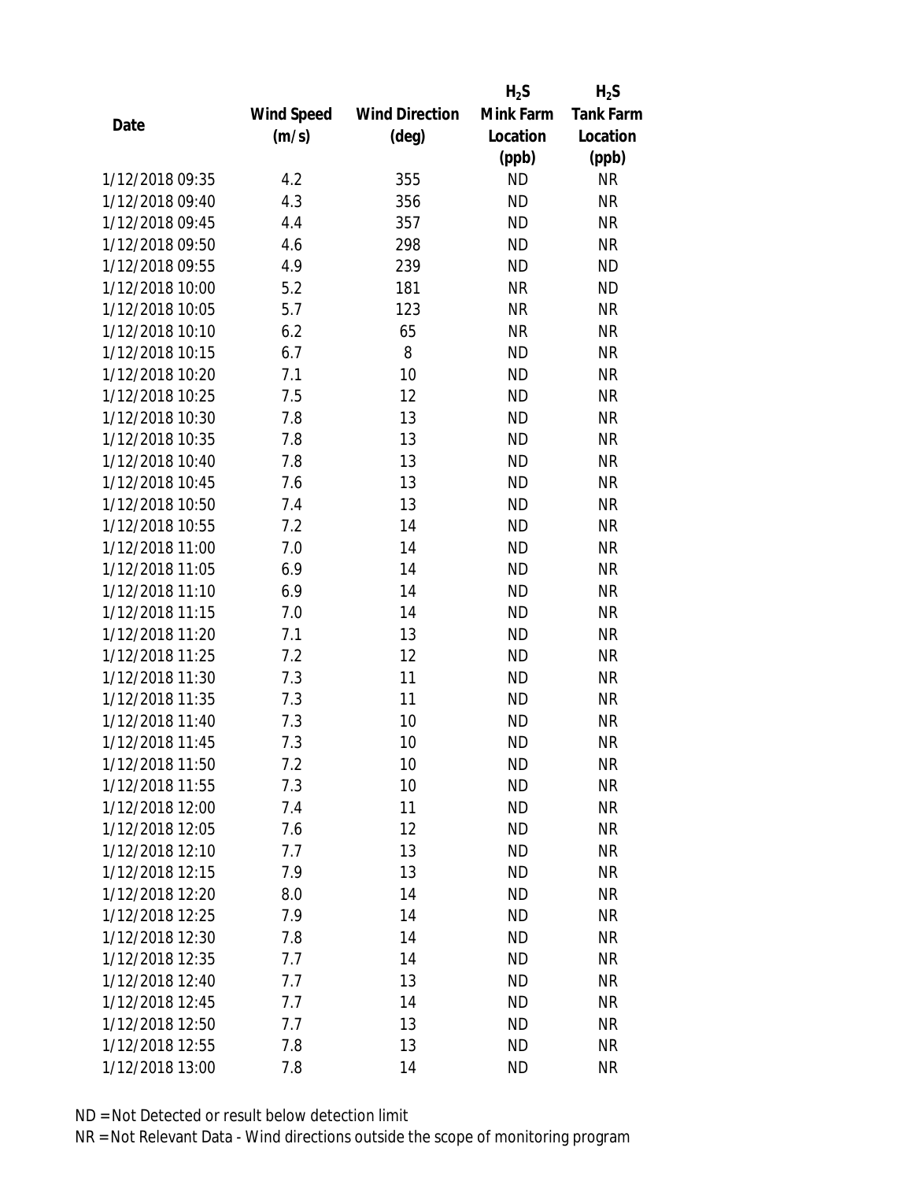| Date | Wind Speed (m/s) | Wind Direction (deg) | $H_2S$ Mink Farm Location (ppb) | $H_2S$ Tank Farm Location (ppb) |
|---|---|---|---|---|
| 1/12/2018 09:35 | 4.2 | 355 | ND | NR |
| 1/12/2018 09:40 | 4.3 | 356 | ND | NR |
| 1/12/2018 09:45 | 4.4 | 357 | ND | NR |
| 1/12/2018 09:50 | 4.6 | 298 | ND | NR |
| 1/12/2018 09:55 | 4.9 | 239 | ND | ND |
| 1/12/2018 10:00 | 5.2 | 181 | NR | ND |
| 1/12/2018 10:05 | 5.7 | 123 | NR | NR |
| 1/12/2018 10:10 | 6.2 | 65 | NR | NR |
| 1/12/2018 10:15 | 6.7 | 8 | ND | NR |
| 1/12/2018 10:20 | 7.1 | 10 | ND | NR |
| 1/12/2018 10:25 | 7.5 | 12 | ND | NR |
| 1/12/2018 10:30 | 7.8 | 13 | ND | NR |
| 1/12/2018 10:35 | 7.8 | 13 | ND | NR |
| 1/12/2018 10:40 | 7.8 | 13 | ND | NR |
| 1/12/2018 10:45 | 7.6 | 13 | ND | NR |
| 1/12/2018 10:50 | 7.4 | 13 | ND | NR |
| 1/12/2018 10:55 | 7.2 | 14 | ND | NR |
| 1/12/2018 11:00 | 7.0 | 14 | ND | NR |
| 1/12/2018 11:05 | 6.9 | 14 | ND | NR |
| 1/12/2018 11:10 | 6.9 | 14 | ND | NR |
| 1/12/2018 11:15 | 7.0 | 14 | ND | NR |
| 1/12/2018 11:20 | 7.1 | 13 | ND | NR |
| 1/12/2018 11:25 | 7.2 | 12 | ND | NR |
| 1/12/2018 11:30 | 7.3 | 11 | ND | NR |
| 1/12/2018 11:35 | 7.3 | 11 | ND | NR |
| 1/12/2018 11:40 | 7.3 | 10 | ND | NR |
| 1/12/2018 11:45 | 7.3 | 10 | ND | NR |
| 1/12/2018 11:50 | 7.2 | 10 | ND | NR |
| 1/12/2018 11:55 | 7.3 | 10 | ND | NR |
| 1/12/2018 12:00 | 7.4 | 11 | ND | NR |
| 1/12/2018 12:05 | 7.6 | 12 | ND | NR |
| 1/12/2018 12:10 | 7.7 | 13 | ND | NR |
| 1/12/2018 12:15 | 7.9 | 13 | ND | NR |
| 1/12/2018 12:20 | 8.0 | 14 | ND | NR |
| 1/12/2018 12:25 | 7.9 | 14 | ND | NR |
| 1/12/2018 12:30 | 7.8 | 14 | ND | NR |
| 1/12/2018 12:35 | 7.7 | 14 | ND | NR |
| 1/12/2018 12:40 | 7.7 | 13 | ND | NR |
| 1/12/2018 12:45 | 7.7 | 14 | ND | NR |
| 1/12/2018 12:50 | 7.7 | 13 | ND | NR |
| 1/12/2018 12:55 | 7.8 | 13 | ND | NR |
| 1/12/2018 13:00 | 7.8 | 14 | ND | NR |

ND = Not Detected or result below detection limit

NR = Not Relevant Data - Wind directions outside the scope of monitoring program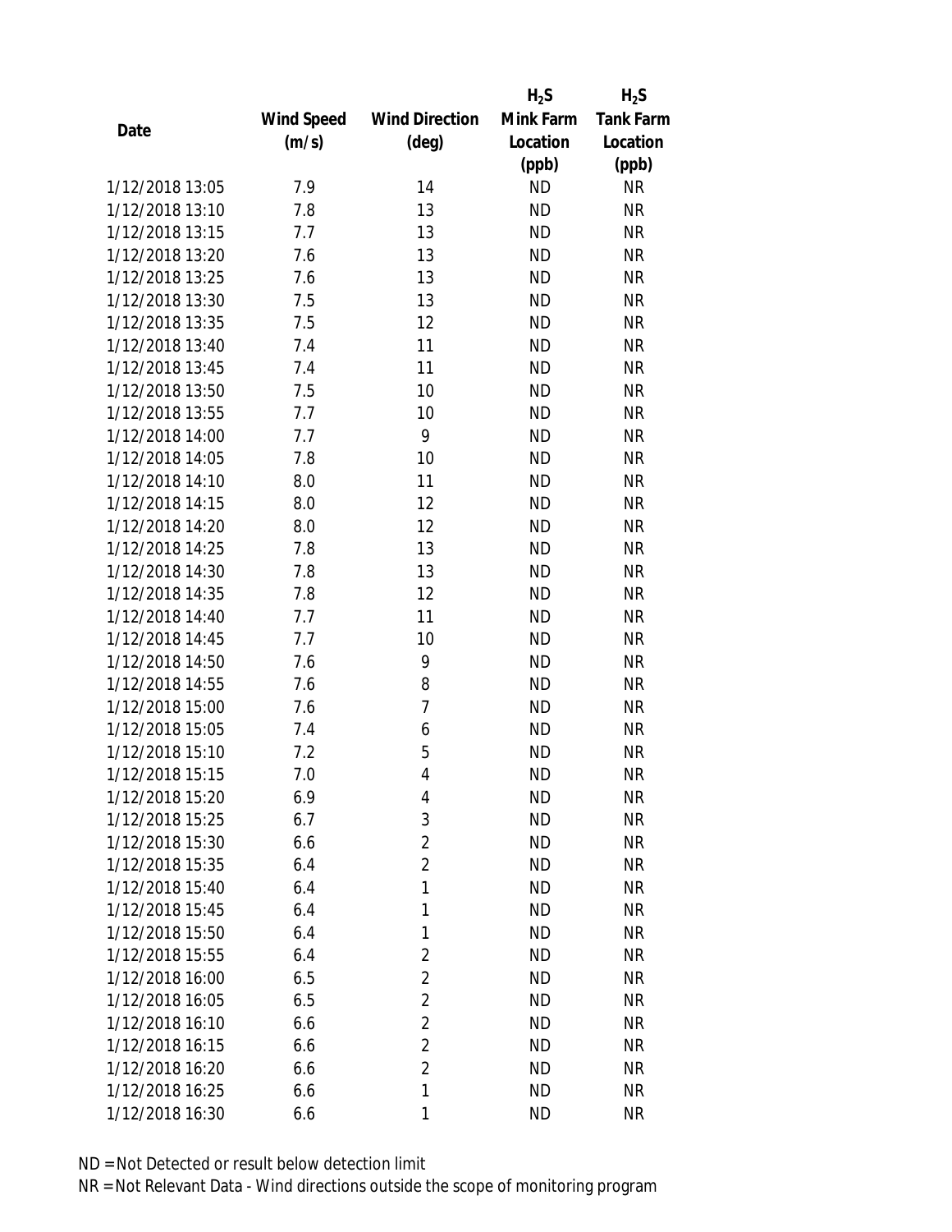| Date | Wind Speed (m/s) | Wind Direction (deg) | $H_2S$ Mink Farm Location (ppb) | $H_2S$ Tank Farm Location (ppb) |
|---|---|---|---|---|
| 1/12/2018 13:05 | 7.9 | 14 | ND | NR |
| 1/12/2018 13:10 | 7.8 | 13 | ND | NR |
| 1/12/2018 13:15 | 7.7 | 13 | ND | NR |
| 1/12/2018 13:20 | 7.6 | 13 | ND | NR |
| 1/12/2018 13:25 | 7.6 | 13 | ND | NR |
| 1/12/2018 13:30 | 7.5 | 13 | ND | NR |
| 1/12/2018 13:35 | 7.5 | 12 | ND | NR |
| 1/12/2018 13:40 | 7.4 | 11 | ND | NR |
| 1/12/2018 13:45 | 7.4 | 11 | ND | NR |
| 1/12/2018 13:50 | 7.5 | 10 | ND | NR |
| 1/12/2018 13:55 | 7.7 | 10 | ND | NR |
| 1/12/2018 14:00 | 7.7 | 9 | ND | NR |
| 1/12/2018 14:05 | 7.8 | 10 | ND | NR |
| 1/12/2018 14:10 | 8.0 | 11 | ND | NR |
| 1/12/2018 14:15 | 8.0 | 12 | ND | NR |
| 1/12/2018 14:20 | 8.0 | 12 | ND | NR |
| 1/12/2018 14:25 | 7.8 | 13 | ND | NR |
| 1/12/2018 14:30 | 7.8 | 13 | ND | NR |
| 1/12/2018 14:35 | 7.8 | 12 | ND | NR |
| 1/12/2018 14:40 | 7.7 | 11 | ND | NR |
| 1/12/2018 14:45 | 7.7 | 10 | ND | NR |
| 1/12/2018 14:50 | 7.6 | 9 | ND | NR |
| 1/12/2018 14:55 | 7.6 | 8 | ND | NR |
| 1/12/2018 15:00 | 7.6 | 7 | ND | NR |
| 1/12/2018 15:05 | 7.4 | 6 | ND | NR |
| 1/12/2018 15:10 | 7.2 | 5 | ND | NR |
| 1/12/2018 15:15 | 7.0 | 4 | ND | NR |
| 1/12/2018 15:20 | 6.9 | 4 | ND | NR |
| 1/12/2018 15:25 | 6.7 | 3 | ND | NR |
| 1/12/2018 15:30 | 6.6 | 2 | ND | NR |
| 1/12/2018 15:35 | 6.4 | 2 | ND | NR |
| 1/12/2018 15:40 | 6.4 | 1 | ND | NR |
| 1/12/2018 15:45 | 6.4 | 1 | ND | NR |
| 1/12/2018 15:50 | 6.4 | 1 | ND | NR |
| 1/12/2018 15:55 | 6.4 | 2 | ND | NR |
| 1/12/2018 16:00 | 6.5 | 2 | ND | NR |
| 1/12/2018 16:05 | 6.5 | 2 | ND | NR |
| 1/12/2018 16:10 | 6.6 | 2 | ND | NR |
| 1/12/2018 16:15 | 6.6 | 2 | ND | NR |
| 1/12/2018 16:20 | 6.6 | 2 | ND | NR |
| 1/12/2018 16:25 | 6.6 | 1 | ND | NR |
| 1/12/2018 16:30 | 6.6 | 1 | ND | NR |

ND = Not Detected or result below detection limit

NR = Not Relevant Data - Wind directions outside the scope of monitoring program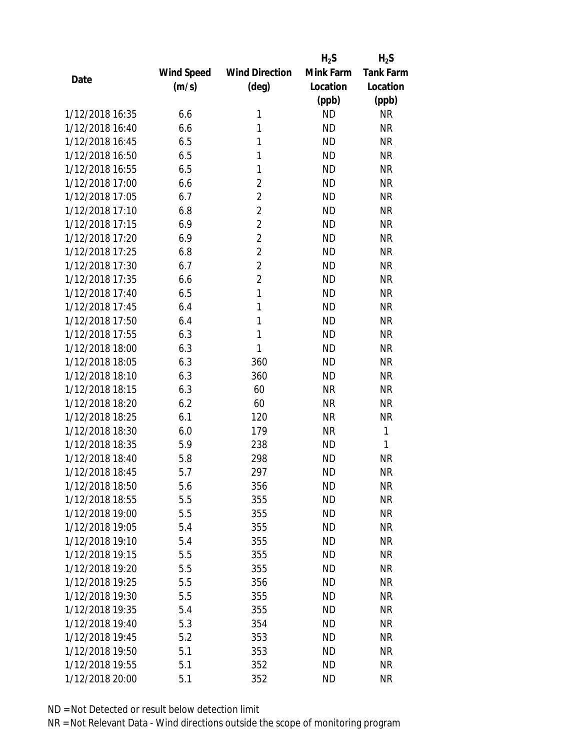| Date | Wind Speed (m/s) | Wind Direction (deg) | $H_2S$ Mink Farm Location (ppb) | $H_2S$ Tank Farm Location (ppb) |
|---|---|---|---|---|
| 1/12/2018 16:35 | 6.6 | 1 | ND | NR |
| 1/12/2018 16:40 | 6.6 | 1 | ND | NR |
| 1/12/2018 16:45 | 6.5 | 1 | ND | NR |
| 1/12/2018 16:50 | 6.5 | 1 | ND | NR |
| 1/12/2018 16:55 | 6.5 | 1 | ND | NR |
| 1/12/2018 17:00 | 6.6 | 2 | ND | NR |
| 1/12/2018 17:05 | 6.7 | 2 | ND | NR |
| 1/12/2018 17:10 | 6.8 | 2 | ND | NR |
| 1/12/2018 17:15 | 6.9 | 2 | ND | NR |
| 1/12/2018 17:20 | 6.9 | 2 | ND | NR |
| 1/12/2018 17:25 | 6.8 | 2 | ND | NR |
| 1/12/2018 17:30 | 6.7 | 2 | ND | NR |
| 1/12/2018 17:35 | 6.6 | 2 | ND | NR |
| 1/12/2018 17:40 | 6.5 | 1 | ND | NR |
| 1/12/2018 17:45 | 6.4 | 1 | ND | NR |
| 1/12/2018 17:50 | 6.4 | 1 | ND | NR |
| 1/12/2018 17:55 | 6.3 | 1 | ND | NR |
| 1/12/2018 18:00 | 6.3 | 1 | ND | NR |
| 1/12/2018 18:05 | 6.3 | 360 | ND | NR |
| 1/12/2018 18:10 | 6.3 | 360 | ND | NR |
| 1/12/2018 18:15 | 6.3 | 60 | NR | NR |
| 1/12/2018 18:20 | 6.2 | 60 | NR | NR |
| 1/12/2018 18:25 | 6.1 | 120 | NR | NR |
| 1/12/2018 18:30 | 6.0 | 179 | NR | 1 |
| 1/12/2018 18:35 | 5.9 | 238 | ND | 1 |
| 1/12/2018 18:40 | 5.8 | 298 | ND | NR |
| 1/12/2018 18:45 | 5.7 | 297 | ND | NR |
| 1/12/2018 18:50 | 5.6 | 356 | ND | NR |
| 1/12/2018 18:55 | 5.5 | 355 | ND | NR |
| 1/12/2018 19:00 | 5.5 | 355 | ND | NR |
| 1/12/2018 19:05 | 5.4 | 355 | ND | NR |
| 1/12/2018 19:10 | 5.4 | 355 | ND | NR |
| 1/12/2018 19:15 | 5.5 | 355 | ND | NR |
| 1/12/2018 19:20 | 5.5 | 355 | ND | NR |
| 1/12/2018 19:25 | 5.5 | 356 | ND | NR |
| 1/12/2018 19:30 | 5.5 | 355 | ND | NR |
| 1/12/2018 19:35 | 5.4 | 355 | ND | NR |
| 1/12/2018 19:40 | 5.3 | 354 | ND | NR |
| 1/12/2018 19:45 | 5.2 | 353 | ND | NR |
| 1/12/2018 19:50 | 5.1 | 353 | ND | NR |
| 1/12/2018 19:55 | 5.1 | 352 | ND | NR |
| 1/12/2018 20:00 | 5.1 | 352 | ND | NR |

ND = Not Detected or result below detection limit

NR = Not Relevant Data - Wind directions outside the scope of monitoring program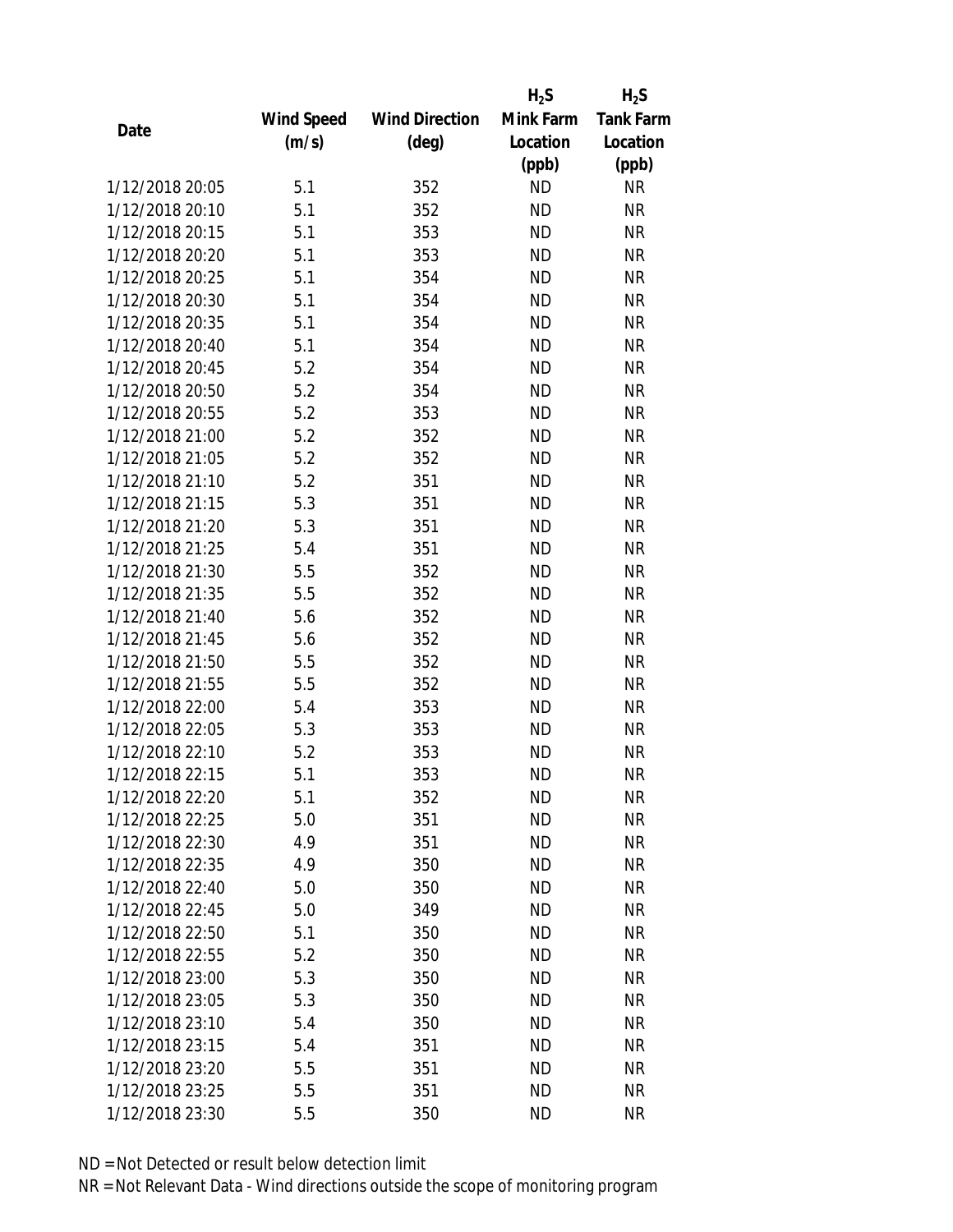| Date | Wind Speed (m/s) | Wind Direction (deg) | $H_2S$ Mink Farm Location (ppb) | $H_2S$ Tank Farm Location (ppb) |
|---|---|---|---|---|
| 1/12/2018 20:05 | 5.1 | 352 | ND | NR |
| 1/12/2018 20:10 | 5.1 | 352 | ND | NR |
| 1/12/2018 20:15 | 5.1 | 353 | ND | NR |
| 1/12/2018 20:20 | 5.1 | 353 | ND | NR |
| 1/12/2018 20:25 | 5.1 | 354 | ND | NR |
| 1/12/2018 20:30 | 5.1 | 354 | ND | NR |
| 1/12/2018 20:35 | 5.1 | 354 | ND | NR |
| 1/12/2018 20:40 | 5.1 | 354 | ND | NR |
| 1/12/2018 20:45 | 5.2 | 354 | ND | NR |
| 1/12/2018 20:50 | 5.2 | 354 | ND | NR |
| 1/12/2018 20:55 | 5.2 | 353 | ND | NR |
| 1/12/2018 21:00 | 5.2 | 352 | ND | NR |
| 1/12/2018 21:05 | 5.2 | 352 | ND | NR |
| 1/12/2018 21:10 | 5.2 | 351 | ND | NR |
| 1/12/2018 21:15 | 5.3 | 351 | ND | NR |
| 1/12/2018 21:20 | 5.3 | 351 | ND | NR |
| 1/12/2018 21:25 | 5.4 | 351 | ND | NR |
| 1/12/2018 21:30 | 5.5 | 352 | ND | NR |
| 1/12/2018 21:35 | 5.5 | 352 | ND | NR |
| 1/12/2018 21:40 | 5.6 | 352 | ND | NR |
| 1/12/2018 21:45 | 5.6 | 352 | ND | NR |
| 1/12/2018 21:50 | 5.5 | 352 | ND | NR |
| 1/12/2018 21:55 | 5.5 | 352 | ND | NR |
| 1/12/2018 22:00 | 5.4 | 353 | ND | NR |
| 1/12/2018 22:05 | 5.3 | 353 | ND | NR |
| 1/12/2018 22:10 | 5.2 | 353 | ND | NR |
| 1/12/2018 22:15 | 5.1 | 353 | ND | NR |
| 1/12/2018 22:20 | 5.1 | 352 | ND | NR |
| 1/12/2018 22:25 | 5.0 | 351 | ND | NR |
| 1/12/2018 22:30 | 4.9 | 351 | ND | NR |
| 1/12/2018 22:35 | 4.9 | 350 | ND | NR |
| 1/12/2018 22:40 | 5.0 | 350 | ND | NR |
| 1/12/2018 22:45 | 5.0 | 349 | ND | NR |
| 1/12/2018 22:50 | 5.1 | 350 | ND | NR |
| 1/12/2018 22:55 | 5.2 | 350 | ND | NR |
| 1/12/2018 23:00 | 5.3 | 350 | ND | NR |
| 1/12/2018 23:05 | 5.3 | 350 | ND | NR |
| 1/12/2018 23:10 | 5.4 | 350 | ND | NR |
| 1/12/2018 23:15 | 5.4 | 351 | ND | NR |
| 1/12/2018 23:20 | 5.5 | 351 | ND | NR |
| 1/12/2018 23:25 | 5.5 | 351 | ND | NR |
| 1/12/2018 23:30 | 5.5 | 350 | ND | NR |

ND = Not Detected or result below detection limit

NR = Not Relevant Data - Wind directions outside the scope of monitoring program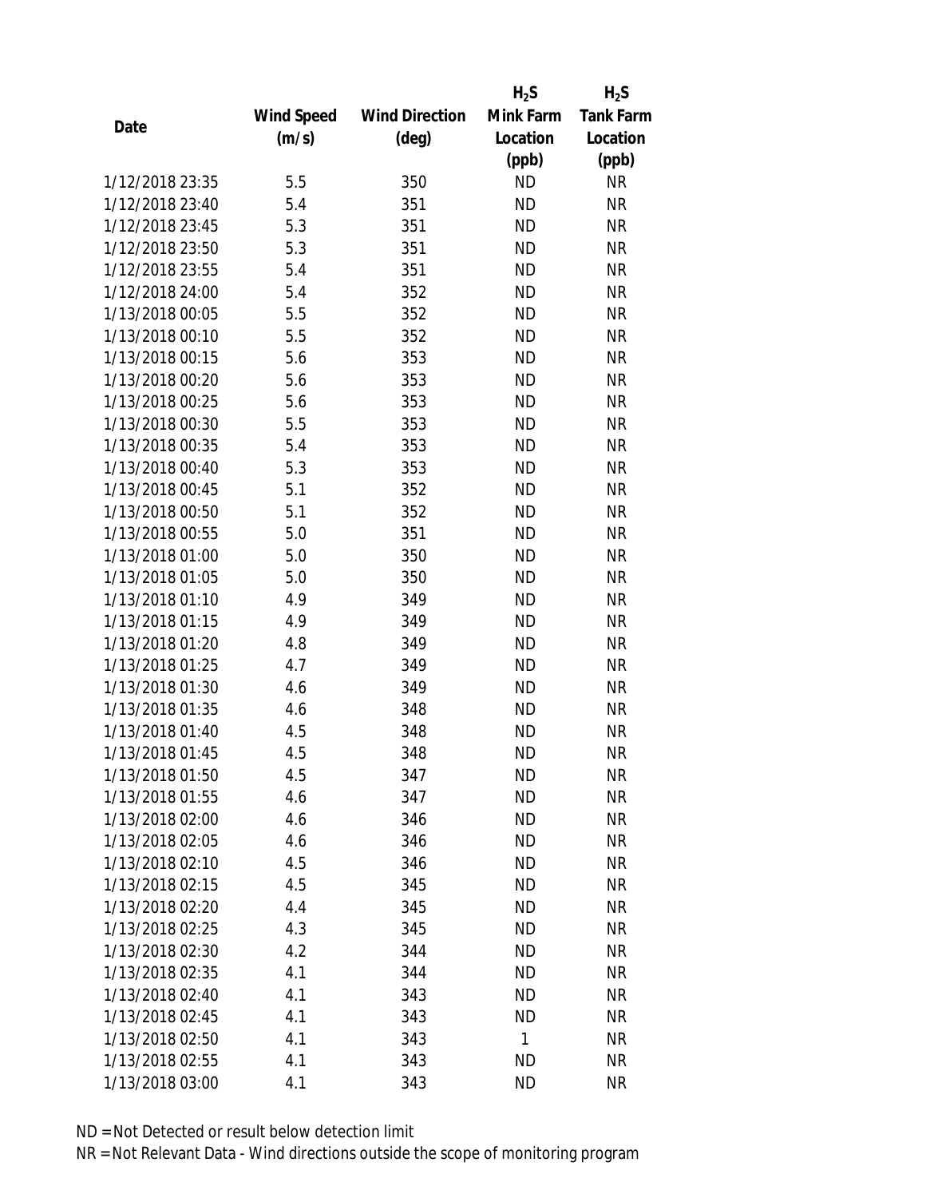| Date | Wind Speed (m/s) | Wind Direction (deg) | $H_2S$ Mink Farm Location (ppb) | $H_2S$ Tank Farm Location (ppb) |
|---|---|---|---|---|
| 1/12/2018 23:35 | 5.5 | 350 | ND | NR |
| 1/12/2018 23:40 | 5.4 | 351 | ND | NR |
| 1/12/2018 23:45 | 5.3 | 351 | ND | NR |
| 1/12/2018 23:50 | 5.3 | 351 | ND | NR |
| 1/12/2018 23:55 | 5.4 | 351 | ND | NR |
| 1/12/2018 24:00 | 5.4 | 352 | ND | NR |
| 1/13/2018 00:05 | 5.5 | 352 | ND | NR |
| 1/13/2018 00:10 | 5.5 | 352 | ND | NR |
| 1/13/2018 00:15 | 5.6 | 353 | ND | NR |
| 1/13/2018 00:20 | 5.6 | 353 | ND | NR |
| 1/13/2018 00:25 | 5.6 | 353 | ND | NR |
| 1/13/2018 00:30 | 5.5 | 353 | ND | NR |
| 1/13/2018 00:35 | 5.4 | 353 | ND | NR |
| 1/13/2018 00:40 | 5.3 | 353 | ND | NR |
| 1/13/2018 00:45 | 5.1 | 352 | ND | NR |
| 1/13/2018 00:50 | 5.1 | 352 | ND | NR |
| 1/13/2018 00:55 | 5.0 | 351 | ND | NR |
| 1/13/2018 01:00 | 5.0 | 350 | ND | NR |
| 1/13/2018 01:05 | 5.0 | 350 | ND | NR |
| 1/13/2018 01:10 | 4.9 | 349 | ND | NR |
| 1/13/2018 01:15 | 4.9 | 349 | ND | NR |
| 1/13/2018 01:20 | 4.8 | 349 | ND | NR |
| 1/13/2018 01:25 | 4.7 | 349 | ND | NR |
| 1/13/2018 01:30 | 4.6 | 349 | ND | NR |
| 1/13/2018 01:35 | 4.6 | 348 | ND | NR |
| 1/13/2018 01:40 | 4.5 | 348 | ND | NR |
| 1/13/2018 01:45 | 4.5 | 348 | ND | NR |
| 1/13/2018 01:50 | 4.5 | 347 | ND | NR |
| 1/13/2018 01:55 | 4.6 | 347 | ND | NR |
| 1/13/2018 02:00 | 4.6 | 346 | ND | NR |
| 1/13/2018 02:05 | 4.6 | 346 | ND | NR |
| 1/13/2018 02:10 | 4.5 | 346 | ND | NR |
| 1/13/2018 02:15 | 4.5 | 345 | ND | NR |
| 1/13/2018 02:20 | 4.4 | 345 | ND | NR |
| 1/13/2018 02:25 | 4.3 | 345 | ND | NR |
| 1/13/2018 02:30 | 4.2 | 344 | ND | NR |
| 1/13/2018 02:35 | 4.1 | 344 | ND | NR |
| 1/13/2018 02:40 | 4.1 | 343 | ND | NR |
| 1/13/2018 02:45 | 4.1 | 343 | ND | NR |
| 1/13/2018 02:50 | 4.1 | 343 | 1 | NR |
| 1/13/2018 02:55 | 4.1 | 343 | ND | NR |
| 1/13/2018 03:00 | 4.1 | 343 | ND | NR |

ND = Not Detected or result below detection limit

NR = Not Relevant Data - Wind directions outside the scope of monitoring program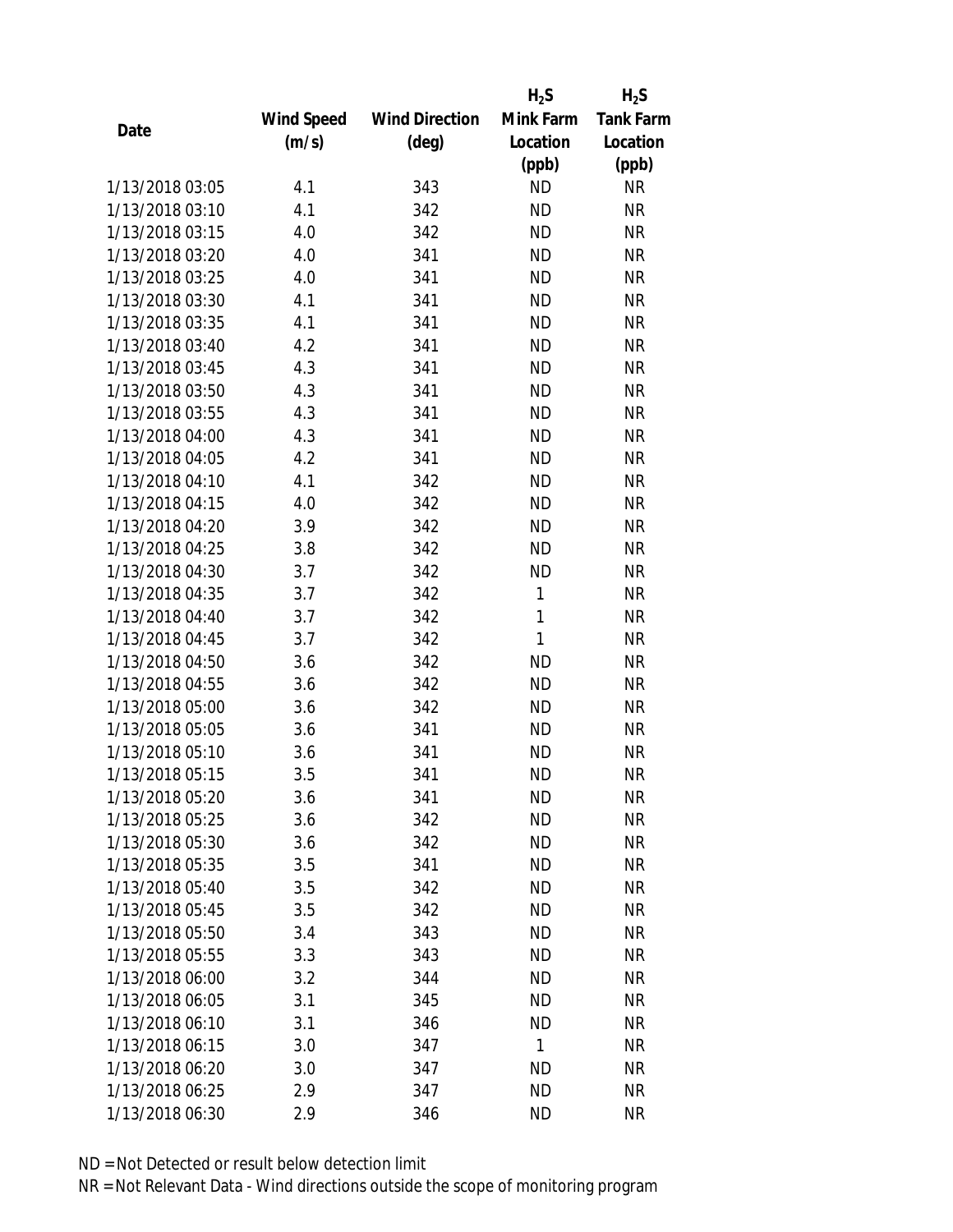| Date | Wind Speed (m/s) | Wind Direction (deg) | $H_2S$ Mink Farm Location (ppb) | $H_2S$ Tank Farm Location (ppb) |
|---|---|---|---|---|
| 1/13/2018 03:05 | 4.1 | 343 | ND | NR |
| 1/13/2018 03:10 | 4.1 | 342 | ND | NR |
| 1/13/2018 03:15 | 4.0 | 342 | ND | NR |
| 1/13/2018 03:20 | 4.0 | 341 | ND | NR |
| 1/13/2018 03:25 | 4.0 | 341 | ND | NR |
| 1/13/2018 03:30 | 4.1 | 341 | ND | NR |
| 1/13/2018 03:35 | 4.1 | 341 | ND | NR |
| 1/13/2018 03:40 | 4.2 | 341 | ND | NR |
| 1/13/2018 03:45 | 4.3 | 341 | ND | NR |
| 1/13/2018 03:50 | 4.3 | 341 | ND | NR |
| 1/13/2018 03:55 | 4.3 | 341 | ND | NR |
| 1/13/2018 04:00 | 4.3 | 341 | ND | NR |
| 1/13/2018 04:05 | 4.2 | 341 | ND | NR |
| 1/13/2018 04:10 | 4.1 | 342 | ND | NR |
| 1/13/2018 04:15 | 4.0 | 342 | ND | NR |
| 1/13/2018 04:20 | 3.9 | 342 | ND | NR |
| 1/13/2018 04:25 | 3.8 | 342 | ND | NR |
| 1/13/2018 04:30 | 3.7 | 342 | ND | NR |
| 1/13/2018 04:35 | 3.7 | 342 | 1 | NR |
| 1/13/2018 04:40 | 3.7 | 342 | 1 | NR |
| 1/13/2018 04:45 | 3.7 | 342 | 1 | NR |
| 1/13/2018 04:50 | 3.6 | 342 | ND | NR |
| 1/13/2018 04:55 | 3.6 | 342 | ND | NR |
| 1/13/2018 05:00 | 3.6 | 342 | ND | NR |
| 1/13/2018 05:05 | 3.6 | 341 | ND | NR |
| 1/13/2018 05:10 | 3.6 | 341 | ND | NR |
| 1/13/2018 05:15 | 3.5 | 341 | ND | NR |
| 1/13/2018 05:20 | 3.6 | 341 | ND | NR |
| 1/13/2018 05:25 | 3.6 | 342 | ND | NR |
| 1/13/2018 05:30 | 3.6 | 342 | ND | NR |
| 1/13/2018 05:35 | 3.5 | 341 | ND | NR |
| 1/13/2018 05:40 | 3.5 | 342 | ND | NR |
| 1/13/2018 05:45 | 3.5 | 342 | ND | NR |
| 1/13/2018 05:50 | 3.4 | 343 | ND | NR |
| 1/13/2018 05:55 | 3.3 | 343 | ND | NR |
| 1/13/2018 06:00 | 3.2 | 344 | ND | NR |
| 1/13/2018 06:05 | 3.1 | 345 | ND | NR |
| 1/13/2018 06:10 | 3.1 | 346 | ND | NR |
| 1/13/2018 06:15 | 3.0 | 347 | 1 | NR |
| 1/13/2018 06:20 | 3.0 | 347 | ND | NR |
| 1/13/2018 06:25 | 2.9 | 347 | ND | NR |
| 1/13/2018 06:30 | 2.9 | 346 | ND | NR |

ND = Not Detected or result below detection limit

NR = Not Relevant Data - Wind directions outside the scope of monitoring program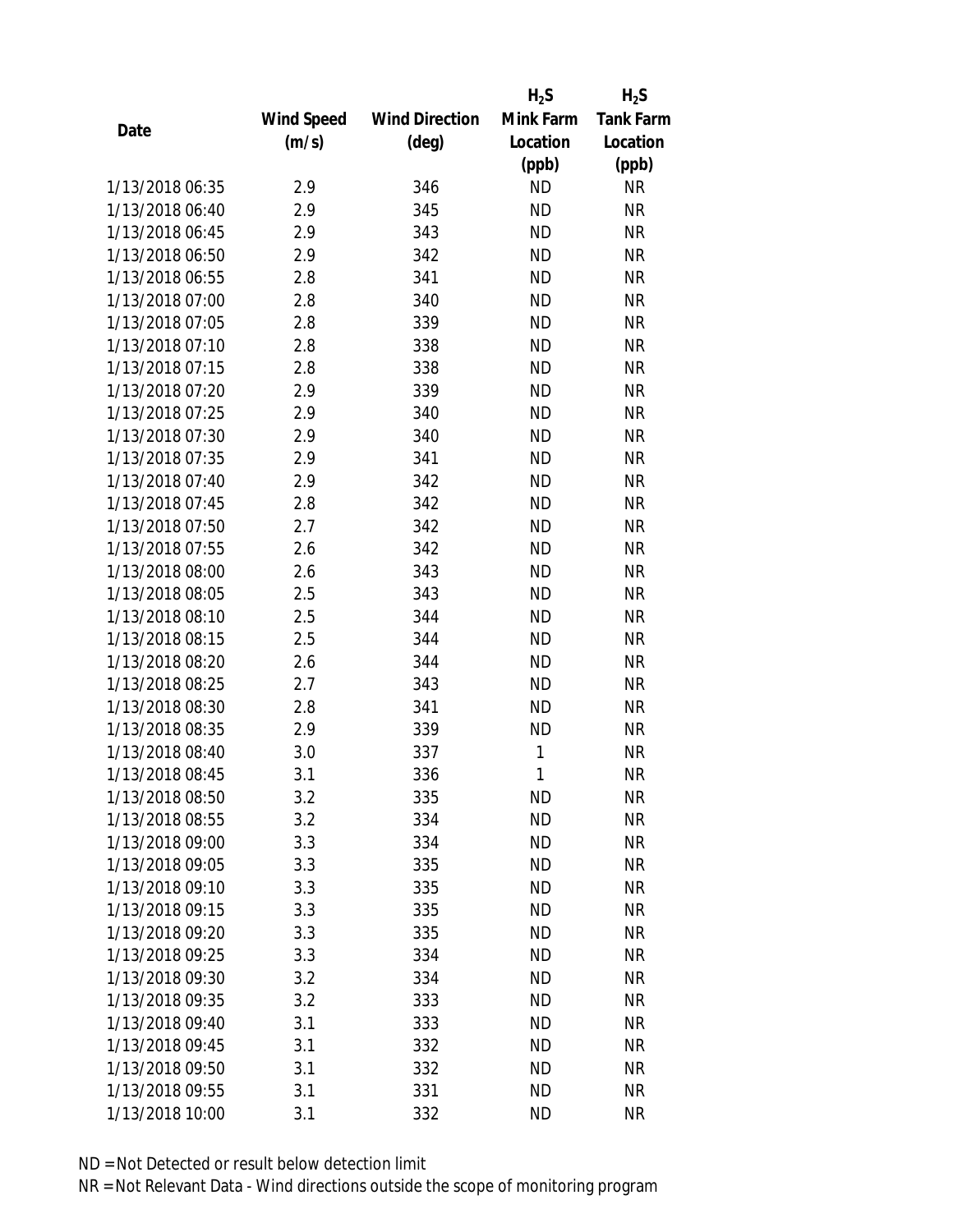| Date | Wind Speed (m/s) | Wind Direction (deg) | $H_2S$ Mink Farm Location (ppb) | $H_2S$ Tank Farm Location (ppb) |
|---|---|---|---|---|
| 1/13/2018 06:35 | 2.9 | 346 | ND | NR |
| 1/13/2018 06:40 | 2.9 | 345 | ND | NR |
| 1/13/2018 06:45 | 2.9 | 343 | ND | NR |
| 1/13/2018 06:50 | 2.9 | 342 | ND | NR |
| 1/13/2018 06:55 | 2.8 | 341 | ND | NR |
| 1/13/2018 07:00 | 2.8 | 340 | ND | NR |
| 1/13/2018 07:05 | 2.8 | 339 | ND | NR |
| 1/13/2018 07:10 | 2.8 | 338 | ND | NR |
| 1/13/2018 07:15 | 2.8 | 338 | ND | NR |
| 1/13/2018 07:20 | 2.9 | 339 | ND | NR |
| 1/13/2018 07:25 | 2.9 | 340 | ND | NR |
| 1/13/2018 07:30 | 2.9 | 340 | ND | NR |
| 1/13/2018 07:35 | 2.9 | 341 | ND | NR |
| 1/13/2018 07:40 | 2.9 | 342 | ND | NR |
| 1/13/2018 07:45 | 2.8 | 342 | ND | NR |
| 1/13/2018 07:50 | 2.7 | 342 | ND | NR |
| 1/13/2018 07:55 | 2.6 | 342 | ND | NR |
| 1/13/2018 08:00 | 2.6 | 343 | ND | NR |
| 1/13/2018 08:05 | 2.5 | 343 | ND | NR |
| 1/13/2018 08:10 | 2.5 | 344 | ND | NR |
| 1/13/2018 08:15 | 2.5 | 344 | ND | NR |
| 1/13/2018 08:20 | 2.6 | 344 | ND | NR |
| 1/13/2018 08:25 | 2.7 | 343 | ND | NR |
| 1/13/2018 08:30 | 2.8 | 341 | ND | NR |
| 1/13/2018 08:35 | 2.9 | 339 | ND | NR |
| 1/13/2018 08:40 | 3.0 | 337 | 1 | NR |
| 1/13/2018 08:45 | 3.1 | 336 | 1 | NR |
| 1/13/2018 08:50 | 3.2 | 335 | ND | NR |
| 1/13/2018 08:55 | 3.2 | 334 | ND | NR |
| 1/13/2018 09:00 | 3.3 | 334 | ND | NR |
| 1/13/2018 09:05 | 3.3 | 335 | ND | NR |
| 1/13/2018 09:10 | 3.3 | 335 | ND | NR |
| 1/13/2018 09:15 | 3.3 | 335 | ND | NR |
| 1/13/2018 09:20 | 3.3 | 335 | ND | NR |
| 1/13/2018 09:25 | 3.3 | 334 | ND | NR |
| 1/13/2018 09:30 | 3.2 | 334 | ND | NR |
| 1/13/2018 09:35 | 3.2 | 333 | ND | NR |
| 1/13/2018 09:40 | 3.1 | 333 | ND | NR |
| 1/13/2018 09:45 | 3.1 | 332 | ND | NR |
| 1/13/2018 09:50 | 3.1 | 332 | ND | NR |
| 1/13/2018 09:55 | 3.1 | 331 | ND | NR |
| 1/13/2018 10:00 | 3.1 | 332 | ND | NR |

ND = Not Detected or result below detection limit

NR = Not Relevant Data - Wind directions outside the scope of monitoring program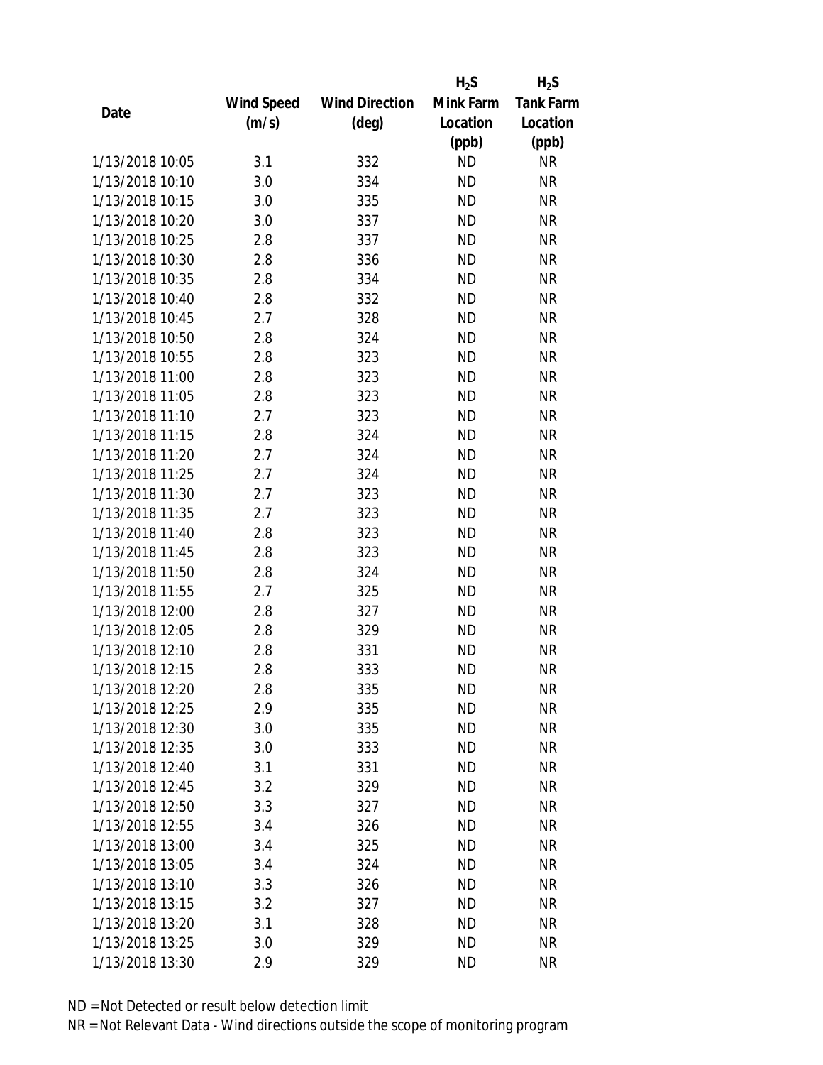| Date | Wind Speed (m/s) | Wind Direction (deg) | $H_2S$ Mink Farm Location (ppb) | $H_2S$ Tank Farm Location (ppb) |
|---|---|---|---|---|
| 1/13/2018 10:05 | 3.1 | 332 | ND | NR |
| 1/13/2018 10:10 | 3.0 | 334 | ND | NR |
| 1/13/2018 10:15 | 3.0 | 335 | ND | NR |
| 1/13/2018 10:20 | 3.0 | 337 | ND | NR |
| 1/13/2018 10:25 | 2.8 | 337 | ND | NR |
| 1/13/2018 10:30 | 2.8 | 336 | ND | NR |
| 1/13/2018 10:35 | 2.8 | 334 | ND | NR |
| 1/13/2018 10:40 | 2.8 | 332 | ND | NR |
| 1/13/2018 10:45 | 2.7 | 328 | ND | NR |
| 1/13/2018 10:50 | 2.8 | 324 | ND | NR |
| 1/13/2018 10:55 | 2.8 | 323 | ND | NR |
| 1/13/2018 11:00 | 2.8 | 323 | ND | NR |
| 1/13/2018 11:05 | 2.8 | 323 | ND | NR |
| 1/13/2018 11:10 | 2.7 | 323 | ND | NR |
| 1/13/2018 11:15 | 2.8 | 324 | ND | NR |
| 1/13/2018 11:20 | 2.7 | 324 | ND | NR |
| 1/13/2018 11:25 | 2.7 | 324 | ND | NR |
| 1/13/2018 11:30 | 2.7 | 323 | ND | NR |
| 1/13/2018 11:35 | 2.7 | 323 | ND | NR |
| 1/13/2018 11:40 | 2.8 | 323 | ND | NR |
| 1/13/2018 11:45 | 2.8 | 323 | ND | NR |
| 1/13/2018 11:50 | 2.8 | 324 | ND | NR |
| 1/13/2018 11:55 | 2.7 | 325 | ND | NR |
| 1/13/2018 12:00 | 2.8 | 327 | ND | NR |
| 1/13/2018 12:05 | 2.8 | 329 | ND | NR |
| 1/13/2018 12:10 | 2.8 | 331 | ND | NR |
| 1/13/2018 12:15 | 2.8 | 333 | ND | NR |
| 1/13/2018 12:20 | 2.8 | 335 | ND | NR |
| 1/13/2018 12:25 | 2.9 | 335 | ND | NR |
| 1/13/2018 12:30 | 3.0 | 335 | ND | NR |
| 1/13/2018 12:35 | 3.0 | 333 | ND | NR |
| 1/13/2018 12:40 | 3.1 | 331 | ND | NR |
| 1/13/2018 12:45 | 3.2 | 329 | ND | NR |
| 1/13/2018 12:50 | 3.3 | 327 | ND | NR |
| 1/13/2018 12:55 | 3.4 | 326 | ND | NR |
| 1/13/2018 13:00 | 3.4 | 325 | ND | NR |
| 1/13/2018 13:05 | 3.4 | 324 | ND | NR |
| 1/13/2018 13:10 | 3.3 | 326 | ND | NR |
| 1/13/2018 13:15 | 3.2 | 327 | ND | NR |
| 1/13/2018 13:20 | 3.1 | 328 | ND | NR |
| 1/13/2018 13:25 | 3.0 | 329 | ND | NR |
| 1/13/2018 13:30 | 2.9 | 329 | ND | NR |

ND = Not Detected or result below detection limit

NR = Not Relevant Data - Wind directions outside the scope of monitoring program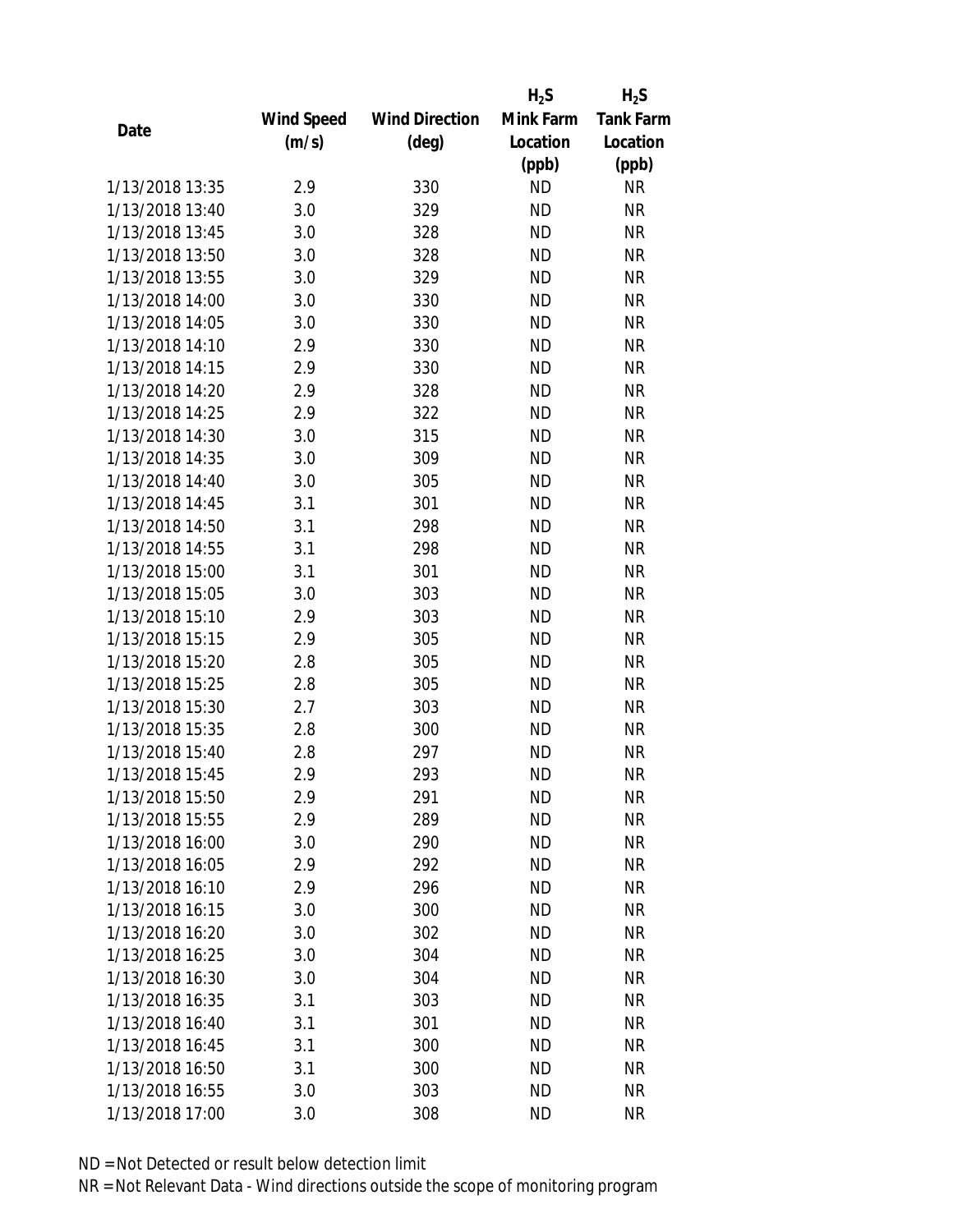| Date | Wind Speed (m/s) | Wind Direction (deg) | $H_2S$ Mink Farm Location (ppb) | $H_2S$ Tank Farm Location (ppb) |
|---|---|---|---|---|
| 1/13/2018 13:35 | 2.9 | 330 | ND | NR |
| 1/13/2018 13:40 | 3.0 | 329 | ND | NR |
| 1/13/2018 13:45 | 3.0 | 328 | ND | NR |
| 1/13/2018 13:50 | 3.0 | 328 | ND | NR |
| 1/13/2018 13:55 | 3.0 | 329 | ND | NR |
| 1/13/2018 14:00 | 3.0 | 330 | ND | NR |
| 1/13/2018 14:05 | 3.0 | 330 | ND | NR |
| 1/13/2018 14:10 | 2.9 | 330 | ND | NR |
| 1/13/2018 14:15 | 2.9 | 330 | ND | NR |
| 1/13/2018 14:20 | 2.9 | 328 | ND | NR |
| 1/13/2018 14:25 | 2.9 | 322 | ND | NR |
| 1/13/2018 14:30 | 3.0 | 315 | ND | NR |
| 1/13/2018 14:35 | 3.0 | 309 | ND | NR |
| 1/13/2018 14:40 | 3.0 | 305 | ND | NR |
| 1/13/2018 14:45 | 3.1 | 301 | ND | NR |
| 1/13/2018 14:50 | 3.1 | 298 | ND | NR |
| 1/13/2018 14:55 | 3.1 | 298 | ND | NR |
| 1/13/2018 15:00 | 3.1 | 301 | ND | NR |
| 1/13/2018 15:05 | 3.0 | 303 | ND | NR |
| 1/13/2018 15:10 | 2.9 | 303 | ND | NR |
| 1/13/2018 15:15 | 2.9 | 305 | ND | NR |
| 1/13/2018 15:20 | 2.8 | 305 | ND | NR |
| 1/13/2018 15:25 | 2.8 | 305 | ND | NR |
| 1/13/2018 15:30 | 2.7 | 303 | ND | NR |
| 1/13/2018 15:35 | 2.8 | 300 | ND | NR |
| 1/13/2018 15:40 | 2.8 | 297 | ND | NR |
| 1/13/2018 15:45 | 2.9 | 293 | ND | NR |
| 1/13/2018 15:50 | 2.9 | 291 | ND | NR |
| 1/13/2018 15:55 | 2.9 | 289 | ND | NR |
| 1/13/2018 16:00 | 3.0 | 290 | ND | NR |
| 1/13/2018 16:05 | 2.9 | 292 | ND | NR |
| 1/13/2018 16:10 | 2.9 | 296 | ND | NR |
| 1/13/2018 16:15 | 3.0 | 300 | ND | NR |
| 1/13/2018 16:20 | 3.0 | 302 | ND | NR |
| 1/13/2018 16:25 | 3.0 | 304 | ND | NR |
| 1/13/2018 16:30 | 3.0 | 304 | ND | NR |
| 1/13/2018 16:35 | 3.1 | 303 | ND | NR |
| 1/13/2018 16:40 | 3.1 | 301 | ND | NR |
| 1/13/2018 16:45 | 3.1 | 300 | ND | NR |
| 1/13/2018 16:50 | 3.1 | 300 | ND | NR |
| 1/13/2018 16:55 | 3.0 | 303 | ND | NR |
| 1/13/2018 17:00 | 3.0 | 308 | ND | NR |

ND = Not Detected or result below detection limit
NR = Not Relevant Data - Wind directions outside the scope of monitoring program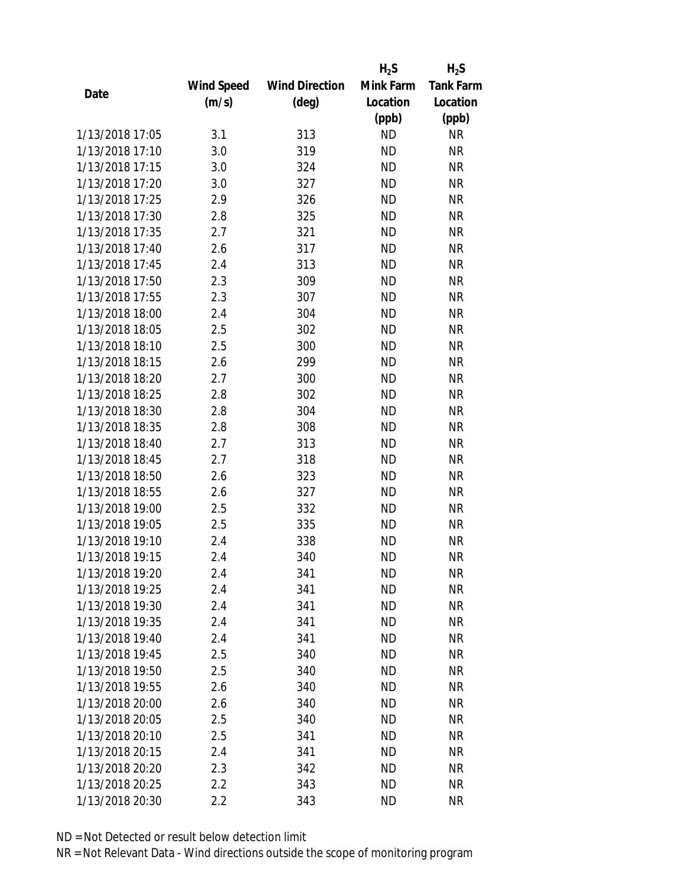| Date | Wind Speed (m/s) | Wind Direction (deg) | $H_2S$ Mink Farm Location (ppb) | $H_2S$ Tank Farm Location (ppb) |
|---|---|---|---|---|
| 1/13/2018 17:05 | 3.1 | 313 | ND | NR |
| 1/13/2018 17:10 | 3.0 | 319 | ND | NR |
| 1/13/2018 17:15 | 3.0 | 324 | ND | NR |
| 1/13/2018 17:20 | 3.0 | 327 | ND | NR |
| 1/13/2018 17:25 | 2.9 | 326 | ND | NR |
| 1/13/2018 17:30 | 2.8 | 325 | ND | NR |
| 1/13/2018 17:35 | 2.7 | 321 | ND | NR |
| 1/13/2018 17:40 | 2.6 | 317 | ND | NR |
| 1/13/2018 17:45 | 2.4 | 313 | ND | NR |
| 1/13/2018 17:50 | 2.3 | 309 | ND | NR |
| 1/13/2018 17:55 | 2.3 | 307 | ND | NR |
| 1/13/2018 18:00 | 2.4 | 304 | ND | NR |
| 1/13/2018 18:05 | 2.5 | 302 | ND | NR |
| 1/13/2018 18:10 | 2.5 | 300 | ND | NR |
| 1/13/2018 18:15 | 2.6 | 299 | ND | NR |
| 1/13/2018 18:20 | 2.7 | 300 | ND | NR |
| 1/13/2018 18:25 | 2.8 | 302 | ND | NR |
| 1/13/2018 18:30 | 2.8 | 304 | ND | NR |
| 1/13/2018 18:35 | 2.8 | 308 | ND | NR |
| 1/13/2018 18:40 | 2.7 | 313 | ND | NR |
| 1/13/2018 18:45 | 2.7 | 318 | ND | NR |
| 1/13/2018 18:50 | 2.6 | 323 | ND | NR |
| 1/13/2018 18:55 | 2.6 | 327 | ND | NR |
| 1/13/2018 19:00 | 2.5 | 332 | ND | NR |
| 1/13/2018 19:05 | 2.5 | 335 | ND | NR |
| 1/13/2018 19:10 | 2.4 | 338 | ND | NR |
| 1/13/2018 19:15 | 2.4 | 340 | ND | NR |
| 1/13/2018 19:20 | 2.4 | 341 | ND | NR |
| 1/13/2018 19:25 | 2.4 | 341 | ND | NR |
| 1/13/2018 19:30 | 2.4 | 341 | ND | NR |
| 1/13/2018 19:35 | 2.4 | 341 | ND | NR |
| 1/13/2018 19:40 | 2.4 | 341 | ND | NR |
| 1/13/2018 19:45 | 2.5 | 340 | ND | NR |
| 1/13/2018 19:50 | 2.5 | 340 | ND | NR |
| 1/13/2018 19:55 | 2.6 | 340 | ND | NR |
| 1/13/2018 20:00 | 2.6 | 340 | ND | NR |
| 1/13/2018 20:05 | 2.5 | 340 | ND | NR |
| 1/13/2018 20:10 | 2.5 | 341 | ND | NR |
| 1/13/2018 20:15 | 2.4 | 341 | ND | NR |
| 1/13/2018 20:20 | 2.3 | 342 | ND | NR |
| 1/13/2018 20:25 | 2.2 | 343 | ND | NR |
| 1/13/2018 20:30 | 2.2 | 343 | ND | NR |

ND = Not Detected or result below detection limit

NR = Not Relevant Data - Wind directions outside the scope of monitoring program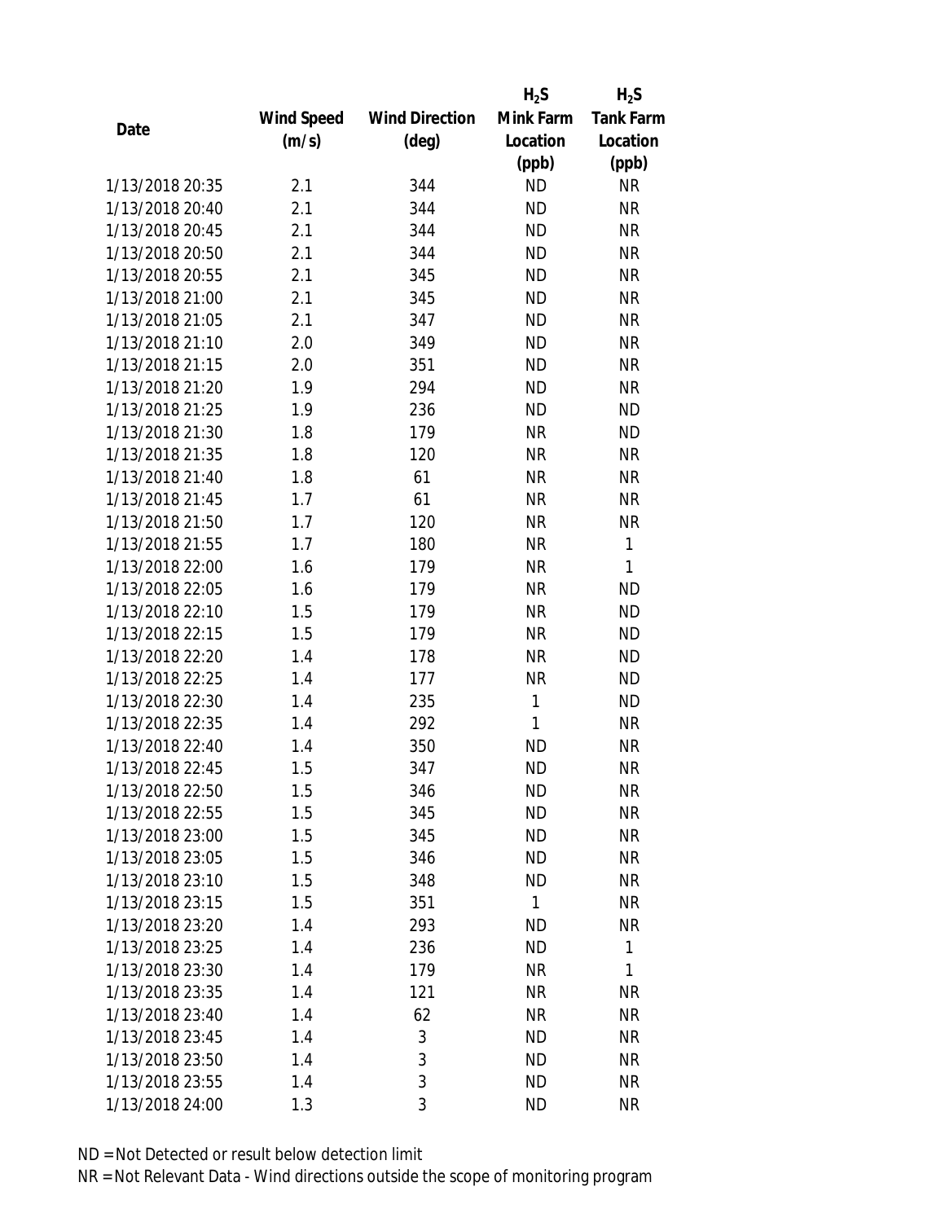| Date | Wind Speed (m/s) | Wind Direction (deg) | $H_2S$ Mink Farm Location (ppb) | $H_2S$ Tank Farm Location (ppb) |
|---|---|---|---|---|
| 1/13/2018 20:35 | 2.1 | 344 | ND | NR |
| 1/13/2018 20:40 | 2.1 | 344 | ND | NR |
| 1/13/2018 20:45 | 2.1 | 344 | ND | NR |
| 1/13/2018 20:50 | 2.1 | 344 | ND | NR |
| 1/13/2018 20:55 | 2.1 | 345 | ND | NR |
| 1/13/2018 21:00 | 2.1 | 345 | ND | NR |
| 1/13/2018 21:05 | 2.1 | 347 | ND | NR |
| 1/13/2018 21:10 | 2.0 | 349 | ND | NR |
| 1/13/2018 21:15 | 2.0 | 351 | ND | NR |
| 1/13/2018 21:20 | 1.9 | 294 | ND | NR |
| 1/13/2018 21:25 | 1.9 | 236 | ND | ND |
| 1/13/2018 21:30 | 1.8 | 179 | NR | ND |
| 1/13/2018 21:35 | 1.8 | 120 | NR | NR |
| 1/13/2018 21:40 | 1.8 | 61 | NR | NR |
| 1/13/2018 21:45 | 1.7 | 61 | NR | NR |
| 1/13/2018 21:50 | 1.7 | 120 | NR | NR |
| 1/13/2018 21:55 | 1.7 | 180 | NR | 1 |
| 1/13/2018 22:00 | 1.6 | 179 | NR | 1 |
| 1/13/2018 22:05 | 1.6 | 179 | NR | ND |
| 1/13/2018 22:10 | 1.5 | 179 | NR | ND |
| 1/13/2018 22:15 | 1.5 | 179 | NR | ND |
| 1/13/2018 22:20 | 1.4 | 178 | NR | ND |
| 1/13/2018 22:25 | 1.4 | 177 | NR | ND |
| 1/13/2018 22:30 | 1.4 | 235 | 1 | ND |
| 1/13/2018 22:35 | 1.4 | 292 | 1 | NR |
| 1/13/2018 22:40 | 1.4 | 350 | ND | NR |
| 1/13/2018 22:45 | 1.5 | 347 | ND | NR |
| 1/13/2018 22:50 | 1.5 | 346 | ND | NR |
| 1/13/2018 22:55 | 1.5 | 345 | ND | NR |
| 1/13/2018 23:00 | 1.5 | 345 | ND | NR |
| 1/13/2018 23:05 | 1.5 | 346 | ND | NR |
| 1/13/2018 23:10 | 1.5 | 348 | ND | NR |
| 1/13/2018 23:15 | 1.5 | 351 | 1 | NR |
| 1/13/2018 23:20 | 1.4 | 293 | ND | NR |
| 1/13/2018 23:25 | 1.4 | 236 | ND | 1 |
| 1/13/2018 23:30 | 1.4 | 179 | NR | 1 |
| 1/13/2018 23:35 | 1.4 | 121 | NR | NR |
| 1/13/2018 23:40 | 1.4 | 62 | NR | NR |
| 1/13/2018 23:45 | 1.4 | 3 | ND | NR |
| 1/13/2018 23:50 | 1.4 | 3 | ND | NR |
| 1/13/2018 23:55 | 1.4 | 3 | ND | NR |
| 1/13/2018 24:00 | 1.3 | 3 | ND | NR |

ND = Not Detected or result below detection limit

NR = Not Relevant Data - Wind directions outside the scope of monitoring program